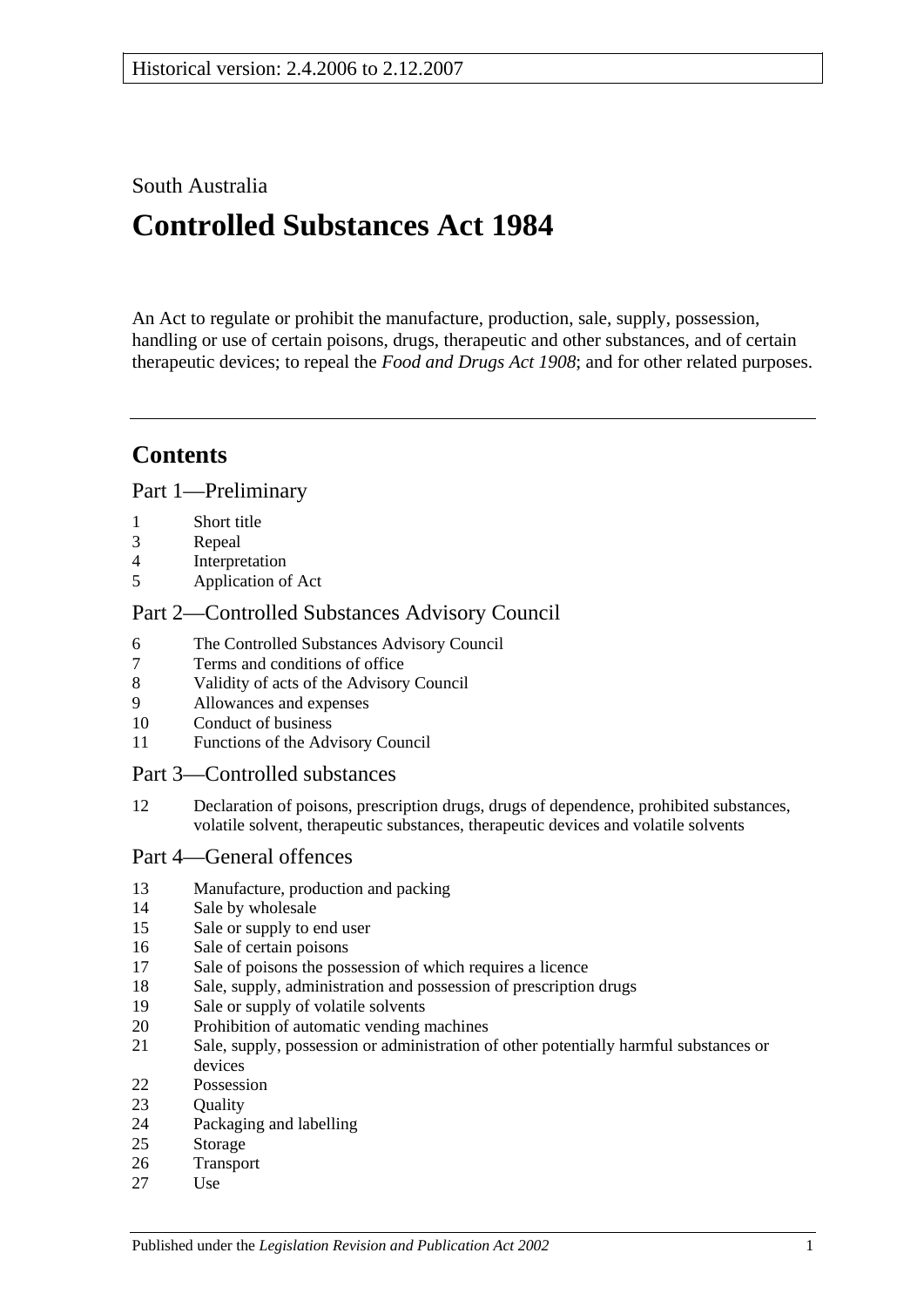Historical version: 2.4.2006 to 2.12.2007

South Australia

# Controlled Substances Act 1984

An Act to regulate or prohibit the manufacture, production, sale, supply, possession, handling or use of certain poisons, drugs, therapeutic and other substances, and of certain therapeutic devices; to repeal the *Food and Drugs Act 1908*; and for other related purposes.

## Contents

### Part 1—Preliminary

1 Short title
3 Repeal
4 Interpretation
5 Application of Act

### Part 2—Controlled Substances Advisory Council

6 The Controlled Substances Advisory Council
7 Terms and conditions of office
8 Validity of acts of the Advisory Council
9 Allowances and expenses
10 Conduct of business
11 Functions of the Advisory Council

### Part 3—Controlled substances

12 Declaration of poisons, prescription drugs, drugs of dependence, prohibited substances, volatile solvent, therapeutic substances, therapeutic devices and volatile solvents

### Part 4—General offences

13 Manufacture, production and packing
14 Sale by wholesale
15 Sale or supply to end user
16 Sale of certain poisons
17 Sale of poisons the possession of which requires a licence
18 Sale, supply, administration and possession of prescription drugs
19 Sale or supply of volatile solvents
20 Prohibition of automatic vending machines
21 Sale, supply, possession or administration of other potentially harmful substances or devices
22 Possession
23 Quality
24 Packaging and labelling
25 Storage
26 Transport
27 Use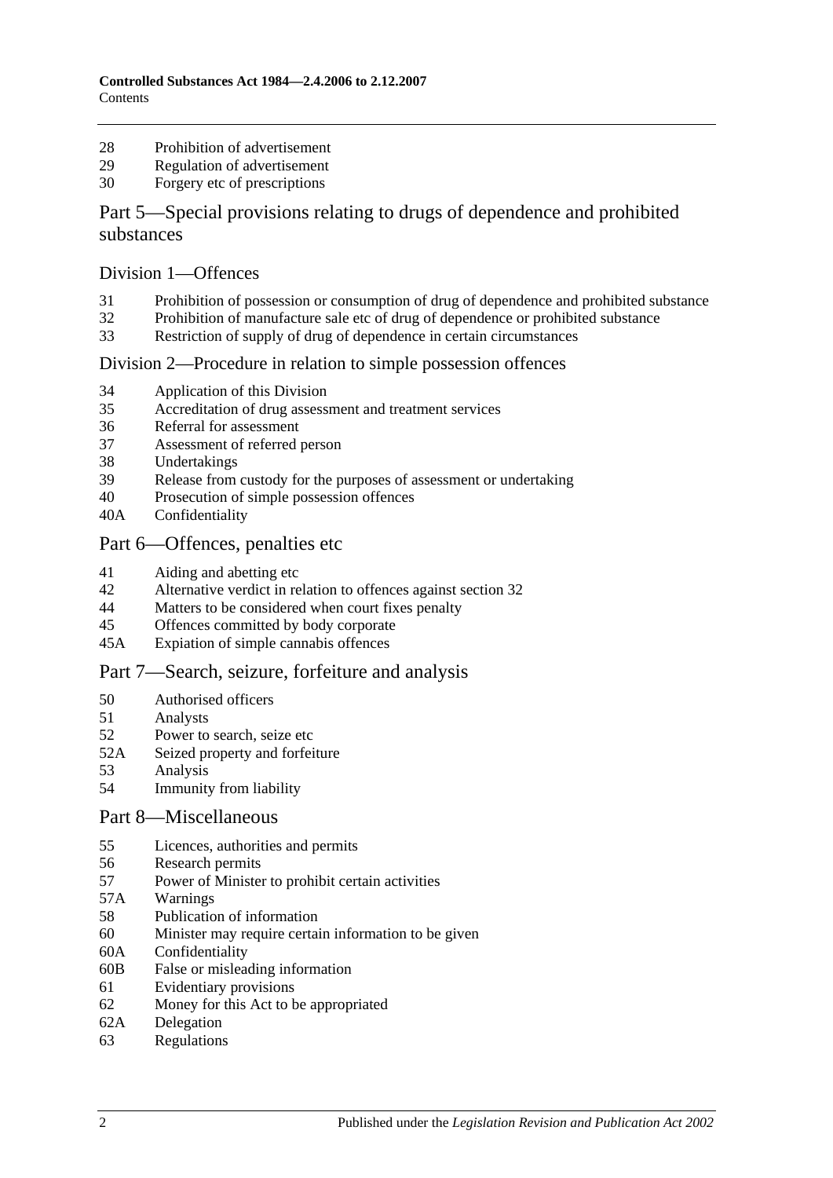28 Prohibition of advertisement
29 Regulation of advertisement
30 Forgery etc of prescriptions

## Part 5—Special provisions relating to drugs of dependence and prohibited substances

### Division 1—Offences

31 Prohibition of possession or consumption of drug of dependence and prohibited substance
32 Prohibition of manufacture sale etc of drug of dependence or prohibited substance
33 Restriction of supply of drug of dependence in certain circumstances

### Division 2—Procedure in relation to simple possession offences

34 Application of this Division
35 Accreditation of drug assessment and treatment services
36 Referral for assessment
37 Assessment of referred person
38 Undertakings
39 Release from custody for the purposes of assessment or undertaking
40 Prosecution of simple possession offences
40A Confidentiality

## Part 6—Offences, penalties etc

41 Aiding and abetting etc
42 Alternative verdict in relation to offences against section 32
44 Matters to be considered when court fixes penalty
45 Offences committed by body corporate
45A Expiation of simple cannabis offences

## Part 7—Search, seizure, forfeiture and analysis

50 Authorised officers
51 Analysts
52 Power to search, seize etc
52A Seized property and forfeiture
53 Analysis
54 Immunity from liability

## Part 8—Miscellaneous

55 Licences, authorities and permits
56 Research permits
57 Power of Minister to prohibit certain activities
57A Warnings
58 Publication of information
60 Minister may require certain information to be given
60A Confidentiality
60B False or misleading information
61 Evidentiary provisions
62 Money for this Act to be appropriated
62A Delegation
63 Regulations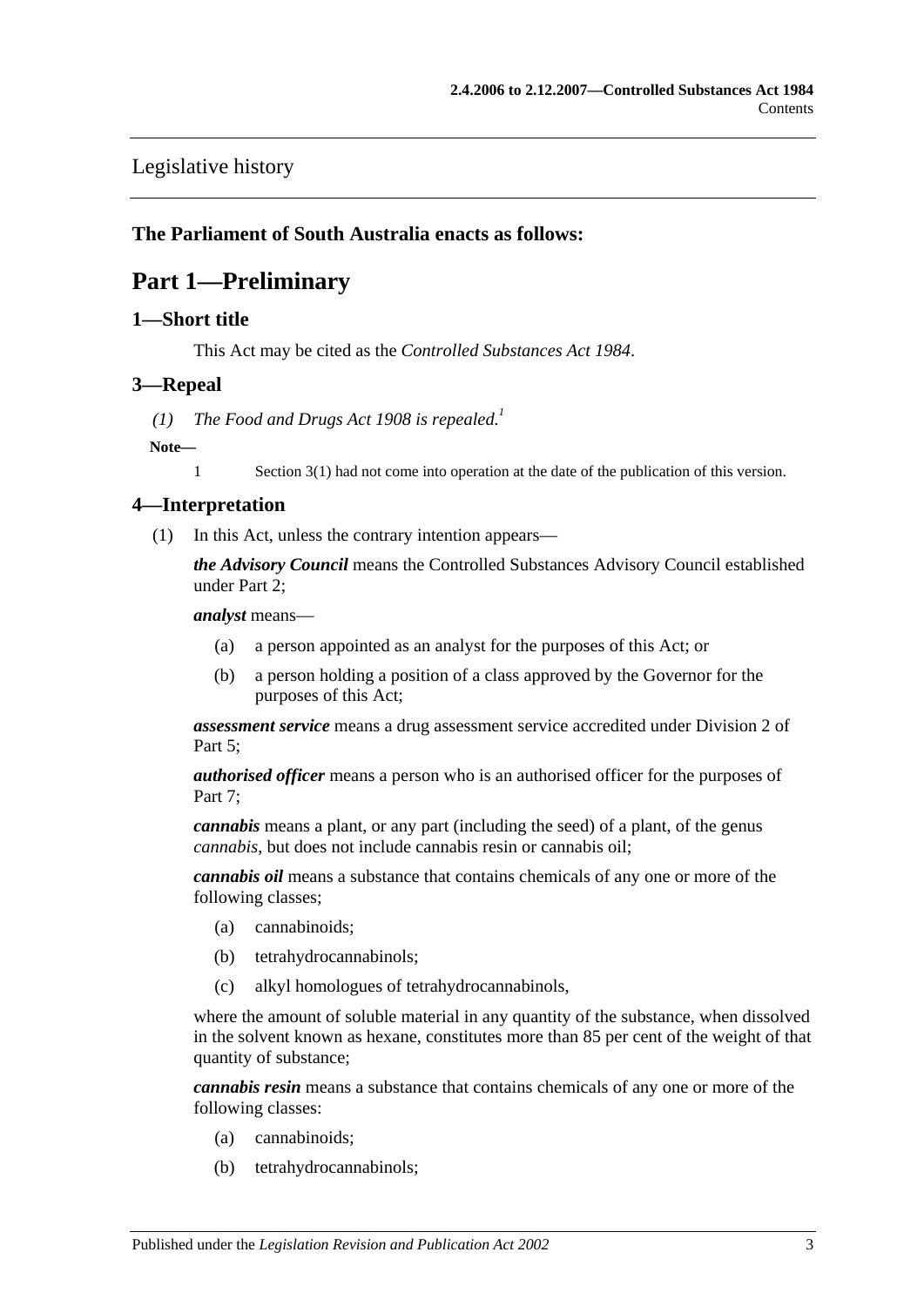Legislative history

## The Parliament of South Australia enacts as follows:

# Part 1—Preliminary

## 1—Short title

This Act may be cited as the *Controlled Substances Act 1984*.

## 3—Repeal

(1) *The Food and Drugs Act 1908 is repealed.*[1]

**Note—**

1 Section 3(1) had not come into operation at the date of the publication of this version.

## 4—Interpretation

(1) In this Act, unless the contrary intention appears—

***the Advisory Council*** means the Controlled Substances Advisory Council established under Part 2;

***analyst*** means—

(a) a person appointed as an analyst for the purposes of this Act; or

(b) a person holding a position of a class approved by the Governor for the purposes of this Act;

***assessment service*** means a drug assessment service accredited under Division 2 of Part 5;

***authorised officer*** means a person who is an authorised officer for the purposes of Part 7;

***cannabis*** means a plant, or any part (including the seed) of a plant, of the genus *cannabis*, but does not include cannabis resin or cannabis oil;

***cannabis oil*** means a substance that contains chemicals of any one or more of the following classes;

(a) cannabinoids;

(b) tetrahydrocannabinols;

(c) alkyl homologues of tetrahydrocannabinols,

where the amount of soluble material in any quantity of the substance, when dissolved in the solvent known as hexane, constitutes more than 85 per cent of the weight of that quantity of substance;

***cannabis resin*** means a substance that contains chemicals of any one or more of the following classes:

(a) cannabinoids;

(b) tetrahydrocannabinols;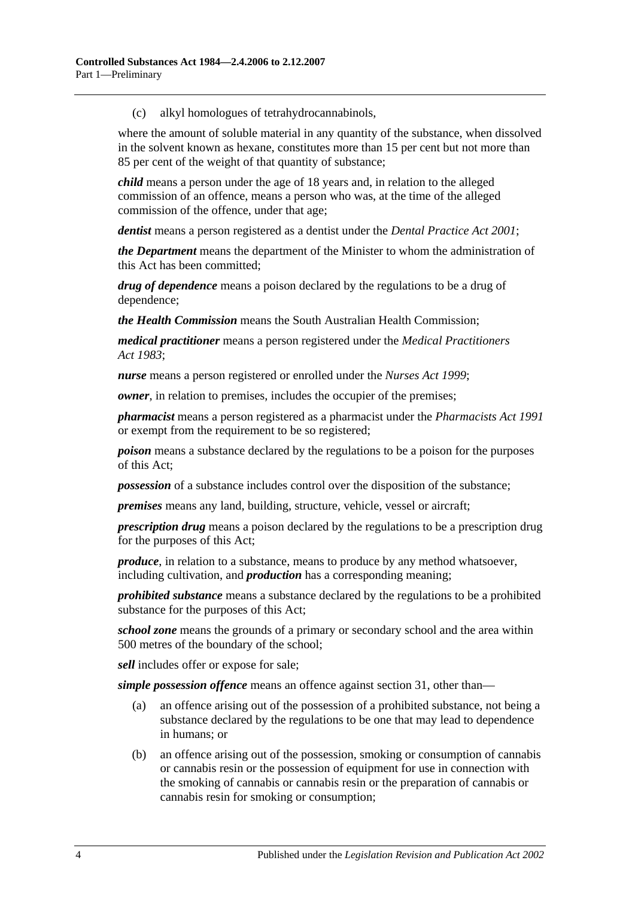(c) alkyl homologues of tetrahydrocannabinols,

where the amount of soluble material in any quantity of the substance, when dissolved in the solvent known as hexane, constitutes more than 15 per cent but not more than 85 per cent of the weight of that quantity of substance;

***child*** means a person under the age of 18 years and, in relation to the alleged commission of an offence, means a person who was, at the time of the alleged commission of the offence, under that age;

***dentist*** means a person registered as a dentist under the *Dental Practice Act 2001*;

***the Department*** means the department of the Minister to whom the administration of this Act has been committed;

***drug of dependence*** means a poison declared by the regulations to be a drug of dependence;

***the Health Commission*** means the South Australian Health Commission;

***medical practitioner*** means a person registered under the *Medical Practitioners Act 1983*;

***nurse*** means a person registered or enrolled under the *Nurses Act 1999*;

***owner***, in relation to premises, includes the occupier of the premises;

***pharmacist*** means a person registered as a pharmacist under the *Pharmacists Act 1991* or exempt from the requirement to be so registered;

***poison*** means a substance declared by the regulations to be a poison for the purposes of this Act;

***possession*** of a substance includes control over the disposition of the substance;

***premises*** means any land, building, structure, vehicle, vessel or aircraft;

***prescription drug*** means a poison declared by the regulations to be a prescription drug for the purposes of this Act;

***produce***, in relation to a substance, means to produce by any method whatsoever, including cultivation, and ***production*** has a corresponding meaning;

***prohibited substance*** means a substance declared by the regulations to be a prohibited substance for the purposes of this Act;

***school zone*** means the grounds of a primary or secondary school and the area within 500 metres of the boundary of the school;

***sell*** includes offer or expose for sale;

***simple possession offence*** means an offence against section 31, other than—

(a) an offence arising out of the possession of a prohibited substance, not being a substance declared by the regulations to be one that may lead to dependence in humans; or

(b) an offence arising out of the possession, smoking or consumption of cannabis or cannabis resin or the possession of equipment for use in connection with the smoking of cannabis or cannabis resin or the preparation of cannabis or cannabis resin for smoking or consumption;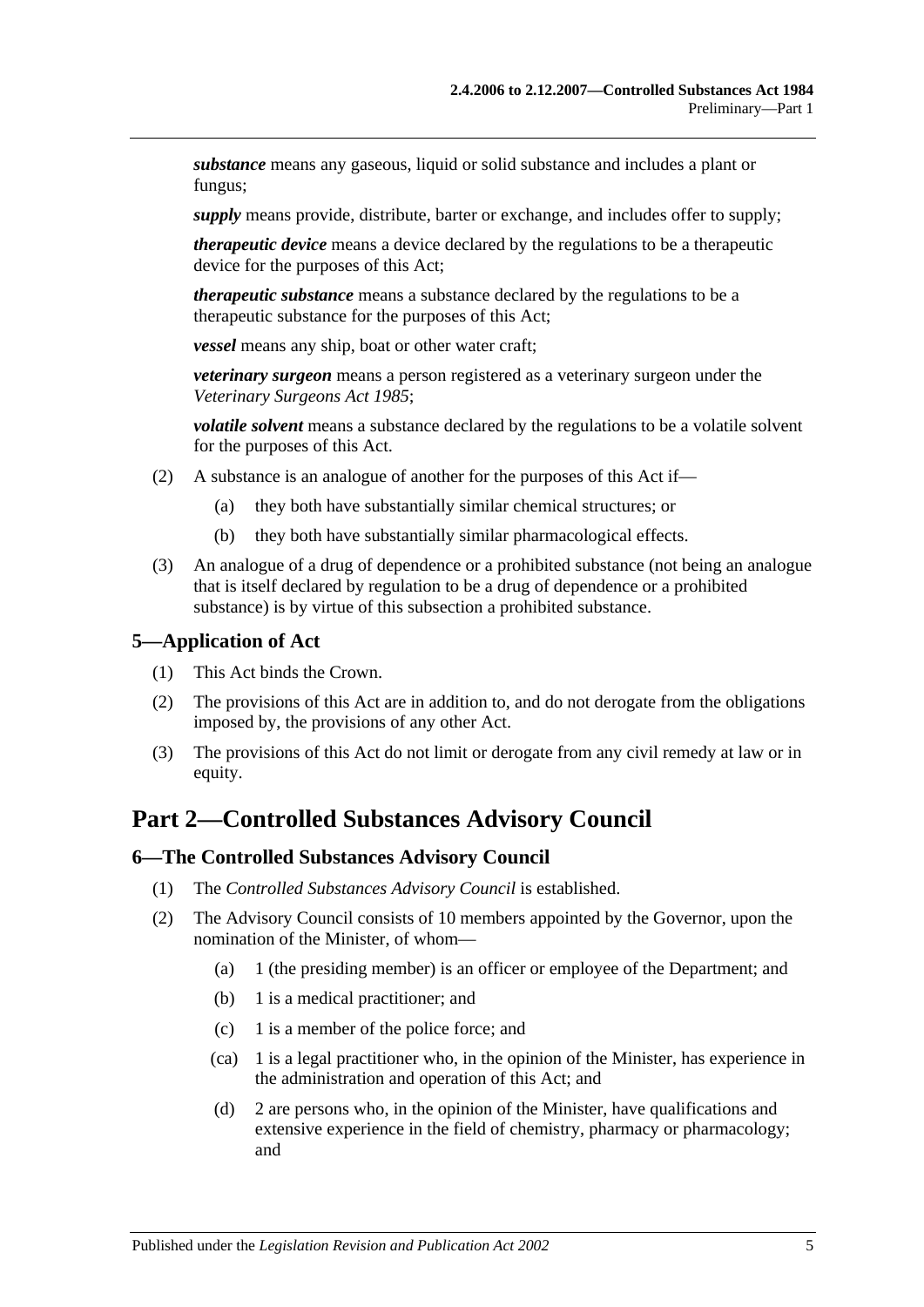***substance*** means any gaseous, liquid or solid substance and includes a plant or fungus;

***supply*** means provide, distribute, barter or exchange, and includes offer to supply;

***therapeutic device*** means a device declared by the regulations to be a therapeutic device for the purposes of this Act;

***therapeutic substance*** means a substance declared by the regulations to be a therapeutic substance for the purposes of this Act;

***vessel*** means any ship, boat or other water craft;

***veterinary surgeon*** means a person registered as a veterinary surgeon under the *Veterinary Surgeons Act 1985*;

***volatile solvent*** means a substance declared by the regulations to be a volatile solvent for the purposes of this Act.

(2) A substance is an analogue of another for the purposes of this Act if—

- (a) they both have substantially similar chemical structures; or
- (b) they both have substantially similar pharmacological effects.

(3) An analogue of a drug of dependence or a prohibited substance (not being an analogue that is itself declared by regulation to be a drug of dependence or a prohibited substance) is by virtue of this subsection a prohibited substance.

## 5—Application of Act

(1) This Act binds the Crown.

(2) The provisions of this Act are in addition to, and do not derogate from the obligations imposed by, the provisions of any other Act.

(3) The provisions of this Act do not limit or derogate from any civil remedy at law or in equity.

# Part 2—Controlled Substances Advisory Council

## 6—The Controlled Substances Advisory Council

(1) The *Controlled Substances Advisory Council* is established.

(2) The Advisory Council consists of 10 members appointed by the Governor, upon the nomination of the Minister, of whom—

- (a) 1 (the presiding member) is an officer or employee of the Department; and
- (b) 1 is a medical practitioner; and
- (c) 1 is a member of the police force; and
- (ca) 1 is a legal practitioner who, in the opinion of the Minister, has experience in the administration and operation of this Act; and
- (d) 2 are persons who, in the opinion of the Minister, have qualifications and extensive experience in the field of chemistry, pharmacy or pharmacology; and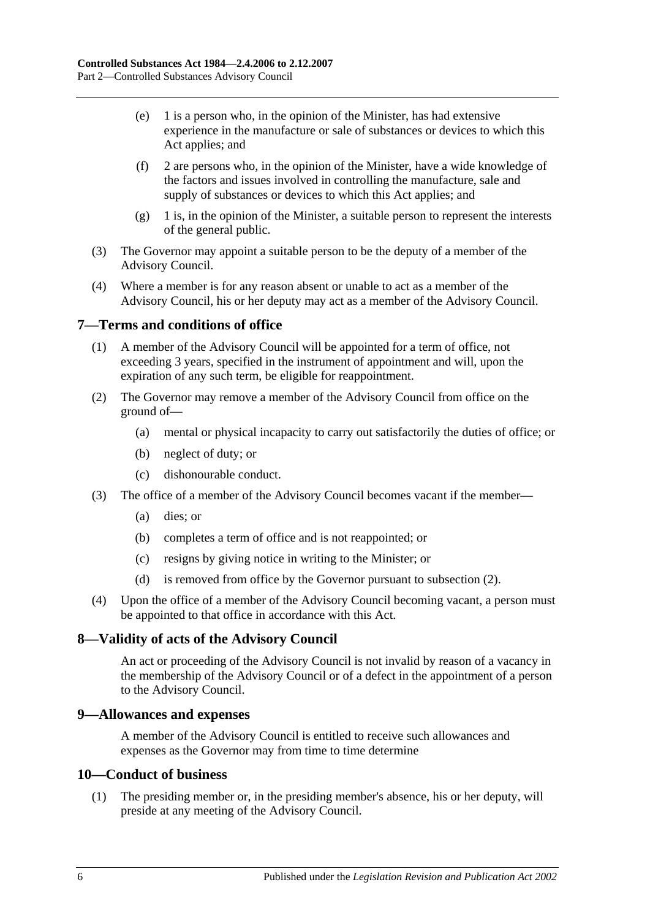(e) 1 is a person who, in the opinion of the Minister, has had extensive experience in the manufacture or sale of substances or devices to which this Act applies; and

(f) 2 are persons who, in the opinion of the Minister, have a wide knowledge of the factors and issues involved in controlling the manufacture, sale and supply of substances or devices to which this Act applies; and

(g) 1 is, in the opinion of the Minister, a suitable person to represent the interests of the general public.

(3) The Governor may appoint a suitable person to be the deputy of a member of the Advisory Council.

(4) Where a member is for any reason absent or unable to act as a member of the Advisory Council, his or her deputy may act as a member of the Advisory Council.

## 7—Terms and conditions of office

(1) A member of the Advisory Council will be appointed for a term of office, not exceeding 3 years, specified in the instrument of appointment and will, upon the expiration of any such term, be eligible for reappointment.

(2) The Governor may remove a member of the Advisory Council from office on the ground of—

(a) mental or physical incapacity to carry out satisfactorily the duties of office; or

(b) neglect of duty; or

(c) dishonourable conduct.

(3) The office of a member of the Advisory Council becomes vacant if the member—

(a) dies; or

(b) completes a term of office and is not reappointed; or

(c) resigns by giving notice in writing to the Minister; or

(d) is removed from office by the Governor pursuant to subsection (2).

(4) Upon the office of a member of the Advisory Council becoming vacant, a person must be appointed to that office in accordance with this Act.

## 8—Validity of acts of the Advisory Council

An act or proceeding of the Advisory Council is not invalid by reason of a vacancy in the membership of the Advisory Council or of a defect in the appointment of a person to the Advisory Council.

## 9—Allowances and expenses

A member of the Advisory Council is entitled to receive such allowances and expenses as the Governor may from time to time determine

## 10—Conduct of business

(1) The presiding member or, in the presiding member's absence, his or her deputy, will preside at any meeting of the Advisory Council.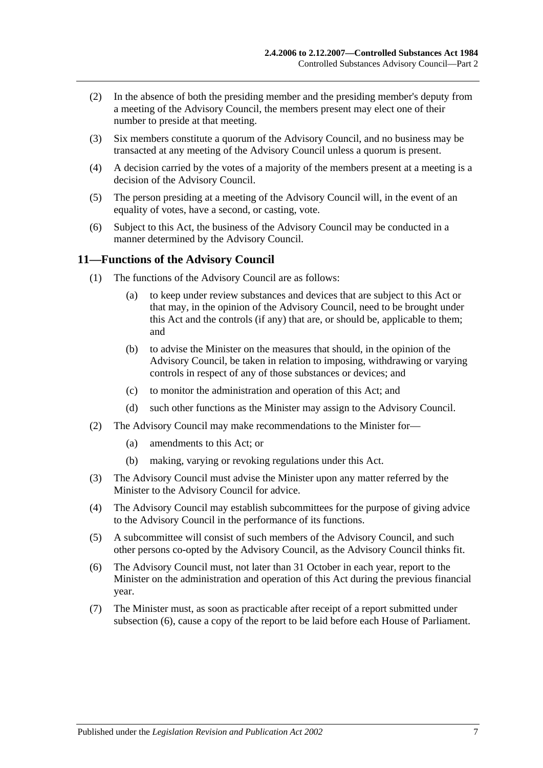(2) In the absence of both the presiding member and the presiding member's deputy from a meeting of the Advisory Council, the members present may elect one of their number to preside at that meeting.

(3) Six members constitute a quorum of the Advisory Council, and no business may be transacted at any meeting of the Advisory Council unless a quorum is present.

(4) A decision carried by the votes of a majority of the members present at a meeting is a decision of the Advisory Council.

(5) The person presiding at a meeting of the Advisory Council will, in the event of an equality of votes, have a second, or casting, vote.

(6) Subject to this Act, the business of the Advisory Council may be conducted in a manner determined by the Advisory Council.

## 11—Functions of the Advisory Council

(1) The functions of the Advisory Council are as follows:

(a) to keep under review substances and devices that are subject to this Act or that may, in the opinion of the Advisory Council, need to be brought under this Act and the controls (if any) that are, or should be, applicable to them; and

(b) to advise the Minister on the measures that should, in the opinion of the Advisory Council, be taken in relation to imposing, withdrawing or varying controls in respect of any of those substances or devices; and

(c) to monitor the administration and operation of this Act; and

(d) such other functions as the Minister may assign to the Advisory Council.

(2) The Advisory Council may make recommendations to the Minister for—

(a) amendments to this Act; or

(b) making, varying or revoking regulations under this Act.

(3) The Advisory Council must advise the Minister upon any matter referred by the Minister to the Advisory Council for advice.

(4) The Advisory Council may establish subcommittees for the purpose of giving advice to the Advisory Council in the performance of its functions.

(5) A subcommittee will consist of such members of the Advisory Council, and such other persons co-opted by the Advisory Council, as the Advisory Council thinks fit.

(6) The Advisory Council must, not later than 31 October in each year, report to the Minister on the administration and operation of this Act during the previous financial year.

(7) The Minister must, as soon as practicable after receipt of a report submitted under subsection (6), cause a copy of the report to be laid before each House of Parliament.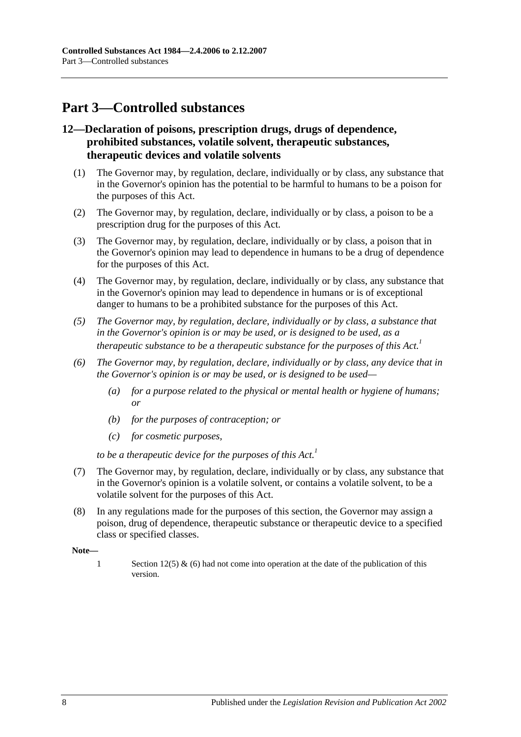# Part 3—Controlled substances

## 12—Declaration of poisons, prescription drugs, drugs of dependence, prohibited substances, volatile solvent, therapeutic substances, therapeutic devices and volatile solvents

(1) The Governor may, by regulation, declare, individually or by class, any substance that in the Governor's opinion has the potential to be harmful to humans to be a poison for the purposes of this Act.

(2) The Governor may, by regulation, declare, individually or by class, a poison to be a prescription drug for the purposes of this Act.

(3) The Governor may, by regulation, declare, individually or by class, a poison that in the Governor's opinion may lead to dependence in humans to be a drug of dependence for the purposes of this Act.

(4) The Governor may, by regulation, declare, individually or by class, any substance that in the Governor's opinion may lead to dependence in humans or is of exceptional danger to humans to be a prohibited substance for the purposes of this Act.

*(5) The Governor may, by regulation, declare, individually or by class, a substance that in the Governor's opinion is or may be used, or is designed to be used, as a therapeutic substance to be a therapeutic substance for the purposes of this Act.*[1]

*(6) The Governor may, by regulation, declare, individually or by class, any device that in the Governor's opinion is or may be used, or is designed to be used—*

> *(a) for a purpose related to the physical or mental health or hygiene of humans; or*
>
> *(b) for the purposes of contraception; or*
>
> *(c) for cosmetic purposes,*

*to be a therapeutic device for the purposes of this Act.*[1]

(7) The Governor may, by regulation, declare, individually or by class, any substance that in the Governor's opinion is a volatile solvent, or contains a volatile solvent, to be a volatile solvent for the purposes of this Act.

(8) In any regulations made for the purposes of this section, the Governor may assign a poison, drug of dependence, therapeutic substance or therapeutic device to a specified class or specified classes.

**Note—**

1 Section 12(5) & (6) had not come into operation at the date of the publication of this version.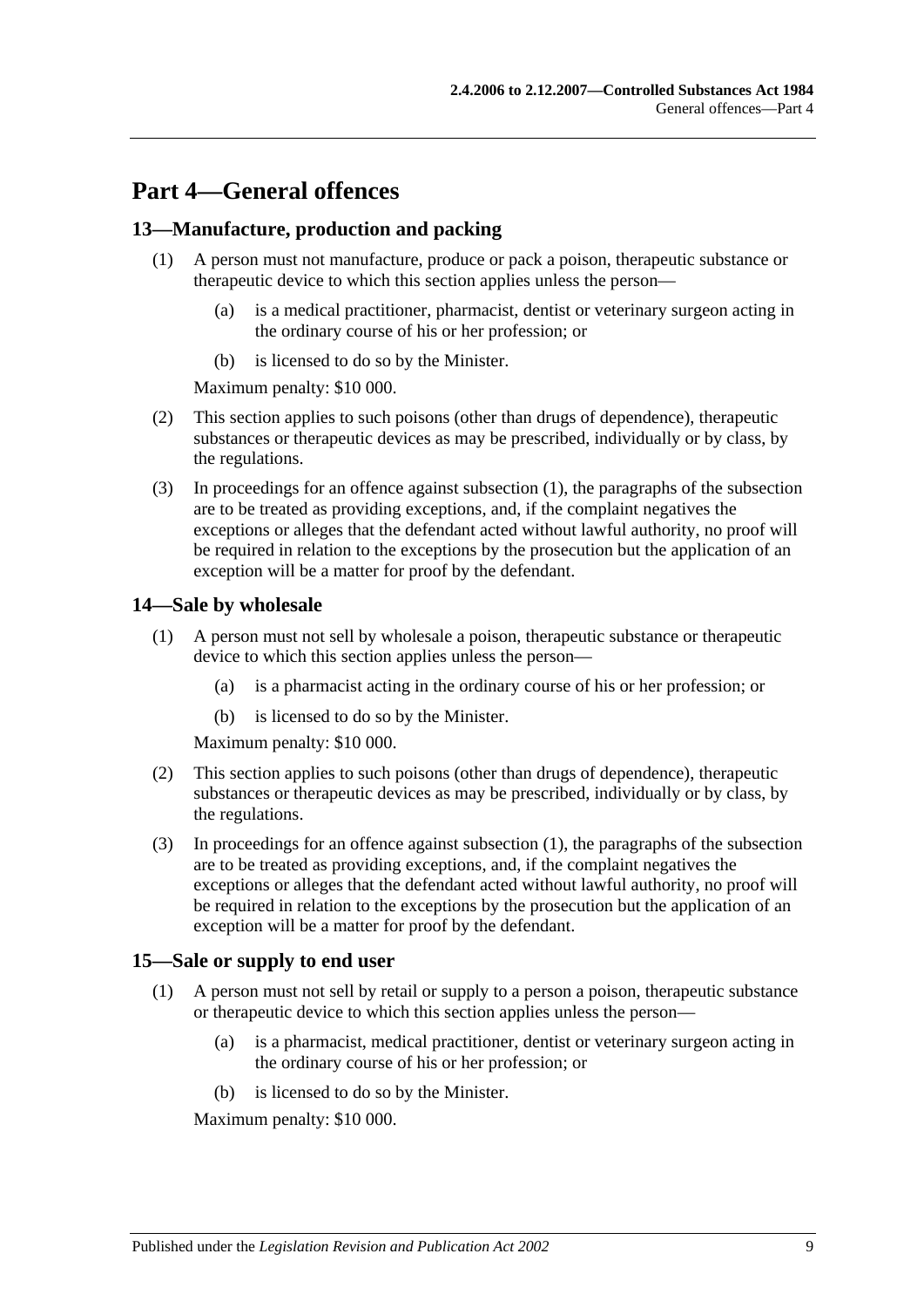# Part 4—General offences

## 13—Manufacture, production and packing

(1) A person must not manufacture, produce or pack a poison, therapeutic substance or therapeutic device to which this section applies unless the person—

  (a) is a medical practitioner, pharmacist, dentist or veterinary surgeon acting in the ordinary course of his or her profession; or

  (b) is licensed to do so by the Minister.

Maximum penalty: $10 000.

(2) This section applies to such poisons (other than drugs of dependence), therapeutic substances or therapeutic devices as may be prescribed, individually or by class, by the regulations.

(3) In proceedings for an offence against subsection (1), the paragraphs of the subsection are to be treated as providing exceptions, and, if the complaint negatives the exceptions or alleges that the defendant acted without lawful authority, no proof will be required in relation to the exceptions by the prosecution but the application of an exception will be a matter for proof by the defendant.

## 14—Sale by wholesale

(1) A person must not sell by wholesale a poison, therapeutic substance or therapeutic device to which this section applies unless the person—

  (a) is a pharmacist acting in the ordinary course of his or her profession; or

  (b) is licensed to do so by the Minister.

Maximum penalty: $10 000.

(2) This section applies to such poisons (other than drugs of dependence), therapeutic substances or therapeutic devices as may be prescribed, individually or by class, by the regulations.

(3) In proceedings for an offence against subsection (1), the paragraphs of the subsection are to be treated as providing exceptions, and, if the complaint negatives the exceptions or alleges that the defendant acted without lawful authority, no proof will be required in relation to the exceptions by the prosecution but the application of an exception will be a matter for proof by the defendant.

## 15—Sale or supply to end user

(1) A person must not sell by retail or supply to a person a poison, therapeutic substance or therapeutic device to which this section applies unless the person—

  (a) is a pharmacist, medical practitioner, dentist or veterinary surgeon acting in the ordinary course of his or her profession; or

  (b) is licensed to do so by the Minister.

Maximum penalty: $10 000.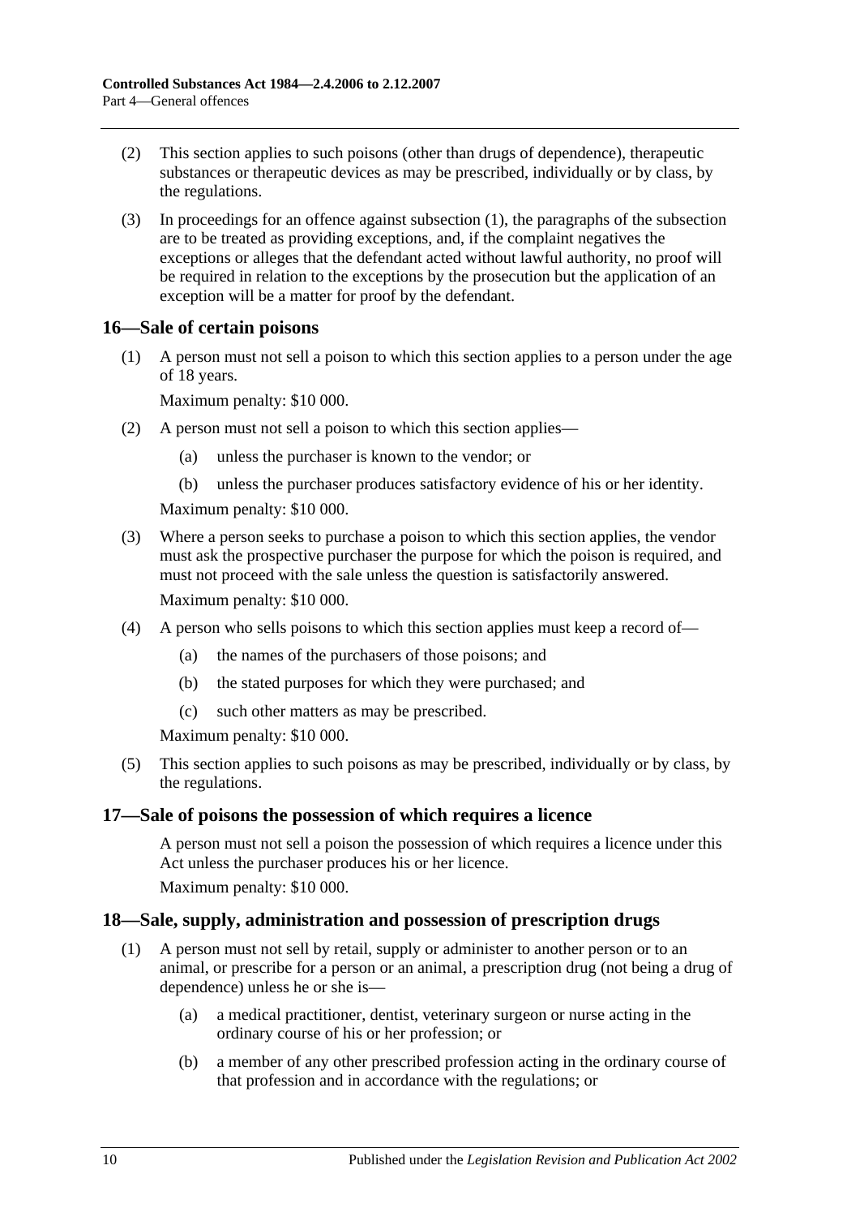(2) This section applies to such poisons (other than drugs of dependence), therapeutic substances or therapeutic devices as may be prescribed, individually or by class, by the regulations.

(3) In proceedings for an offence against subsection (1), the paragraphs of the subsection are to be treated as providing exceptions, and, if the complaint negatives the exceptions or alleges that the defendant acted without lawful authority, no proof will be required in relation to the exceptions by the prosecution but the application of an exception will be a matter for proof by the defendant.

## 16—Sale of certain poisons

(1) A person must not sell a poison to which this section applies to a person under the age of 18 years.

Maximum penalty: $10 000.

(2) A person must not sell a poison to which this section applies—

- (a) unless the purchaser is known to the vendor; or
- (b) unless the purchaser produces satisfactory evidence of his or her identity.

Maximum penalty: $10 000.

(3) Where a person seeks to purchase a poison to which this section applies, the vendor must ask the prospective purchaser the purpose for which the poison is required, and must not proceed with the sale unless the question is satisfactorily answered.

Maximum penalty: $10 000.

(4) A person who sells poisons to which this section applies must keep a record of—

- (a) the names of the purchasers of those poisons; and
- (b) the stated purposes for which they were purchased; and
- (c) such other matters as may be prescribed.

Maximum penalty: $10 000.

(5) This section applies to such poisons as may be prescribed, individually or by class, by the regulations.

## 17—Sale of poisons the possession of which requires a licence

A person must not sell a poison the possession of which requires a licence under this Act unless the purchaser produces his or her licence.

Maximum penalty: $10 000.

## 18—Sale, supply, administration and possession of prescription drugs

(1) A person must not sell by retail, supply or administer to another person or to an animal, or prescribe for a person or an animal, a prescription drug (not being a drug of dependence) unless he or she is—

- (a) a medical practitioner, dentist, veterinary surgeon or nurse acting in the ordinary course of his or her profession; or
- (b) a member of any other prescribed profession acting in the ordinary course of that profession and in accordance with the regulations; or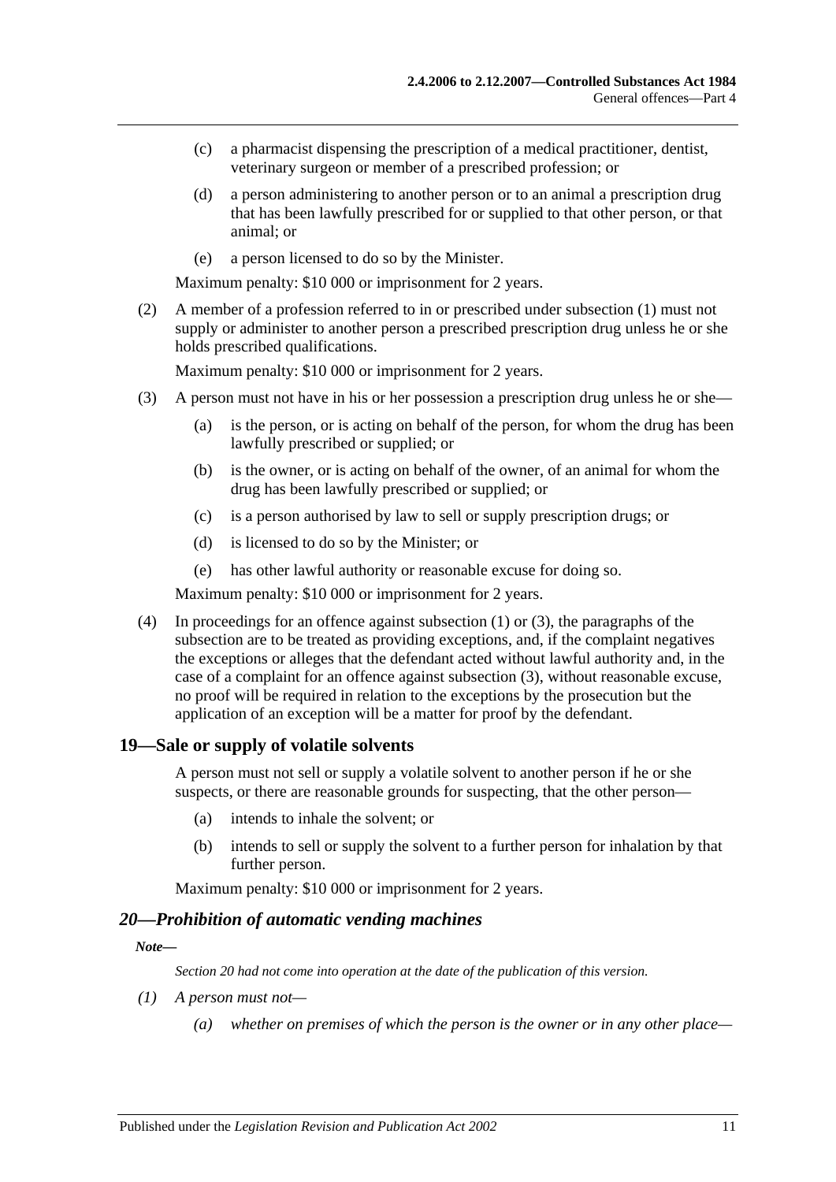(c) a pharmacist dispensing the prescription of a medical practitioner, dentist, veterinary surgeon or member of a prescribed profession; or

(d) a person administering to another person or to an animal a prescription drug that has been lawfully prescribed for or supplied to that other person, or that animal; or

(e) a person licensed to do so by the Minister.

Maximum penalty: $10 000 or imprisonment for 2 years.

(2) A member of a profession referred to in or prescribed under subsection (1) must not supply or administer to another person a prescribed prescription drug unless he or she holds prescribed qualifications.

Maximum penalty: $10 000 or imprisonment for 2 years.

(3) A person must not have in his or her possession a prescription drug unless he or she—

(a) is the person, or is acting on behalf of the person, for whom the drug has been lawfully prescribed or supplied; or

(b) is the owner, or is acting on behalf of the owner, of an animal for whom the drug has been lawfully prescribed or supplied; or

(c) is a person authorised by law to sell or supply prescription drugs; or

(d) is licensed to do so by the Minister; or

(e) has other lawful authority or reasonable excuse for doing so.

Maximum penalty: $10 000 or imprisonment for 2 years.

(4) In proceedings for an offence against subsection (1) or (3), the paragraphs of the subsection are to be treated as providing exceptions, and, if the complaint negatives the exceptions or alleges that the defendant acted without lawful authority and, in the case of a complaint for an offence against subsection (3), without reasonable excuse, no proof will be required in relation to the exceptions by the prosecution but the application of an exception will be a matter for proof by the defendant.

### 19—Sale or supply of volatile solvents

A person must not sell or supply a volatile solvent to another person if he or she suspects, or there are reasonable grounds for suspecting, that the other person—

(a) intends to inhale the solvent; or

(b) intends to sell or supply the solvent to a further person for inhalation by that further person.

Maximum penalty: $10 000 or imprisonment for 2 years.

### *20—Prohibition of automatic vending machines*

***Note—***

*Section 20 had not come into operation at the date of the publication of this version.*

*(1) A person must not—*

*(a) whether on premises of which the person is the owner or in any other place—*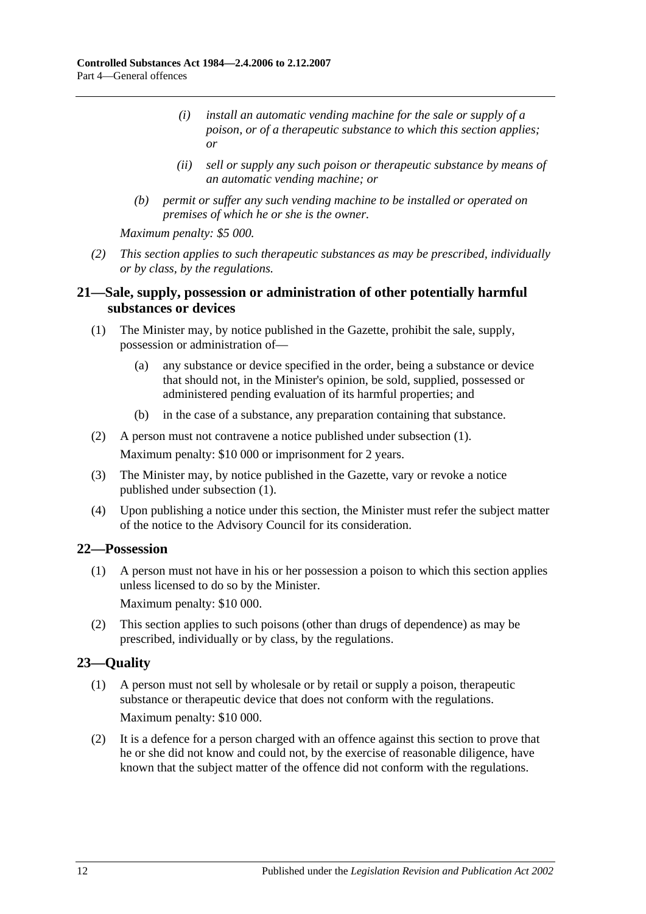- *(i) install an automatic vending machine for the sale or supply of a poison, or of a therapeutic substance to which this section applies; or*
- *(ii) sell or supply any such poison or therapeutic substance by means of an automatic vending machine; or*

*(b) permit or suffer any such vending machine to be installed or operated on premises of which he or she is the owner.*

*Maximum penalty: $5 000.*

*(2) This section applies to such therapeutic substances as may be prescribed, individually or by class, by the regulations.*

## 21—Sale, supply, possession or administration of other potentially harmful substances or devices

(1) The Minister may, by notice published in the Gazette, prohibit the sale, supply, possession or administration of—

- (a) any substance or device specified in the order, being a substance or device that should not, in the Minister's opinion, be sold, supplied, possessed or administered pending evaluation of its harmful properties; and
- (b) in the case of a substance, any preparation containing that substance.

(2) A person must not contravene a notice published under subsection (1).

Maximum penalty: $10 000 or imprisonment for 2 years.

(3) The Minister may, by notice published in the Gazette, vary or revoke a notice published under subsection (1).

(4) Upon publishing a notice under this section, the Minister must refer the subject matter of the notice to the Advisory Council for its consideration.

## 22—Possession

(1) A person must not have in his or her possession a poison to which this section applies unless licensed to do so by the Minister.

Maximum penalty: $10 000.

(2) This section applies to such poisons (other than drugs of dependence) as may be prescribed, individually or by class, by the regulations.

## 23—Quality

(1) A person must not sell by wholesale or by retail or supply a poison, therapeutic substance or therapeutic device that does not conform with the regulations.

Maximum penalty: $10 000.

(2) It is a defence for a person charged with an offence against this section to prove that he or she did not know and could not, by the exercise of reasonable diligence, have known that the subject matter of the offence did not conform with the regulations.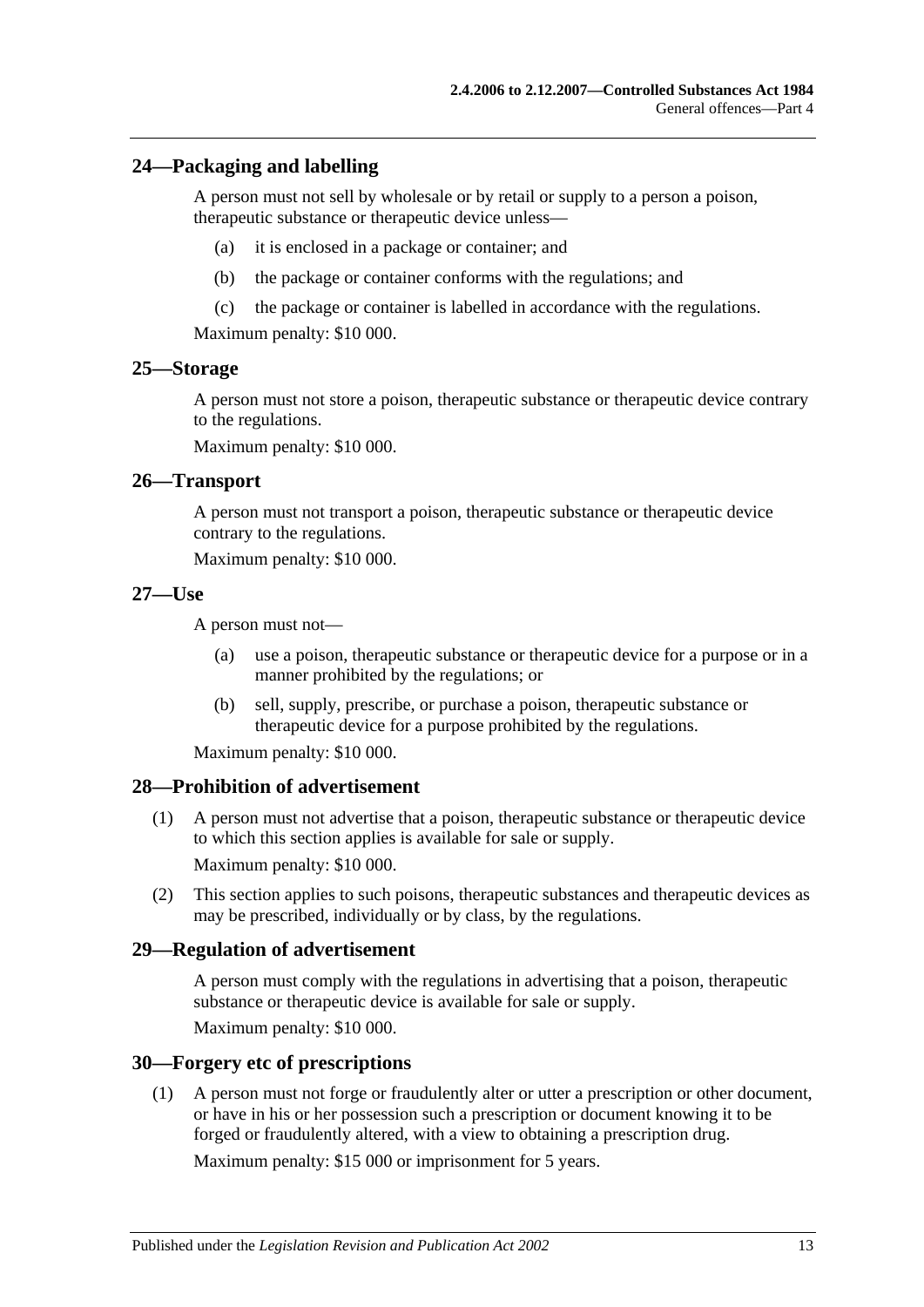## 24—Packaging and labelling

A person must not sell by wholesale or by retail or supply to a person a poison, therapeutic substance or therapeutic device unless—

(a) it is enclosed in a package or container; and

(b) the package or container conforms with the regulations; and

(c) the package or container is labelled in accordance with the regulations.

Maximum penalty: $10 000.

## 25—Storage

A person must not store a poison, therapeutic substance or therapeutic device contrary to the regulations.

Maximum penalty: $10 000.

## 26—Transport

A person must not transport a poison, therapeutic substance or therapeutic device contrary to the regulations.

Maximum penalty: $10 000.

## 27—Use

A person must not—

(a) use a poison, therapeutic substance or therapeutic device for a purpose or in a manner prohibited by the regulations; or

(b) sell, supply, prescribe, or purchase a poison, therapeutic substance or therapeutic device for a purpose prohibited by the regulations.

Maximum penalty: $10 000.

## 28—Prohibition of advertisement

(1) A person must not advertise that a poison, therapeutic substance or therapeutic device to which this section applies is available for sale or supply.

Maximum penalty: $10 000.

(2) This section applies to such poisons, therapeutic substances and therapeutic devices as may be prescribed, individually or by class, by the regulations.

## 29—Regulation of advertisement

A person must comply with the regulations in advertising that a poison, therapeutic substance or therapeutic device is available for sale or supply.

Maximum penalty: $10 000.

## 30—Forgery etc of prescriptions

(1) A person must not forge or fraudulently alter or utter a prescription or other document, or have in his or her possession such a prescription or document knowing it to be forged or fraudulently altered, with a view to obtaining a prescription drug.

Maximum penalty: $15 000 or imprisonment for 5 years.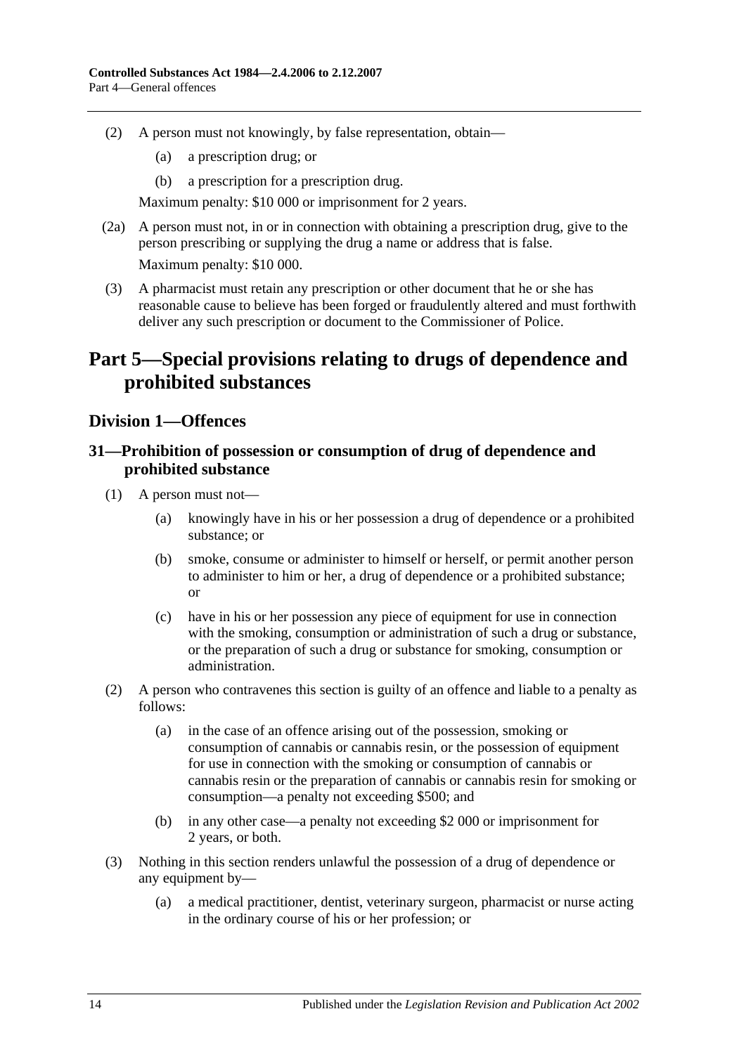(2) A person must not knowingly, by false representation, obtain—

(a) a prescription drug; or

(b) a prescription for a prescription drug.

Maximum penalty: $10 000 or imprisonment for 2 years.

(2a) A person must not, in or in connection with obtaining a prescription drug, give to the person prescribing or supplying the drug a name or address that is false.

Maximum penalty: $10 000.

(3) A pharmacist must retain any prescription or other document that he or she has reasonable cause to believe has been forged or fraudulently altered and must forthwith deliver any such prescription or document to the Commissioner of Police.

# Part 5—Special provisions relating to drugs of dependence and prohibited substances

## Division 1—Offences

### 31—Prohibition of possession or consumption of drug of dependence and prohibited substance

(1) A person must not—

(a) knowingly have in his or her possession a drug of dependence or a prohibited substance; or

(b) smoke, consume or administer to himself or herself, or permit another person to administer to him or her, a drug of dependence or a prohibited substance; or

(c) have in his or her possession any piece of equipment for use in connection with the smoking, consumption or administration of such a drug or substance, or the preparation of such a drug or substance for smoking, consumption or administration.

(2) A person who contravenes this section is guilty of an offence and liable to a penalty as follows:

(a) in the case of an offence arising out of the possession, smoking or consumption of cannabis or cannabis resin, or the possession of equipment for use in connection with the smoking or consumption of cannabis or cannabis resin or the preparation of cannabis or cannabis resin for smoking or consumption—a penalty not exceeding $500; and

(b) in any other case—a penalty not exceeding $2 000 or imprisonment for 2 years, or both.

(3) Nothing in this section renders unlawful the possession of a drug of dependence or any equipment by—

(a) a medical practitioner, dentist, veterinary surgeon, pharmacist or nurse acting in the ordinary course of his or her profession; or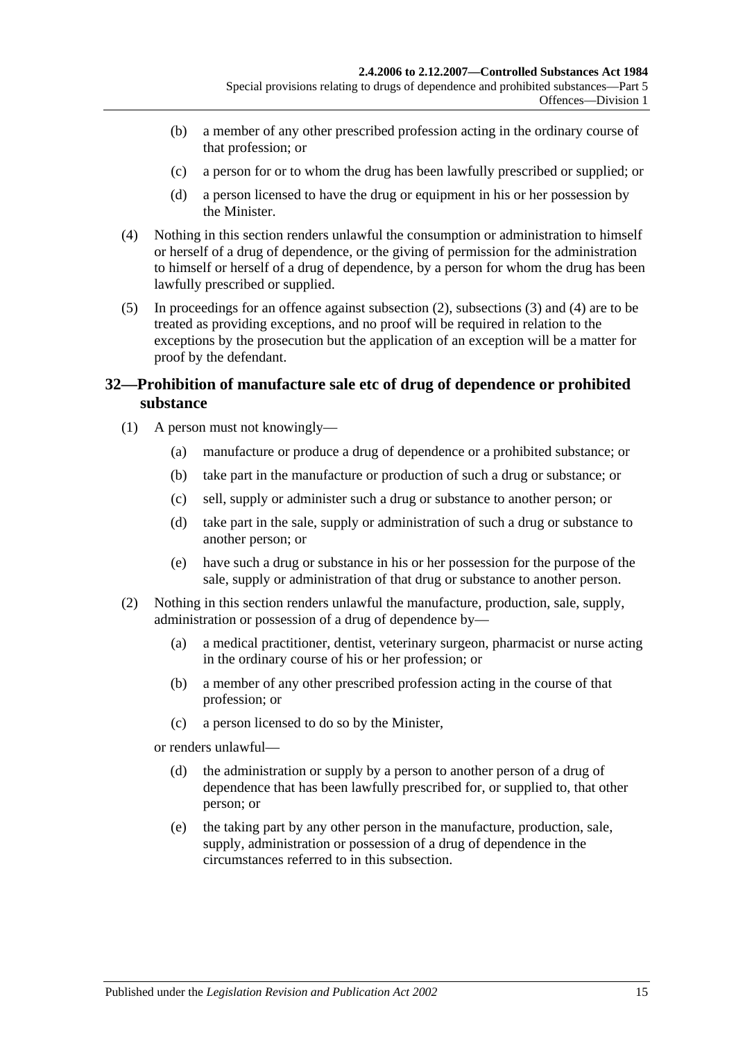(b) a member of any other prescribed profession acting in the ordinary course of that profession; or

(c) a person for or to whom the drug has been lawfully prescribed or supplied; or

(d) a person licensed to have the drug or equipment in his or her possession by the Minister.

(4) Nothing in this section renders unlawful the consumption or administration to himself or herself of a drug of dependence, or the giving of permission for the administration to himself or herself of a drug of dependence, by a person for whom the drug has been lawfully prescribed or supplied.

(5) In proceedings for an offence against subsection (2), subsections (3) and (4) are to be treated as providing exceptions, and no proof will be required in relation to the exceptions by the prosecution but the application of an exception will be a matter for proof by the defendant.

## 32—Prohibition of manufacture sale etc of drug of dependence or prohibited substance

(1) A person must not knowingly—

(a) manufacture or produce a drug of dependence or a prohibited substance; or

(b) take part in the manufacture or production of such a drug or substance; or

(c) sell, supply or administer such a drug or substance to another person; or

(d) take part in the sale, supply or administration of such a drug or substance to another person; or

(e) have such a drug or substance in his or her possession for the purpose of the sale, supply or administration of that drug or substance to another person.

(2) Nothing in this section renders unlawful the manufacture, production, sale, supply, administration or possession of a drug of dependence by—

(a) a medical practitioner, dentist, veterinary surgeon, pharmacist or nurse acting in the ordinary course of his or her profession; or

(b) a member of any other prescribed profession acting in the course of that profession; or

(c) a person licensed to do so by the Minister,

or renders unlawful—

(d) the administration or supply by a person to another person of a drug of dependence that has been lawfully prescribed for, or supplied to, that other person; or

(e) the taking part by any other person in the manufacture, production, sale, supply, administration or possession of a drug of dependence in the circumstances referred to in this subsection.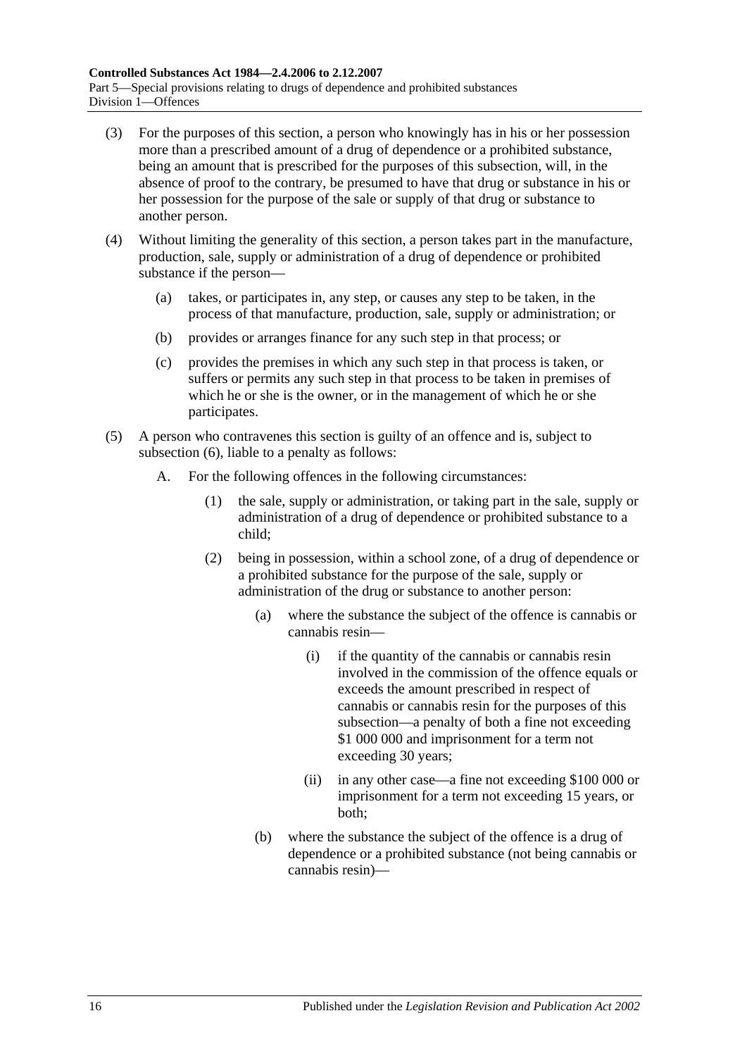(3) For the purposes of this section, a person who knowingly has in his or her possession more than a prescribed amount of a drug of dependence or a prohibited substance, being an amount that is prescribed for the purposes of this subsection, will, in the absence of proof to the contrary, be presumed to have that drug or substance in his or her possession for the purpose of the sale or supply of that drug or substance to another person.

(4) Without limiting the generality of this section, a person takes part in the manufacture, production, sale, supply or administration of a drug of dependence or prohibited substance if the person—

(a) takes, or participates in, any step, or causes any step to be taken, in the process of that manufacture, production, sale, supply or administration; or

(b) provides or arranges finance for any such step in that process; or

(c) provides the premises in which any such step in that process is taken, or suffers or permits any such step in that process to be taken in premises of which he or she is the owner, or in the management of which he or she participates.

(5) A person who contravenes this section is guilty of an offence and is, subject to subsection (6), liable to a penalty as follows:

A. For the following offences in the following circumstances:

(1) the sale, supply or administration, or taking part in the sale, supply or administration of a drug of dependence or prohibited substance to a child;

(2) being in possession, within a school zone, of a drug of dependence or a prohibited substance for the purpose of the sale, supply or administration of the drug or substance to another person:

(a) where the substance the subject of the offence is cannabis or cannabis resin—

(i) if the quantity of the cannabis or cannabis resin involved in the commission of the offence equals or exceeds the amount prescribed in respect of cannabis or cannabis resin for the purposes of this subsection—a penalty of both a fine not exceeding $1 000 000 and imprisonment for a term not exceeding 30 years;

(ii) in any other case—a fine not exceeding $100 000 or imprisonment for a term not exceeding 15 years, or both;

(b) where the substance the subject of the offence is a drug of dependence or a prohibited substance (not being cannabis or cannabis resin)—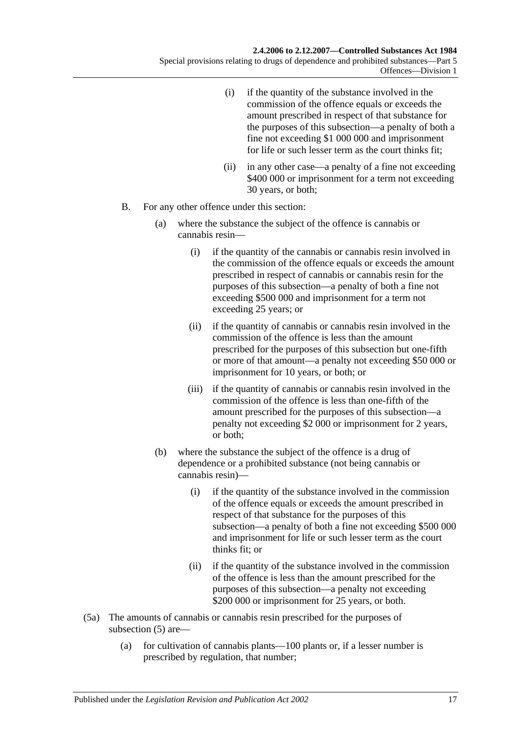(i) if the quantity of the substance involved in the commission of the offence equals or exceeds the amount prescribed in respect of that substance for the purposes of this subsection—a penalty of both a fine not exceeding $1 000 000 and imprisonment for life or such lesser term as the court thinks fit;

(ii) in any other case—a penalty of a fine not exceeding $400 000 or imprisonment for a term not exceeding 30 years, or both;

B. For any other offence under this section:

(a) where the substance the subject of the offence is cannabis or cannabis resin—

(i) if the quantity of the cannabis or cannabis resin involved in the commission of the offence equals or exceeds the amount prescribed in respect of cannabis or cannabis resin for the purposes of this subsection—a penalty of both a fine not exceeding $500 000 and imprisonment for a term not exceeding 25 years; or

(ii) if the quantity of cannabis or cannabis resin involved in the commission of the offence is less than the amount prescribed for the purposes of this subsection but one-fifth or more of that amount—a penalty not exceeding $50 000 or imprisonment for 10 years, or both; or

(iii) if the quantity of cannabis or cannabis resin involved in the commission of the offence is less than one-fifth of the amount prescribed for the purposes of this subsection—a penalty not exceeding $2 000 or imprisonment for 2 years, or both;

(b) where the substance the subject of the offence is a drug of dependence or a prohibited substance (not being cannabis or cannabis resin)—

(i) if the quantity of the substance involved in the commission of the offence equals or exceeds the amount prescribed in respect of that substance for the purposes of this subsection—a penalty of both a fine not exceeding $500 000 and imprisonment for life or such lesser term as the court thinks fit; or

(ii) if the quantity of the substance involved in the commission of the offence is less than the amount prescribed for the purposes of this subsection—a penalty not exceeding $200 000 or imprisonment for 25 years, or both.

(5a) The amounts of cannabis or cannabis resin prescribed for the purposes of subsection (5) are—

(a) for cultivation of cannabis plants—100 plants or, if a lesser number is prescribed by regulation, that number;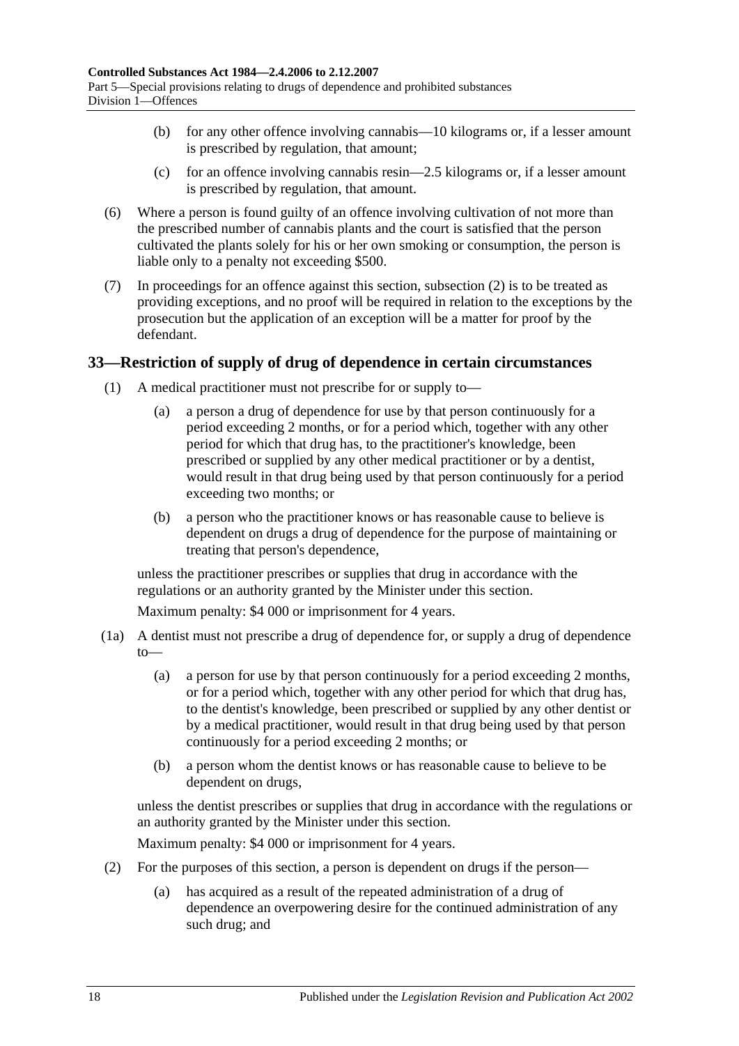(b) for any other offence involving cannabis—10 kilograms or, if a lesser amount is prescribed by regulation, that amount;

(c) for an offence involving cannabis resin—2.5 kilograms or, if a lesser amount is prescribed by regulation, that amount.

(6) Where a person is found guilty of an offence involving cultivation of not more than the prescribed number of cannabis plants and the court is satisfied that the person cultivated the plants solely for his or her own smoking or consumption, the person is liable only to a penalty not exceeding $500.

(7) In proceedings for an offence against this section, subsection (2) is to be treated as providing exceptions, and no proof will be required in relation to the exceptions by the prosecution but the application of an exception will be a matter for proof by the defendant.

## 33—Restriction of supply of drug of dependence in certain circumstances

(1) A medical practitioner must not prescribe for or supply to—

(a) a person a drug of dependence for use by that person continuously for a period exceeding 2 months, or for a period which, together with any other period for which that drug has, to the practitioner's knowledge, been prescribed or supplied by any other medical practitioner or by a dentist, would result in that drug being used by that person continuously for a period exceeding two months; or

(b) a person who the practitioner knows or has reasonable cause to believe is dependent on drugs a drug of dependence for the purpose of maintaining or treating that person's dependence,

unless the practitioner prescribes or supplies that drug in accordance with the regulations or an authority granted by the Minister under this section.

Maximum penalty: $4 000 or imprisonment for 4 years.

(1a) A dentist must not prescribe a drug of dependence for, or supply a drug of dependence to—

(a) a person for use by that person continuously for a period exceeding 2 months, or for a period which, together with any other period for which that drug has, to the dentist's knowledge, been prescribed or supplied by any other dentist or by a medical practitioner, would result in that drug being used by that person continuously for a period exceeding 2 months; or

(b) a person whom the dentist knows or has reasonable cause to believe to be dependent on drugs,

unless the dentist prescribes or supplies that drug in accordance with the regulations or an authority granted by the Minister under this section.

Maximum penalty: $4 000 or imprisonment for 4 years.

(2) For the purposes of this section, a person is dependent on drugs if the person—

(a) has acquired as a result of the repeated administration of a drug of dependence an overpowering desire for the continued administration of any such drug; and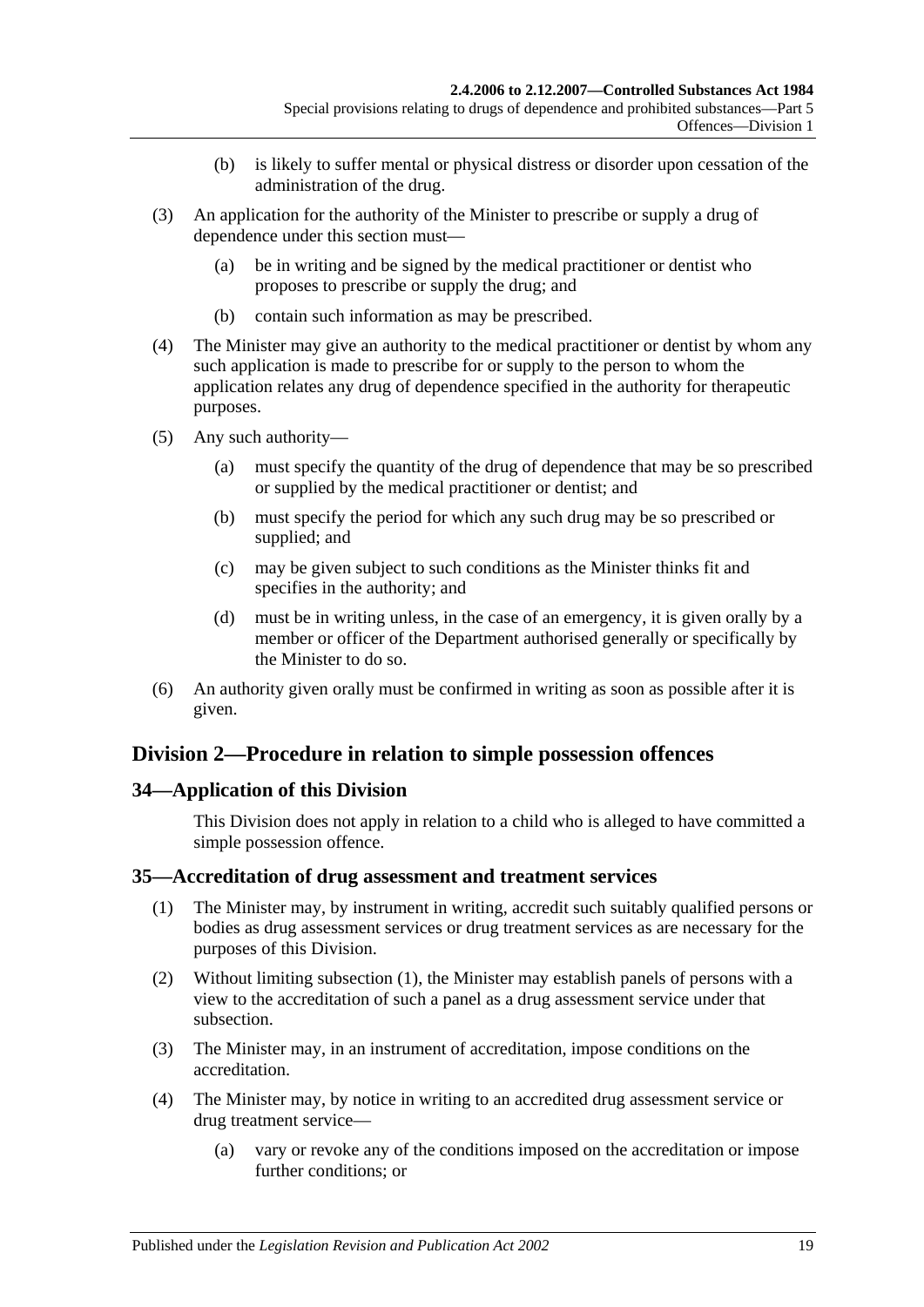(b) is likely to suffer mental or physical distress or disorder upon cessation of the administration of the drug.

(3) An application for the authority of the Minister to prescribe or supply a drug of dependence under this section must—

(a) be in writing and be signed by the medical practitioner or dentist who proposes to prescribe or supply the drug; and

(b) contain such information as may be prescribed.

(4) The Minister may give an authority to the medical practitioner or dentist by whom any such application is made to prescribe for or supply to the person to whom the application relates any drug of dependence specified in the authority for therapeutic purposes.

(5) Any such authority—

(a) must specify the quantity of the drug of dependence that may be so prescribed or supplied by the medical practitioner or dentist; and

(b) must specify the period for which any such drug may be so prescribed or supplied; and

(c) may be given subject to such conditions as the Minister thinks fit and specifies in the authority; and

(d) must be in writing unless, in the case of an emergency, it is given orally by a member or officer of the Department authorised generally or specifically by the Minister to do so.

(6) An authority given orally must be confirmed in writing as soon as possible after it is given.

## Division 2—Procedure in relation to simple possession offences

### 34—Application of this Division

This Division does not apply in relation to a child who is alleged to have committed a simple possession offence.

### 35—Accreditation of drug assessment and treatment services

(1) The Minister may, by instrument in writing, accredit such suitably qualified persons or bodies as drug assessment services or drug treatment services as are necessary for the purposes of this Division.

(2) Without limiting subsection (1), the Minister may establish panels of persons with a view to the accreditation of such a panel as a drug assessment service under that subsection.

(3) The Minister may, in an instrument of accreditation, impose conditions on the accreditation.

(4) The Minister may, by notice in writing to an accredited drug assessment service or drug treatment service—

(a) vary or revoke any of the conditions imposed on the accreditation or impose further conditions; or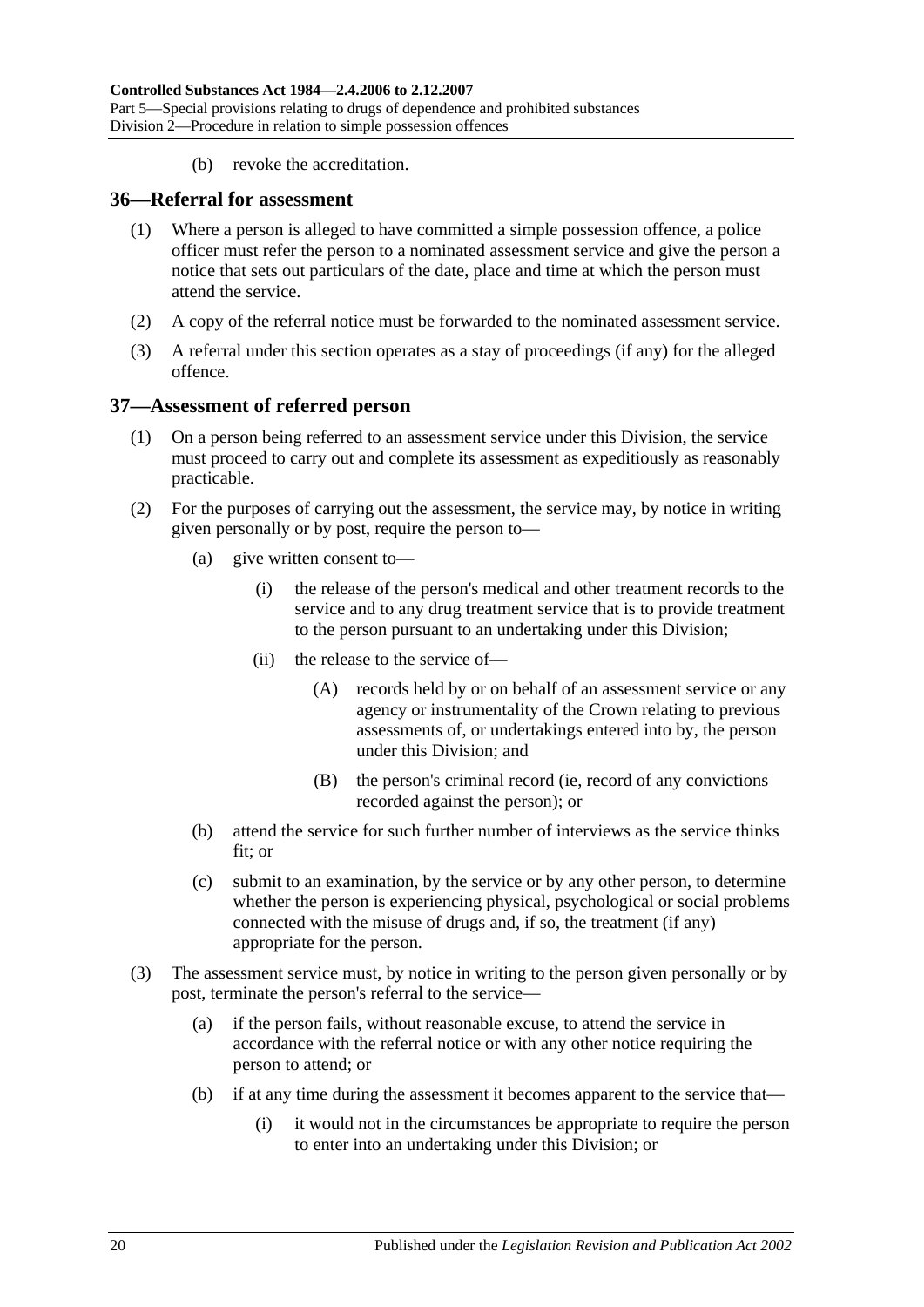(b) revoke the accreditation.

## 36—Referral for assessment

(1) Where a person is alleged to have committed a simple possession offence, a police officer must refer the person to a nominated assessment service and give the person a notice that sets out particulars of the date, place and time at which the person must attend the service.

(2) A copy of the referral notice must be forwarded to the nominated assessment service.

(3) A referral under this section operates as a stay of proceedings (if any) for the alleged offence.

## 37—Assessment of referred person

(1) On a person being referred to an assessment service under this Division, the service must proceed to carry out and complete its assessment as expeditiously as reasonably practicable.

(2) For the purposes of carrying out the assessment, the service may, by notice in writing given personally or by post, require the person to—

- (a) give written consent to—
  - (i) the release of the person's medical and other treatment records to the service and to any drug treatment service that is to provide treatment to the person pursuant to an undertaking under this Division;
  - (ii) the release to the service of—
    - (A) records held by or on behalf of an assessment service or any agency or instrumentality of the Crown relating to previous assessments of, or undertakings entered into by, the person under this Division; and
    - (B) the person's criminal record (ie, record of any convictions recorded against the person); or
- (b) attend the service for such further number of interviews as the service thinks fit; or
- (c) submit to an examination, by the service or by any other person, to determine whether the person is experiencing physical, psychological or social problems connected with the misuse of drugs and, if so, the treatment (if any) appropriate for the person.

(3) The assessment service must, by notice in writing to the person given personally or by post, terminate the person's referral to the service—

- (a) if the person fails, without reasonable excuse, to attend the service in accordance with the referral notice or with any other notice requiring the person to attend; or
- (b) if at any time during the assessment it becomes apparent to the service that—
  - (i) it would not in the circumstances be appropriate to require the person to enter into an undertaking under this Division; or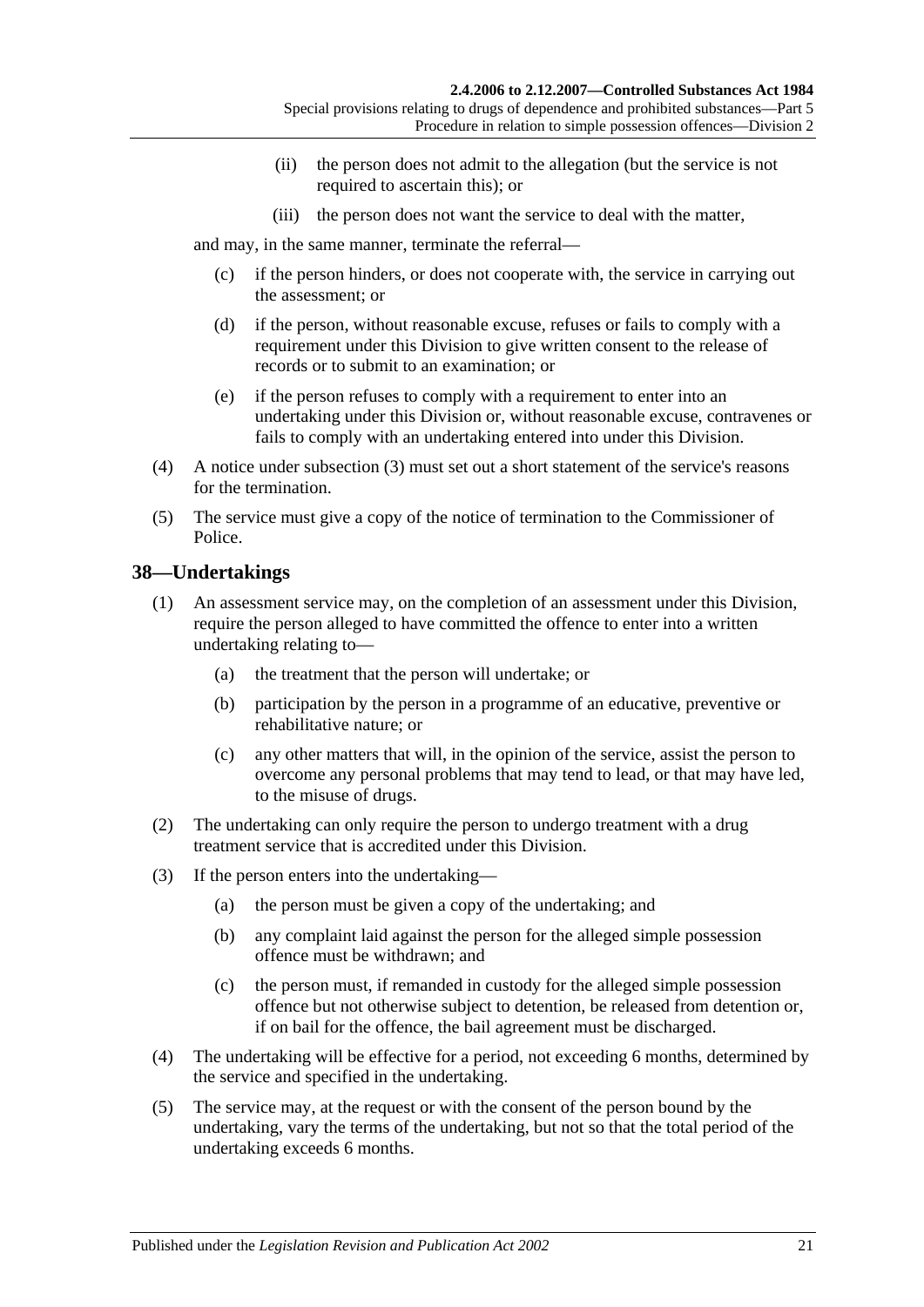(ii) the person does not admit to the allegation (but the service is not required to ascertain this); or

(iii) the person does not want the service to deal with the matter,

and may, in the same manner, terminate the referral—

(c) if the person hinders, or does not cooperate with, the service in carrying out the assessment; or

(d) if the person, without reasonable excuse, refuses or fails to comply with a requirement under this Division to give written consent to the release of records or to submit to an examination; or

(e) if the person refuses to comply with a requirement to enter into an undertaking under this Division or, without reasonable excuse, contravenes or fails to comply with an undertaking entered into under this Division.

(4) A notice under subsection (3) must set out a short statement of the service's reasons for the termination.

(5) The service must give a copy of the notice of termination to the Commissioner of Police.

## 38—Undertakings

(1) An assessment service may, on the completion of an assessment under this Division, require the person alleged to have committed the offence to enter into a written undertaking relating to—

(a) the treatment that the person will undertake; or

(b) participation by the person in a programme of an educative, preventive or rehabilitative nature; or

(c) any other matters that will, in the opinion of the service, assist the person to overcome any personal problems that may tend to lead, or that may have led, to the misuse of drugs.

(2) The undertaking can only require the person to undergo treatment with a drug treatment service that is accredited under this Division.

(3) If the person enters into the undertaking—

(a) the person must be given a copy of the undertaking; and

(b) any complaint laid against the person for the alleged simple possession offence must be withdrawn; and

(c) the person must, if remanded in custody for the alleged simple possession offence but not otherwise subject to detention, be released from detention or, if on bail for the offence, the bail agreement must be discharged.

(4) The undertaking will be effective for a period, not exceeding 6 months, determined by the service and specified in the undertaking.

(5) The service may, at the request or with the consent of the person bound by the undertaking, vary the terms of the undertaking, but not so that the total period of the undertaking exceeds 6 months.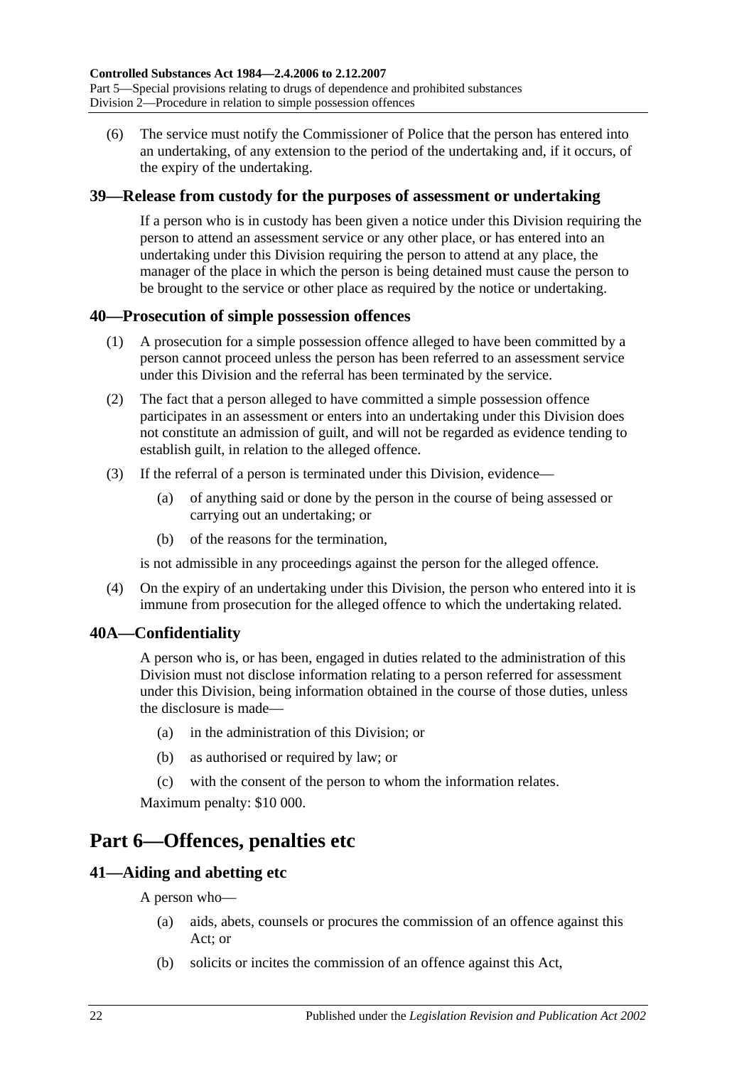(6) The service must notify the Commissioner of Police that the person has entered into an undertaking, of any extension to the period of the undertaking and, if it occurs, of the expiry of the undertaking.

### 39—Release from custody for the purposes of assessment or undertaking

If a person who is in custody has been given a notice under this Division requiring the person to attend an assessment service or any other place, or has entered into an undertaking under this Division requiring the person to attend at any place, the manager of the place in which the person is being detained must cause the person to be brought to the service or other place as required by the notice or undertaking.

### 40—Prosecution of simple possession offences

(1) A prosecution for a simple possession offence alleged to have been committed by a person cannot proceed unless the person has been referred to an assessment service under this Division and the referral has been terminated by the service.

(2) The fact that a person alleged to have committed a simple possession offence participates in an assessment or enters into an undertaking under this Division does not constitute an admission of guilt, and will not be regarded as evidence tending to establish guilt, in relation to the alleged offence.

(3) If the referral of a person is terminated under this Division, evidence—

- (a) of anything said or done by the person in the course of being assessed or carrying out an undertaking; or
- (b) of the reasons for the termination,

is not admissible in any proceedings against the person for the alleged offence.

(4) On the expiry of an undertaking under this Division, the person who entered into it is immune from prosecution for the alleged offence to which the undertaking related.

### 40A—Confidentiality

A person who is, or has been, engaged in duties related to the administration of this Division must not disclose information relating to a person referred for assessment under this Division, being information obtained in the course of those duties, unless the disclosure is made—

- (a) in the administration of this Division; or
- (b) as authorised or required by law; or
- (c) with the consent of the person to whom the information relates.

Maximum penalty: $10 000.

## Part 6—Offences, penalties etc

### 41—Aiding and abetting etc

A person who—

- (a) aids, abets, counsels or procures the commission of an offence against this Act; or
- (b) solicits or incites the commission of an offence against this Act,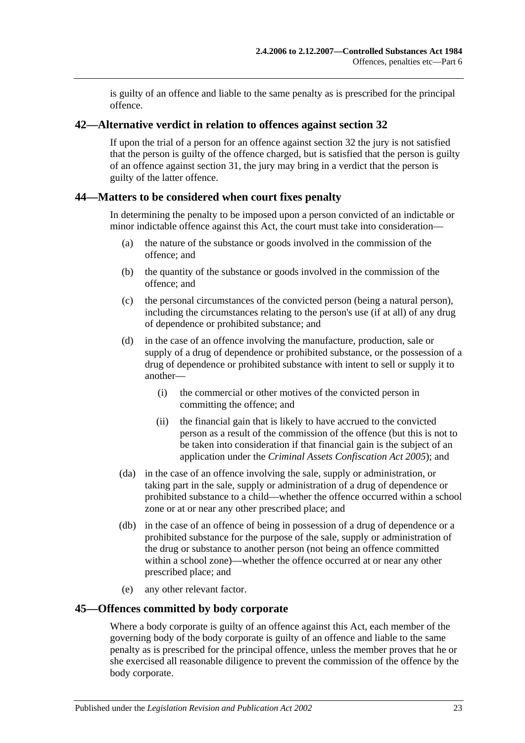is guilty of an offence and liable to the same penalty as is prescribed for the principal offence.

## 42—Alternative verdict in relation to offences against section 32

If upon the trial of a person for an offence against section 32 the jury is not satisfied that the person is guilty of the offence charged, but is satisfied that the person is guilty of an offence against section 31, the jury may bring in a verdict that the person is guilty of the latter offence.

## 44—Matters to be considered when court fixes penalty

In determining the penalty to be imposed upon a person convicted of an indictable or minor indictable offence against this Act, the court must take into consideration—

(a) the nature of the substance or goods involved in the commission of the offence; and

(b) the quantity of the substance or goods involved in the commission of the offence; and

(c) the personal circumstances of the convicted person (being a natural person), including the circumstances relating to the person's use (if at all) of any drug of dependence or prohibited substance; and

(d) in the case of an offence involving the manufacture, production, sale or supply of a drug of dependence or prohibited substance, or the possession of a drug of dependence or prohibited substance with intent to sell or supply it to another—

(i) the commercial or other motives of the convicted person in committing the offence; and

(ii) the financial gain that is likely to have accrued to the convicted person as a result of the commission of the offence (but this is not to be taken into consideration if that financial gain is the subject of an application under the *Criminal Assets Confiscation Act 2005*); and

(da) in the case of an offence involving the sale, supply or administration, or taking part in the sale, supply or administration of a drug of dependence or prohibited substance to a child—whether the offence occurred within a school zone or at or near any other prescribed place; and

(db) in the case of an offence of being in possession of a drug of dependence or a prohibited substance for the purpose of the sale, supply or administration of the drug or substance to another person (not being an offence committed within a school zone)—whether the offence occurred at or near any other prescribed place; and

(e) any other relevant factor.

## 45—Offences committed by body corporate

Where a body corporate is guilty of an offence against this Act, each member of the governing body of the body corporate is guilty of an offence and liable to the same penalty as is prescribed for the principal offence, unless the member proves that he or she exercised all reasonable diligence to prevent the commission of the offence by the body corporate.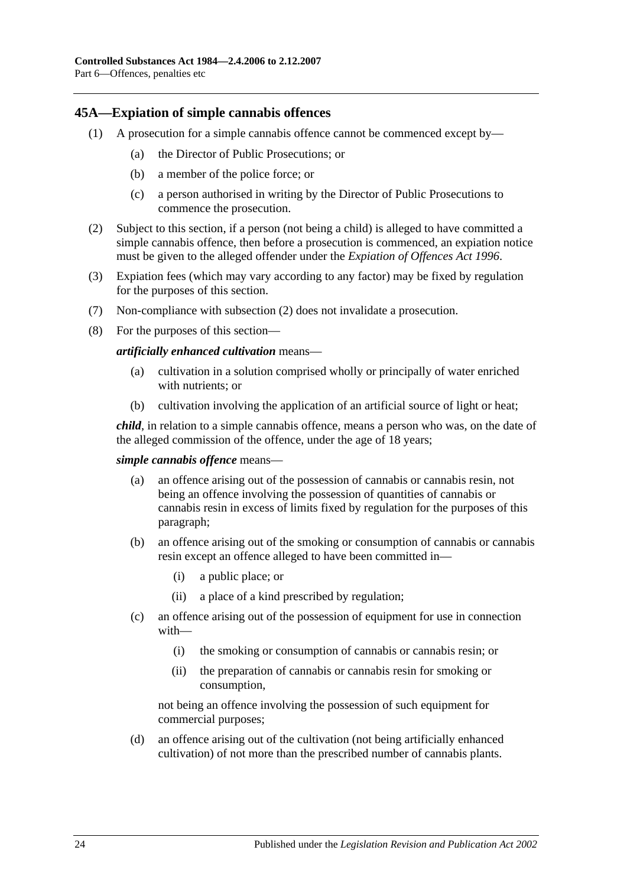## 45A—Expiation of simple cannabis offences

(1) A prosecution for a simple cannabis offence cannot be commenced except by—

(a) the Director of Public Prosecutions; or

(b) a member of the police force; or

(c) a person authorised in writing by the Director of Public Prosecutions to commence the prosecution.

(2) Subject to this section, if a person (not being a child) is alleged to have committed a simple cannabis offence, then before a prosecution is commenced, an expiation notice must be given to the alleged offender under the *Expiation of Offences Act 1996*.

(3) Expiation fees (which may vary according to any factor) may be fixed by regulation for the purposes of this section.

(7) Non-compliance with subsection (2) does not invalidate a prosecution.

(8) For the purposes of this section—

***artificially enhanced cultivation*** means—

(a) cultivation in a solution comprised wholly or principally of water enriched with nutrients; or

(b) cultivation involving the application of an artificial source of light or heat;

***child***, in relation to a simple cannabis offence, means a person who was, on the date of the alleged commission of the offence, under the age of 18 years;

***simple cannabis offence*** means—

(a) an offence arising out of the possession of cannabis or cannabis resin, not being an offence involving the possession of quantities of cannabis or cannabis resin in excess of limits fixed by regulation for the purposes of this paragraph;

(b) an offence arising out of the smoking or consumption of cannabis or cannabis resin except an offence alleged to have been committed in—

(i) a public place; or

(ii) a place of a kind prescribed by regulation;

(c) an offence arising out of the possession of equipment for use in connection with—

(i) the smoking or consumption of cannabis or cannabis resin; or

(ii) the preparation of cannabis or cannabis resin for smoking or consumption,

not being an offence involving the possession of such equipment for commercial purposes;

(d) an offence arising out of the cultivation (not being artificially enhanced cultivation) of not more than the prescribed number of cannabis plants.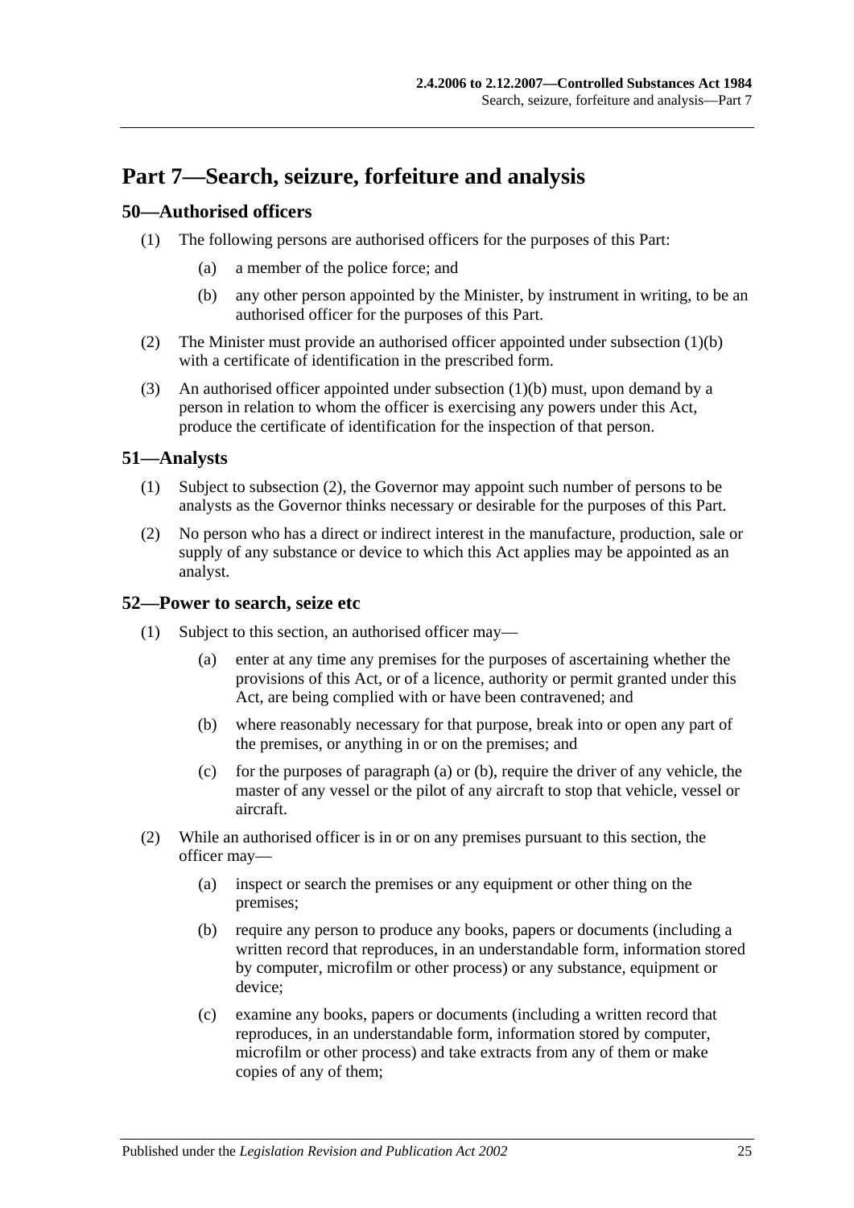# Part 7—Search, seizure, forfeiture and analysis

## 50—Authorised officers

(1) The following persons are authorised officers for the purposes of this Part:

(a) a member of the police force; and

(b) any other person appointed by the Minister, by instrument in writing, to be an authorised officer for the purposes of this Part.

(2) The Minister must provide an authorised officer appointed under subsection (1)(b) with a certificate of identification in the prescribed form.

(3) An authorised officer appointed under subsection (1)(b) must, upon demand by a person in relation to whom the officer is exercising any powers under this Act, produce the certificate of identification for the inspection of that person.

## 51—Analysts

(1) Subject to subsection (2), the Governor may appoint such number of persons to be analysts as the Governor thinks necessary or desirable for the purposes of this Part.

(2) No person who has a direct or indirect interest in the manufacture, production, sale or supply of any substance or device to which this Act applies may be appointed as an analyst.

## 52—Power to search, seize etc

(1) Subject to this section, an authorised officer may—

(a) enter at any time any premises for the purposes of ascertaining whether the provisions of this Act, or of a licence, authority or permit granted under this Act, are being complied with or have been contravened; and

(b) where reasonably necessary for that purpose, break into or open any part of the premises, or anything in or on the premises; and

(c) for the purposes of paragraph (a) or (b), require the driver of any vehicle, the master of any vessel or the pilot of any aircraft to stop that vehicle, vessel or aircraft.

(2) While an authorised officer is in or on any premises pursuant to this section, the officer may—

(a) inspect or search the premises or any equipment or other thing on the premises;

(b) require any person to produce any books, papers or documents (including a written record that reproduces, in an understandable form, information stored by computer, microfilm or other process) or any substance, equipment or device;

(c) examine any books, papers or documents (including a written record that reproduces, in an understandable form, information stored by computer, microfilm or other process) and take extracts from any of them or make copies of any of them;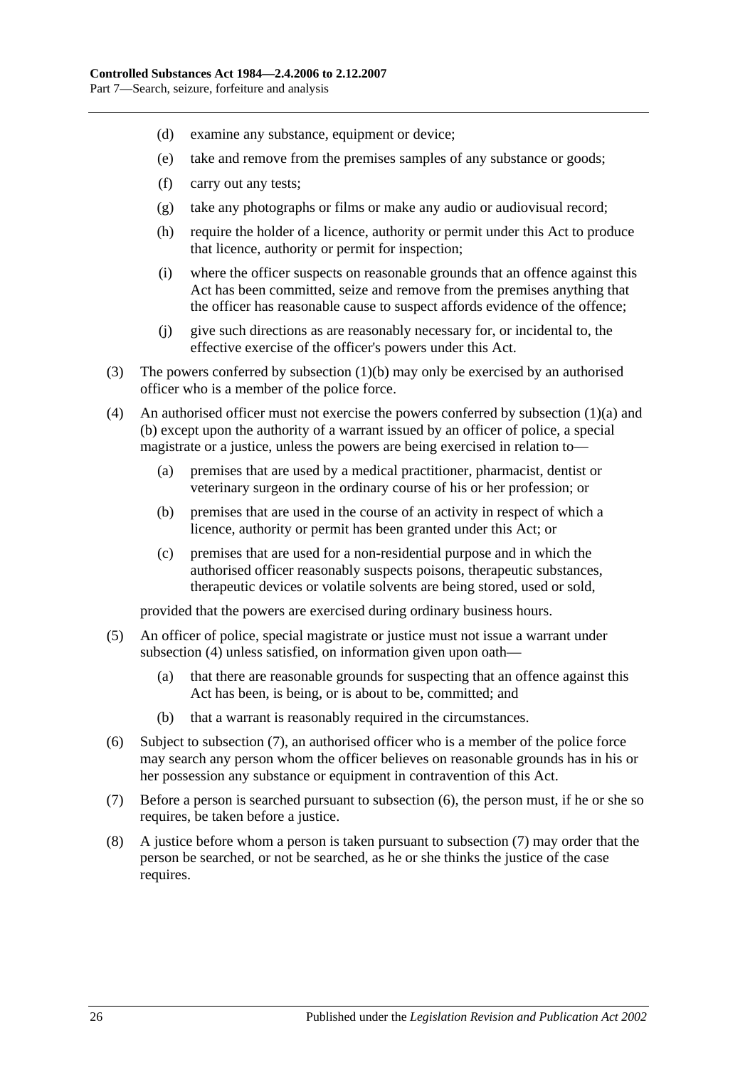(d) examine any substance, equipment or device;

(e) take and remove from the premises samples of any substance or goods;

(f) carry out any tests;

(g) take any photographs or films or make any audio or audiovisual record;

(h) require the holder of a licence, authority or permit under this Act to produce that licence, authority or permit for inspection;

(i) where the officer suspects on reasonable grounds that an offence against this Act has been committed, seize and remove from the premises anything that the officer has reasonable cause to suspect affords evidence of the offence;

(j) give such directions as are reasonably necessary for, or incidental to, the effective exercise of the officer's powers under this Act.

(3) The powers conferred by subsection (1)(b) may only be exercised by an authorised officer who is a member of the police force.

(4) An authorised officer must not exercise the powers conferred by subsection (1)(a) and (b) except upon the authority of a warrant issued by an officer of police, a special magistrate or a justice, unless the powers are being exercised in relation to—

(a) premises that are used by a medical practitioner, pharmacist, dentist or veterinary surgeon in the ordinary course of his or her profession; or

(b) premises that are used in the course of an activity in respect of which a licence, authority or permit has been granted under this Act; or

(c) premises that are used for a non-residential purpose and in which the authorised officer reasonably suspects poisons, therapeutic substances, therapeutic devices or volatile solvents are being stored, used or sold,

provided that the powers are exercised during ordinary business hours.

(5) An officer of police, special magistrate or justice must not issue a warrant under subsection (4) unless satisfied, on information given upon oath—

(a) that there are reasonable grounds for suspecting that an offence against this Act has been, is being, or is about to be, committed; and

(b) that a warrant is reasonably required in the circumstances.

(6) Subject to subsection (7), an authorised officer who is a member of the police force may search any person whom the officer believes on reasonable grounds has in his or her possession any substance or equipment in contravention of this Act.

(7) Before a person is searched pursuant to subsection (6), the person must, if he or she so requires, be taken before a justice.

(8) A justice before whom a person is taken pursuant to subsection (7) may order that the person be searched, or not be searched, as he or she thinks the justice of the case requires.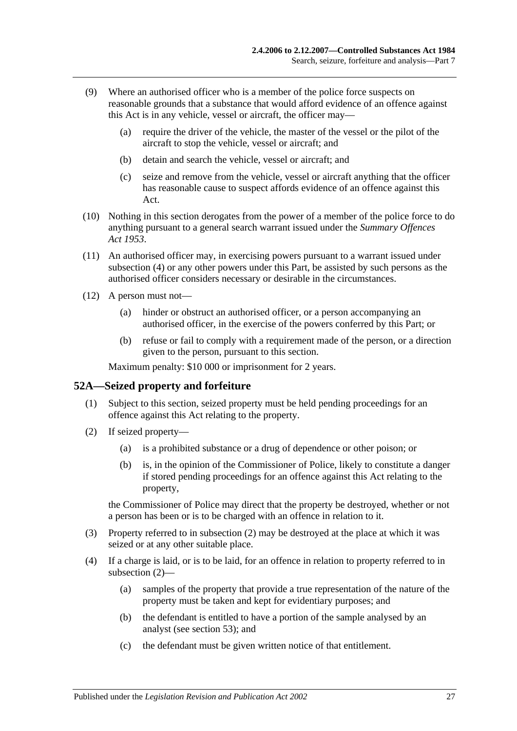(9) Where an authorised officer who is a member of the police force suspects on reasonable grounds that a substance that would afford evidence of an offence against this Act is in any vehicle, vessel or aircraft, the officer may—

(a) require the driver of the vehicle, the master of the vessel or the pilot of the aircraft to stop the vehicle, vessel or aircraft; and

(b) detain and search the vehicle, vessel or aircraft; and

(c) seize and remove from the vehicle, vessel or aircraft anything that the officer has reasonable cause to suspect affords evidence of an offence against this Act.

(10) Nothing in this section derogates from the power of a member of the police force to do anything pursuant to a general search warrant issued under the *Summary Offences Act 1953*.

(11) An authorised officer may, in exercising powers pursuant to a warrant issued under subsection (4) or any other powers under this Part, be assisted by such persons as the authorised officer considers necessary or desirable in the circumstances.

(12) A person must not—

(a) hinder or obstruct an authorised officer, or a person accompanying an authorised officer, in the exercise of the powers conferred by this Part; or

(b) refuse or fail to comply with a requirement made of the person, or a direction given to the person, pursuant to this section.

Maximum penalty: $10 000 or imprisonment for 2 years.

## 52A—Seized property and forfeiture

(1) Subject to this section, seized property must be held pending proceedings for an offence against this Act relating to the property.

(2) If seized property—

(a) is a prohibited substance or a drug of dependence or other poison; or

(b) is, in the opinion of the Commissioner of Police, likely to constitute a danger if stored pending proceedings for an offence against this Act relating to the property,

the Commissioner of Police may direct that the property be destroyed, whether or not a person has been or is to be charged with an offence in relation to it.

(3) Property referred to in subsection (2) may be destroyed at the place at which it was seized or at any other suitable place.

(4) If a charge is laid, or is to be laid, for an offence in relation to property referred to in subsection (2)—

(a) samples of the property that provide a true representation of the nature of the property must be taken and kept for evidentiary purposes; and

(b) the defendant is entitled to have a portion of the sample analysed by an analyst (see section 53); and

(c) the defendant must be given written notice of that entitlement.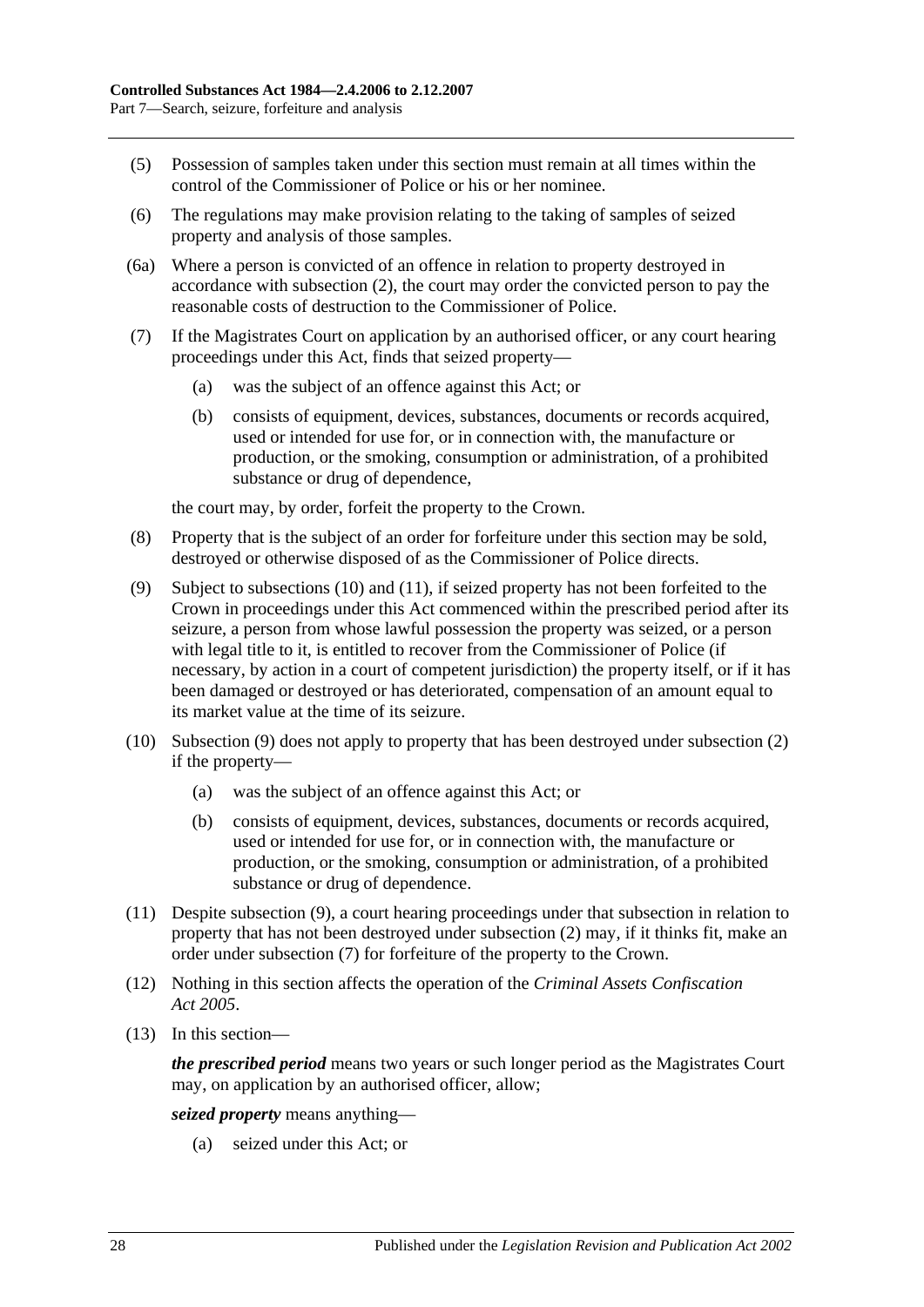(5) Possession of samples taken under this section must remain at all times within the control of the Commissioner of Police or his or her nominee.

(6) The regulations may make provision relating to the taking of samples of seized property and analysis of those samples.

(6a) Where a person is convicted of an offence in relation to property destroyed in accordance with subsection (2), the court may order the convicted person to pay the reasonable costs of destruction to the Commissioner of Police.

(7) If the Magistrates Court on application by an authorised officer, or any court hearing proceedings under this Act, finds that seized property—

(a) was the subject of an offence against this Act; or

(b) consists of equipment, devices, substances, documents or records acquired, used or intended for use for, or in connection with, the manufacture or production, or the smoking, consumption or administration, of a prohibited substance or drug of dependence,

the court may, by order, forfeit the property to the Crown.

(8) Property that is the subject of an order for forfeiture under this section may be sold, destroyed or otherwise disposed of as the Commissioner of Police directs.

(9) Subject to subsections (10) and (11), if seized property has not been forfeited to the Crown in proceedings under this Act commenced within the prescribed period after its seizure, a person from whose lawful possession the property was seized, or a person with legal title to it, is entitled to recover from the Commissioner of Police (if necessary, by action in a court of competent jurisdiction) the property itself, or if it has been damaged or destroyed or has deteriorated, compensation of an amount equal to its market value at the time of its seizure.

(10) Subsection (9) does not apply to property that has been destroyed under subsection (2) if the property—

(a) was the subject of an offence against this Act; or

(b) consists of equipment, devices, substances, documents or records acquired, used or intended for use for, or in connection with, the manufacture or production, or the smoking, consumption or administration, of a prohibited substance or drug of dependence.

(11) Despite subsection (9), a court hearing proceedings under that subsection in relation to property that has not been destroyed under subsection (2) may, if it thinks fit, make an order under subsection (7) for forfeiture of the property to the Crown.

(12) Nothing in this section affects the operation of the *Criminal Assets Confiscation Act 2005*.

(13) In this section—

***the prescribed period*** means two years or such longer period as the Magistrates Court may, on application by an authorised officer, allow;

***seized property*** means anything—

(a) seized under this Act; or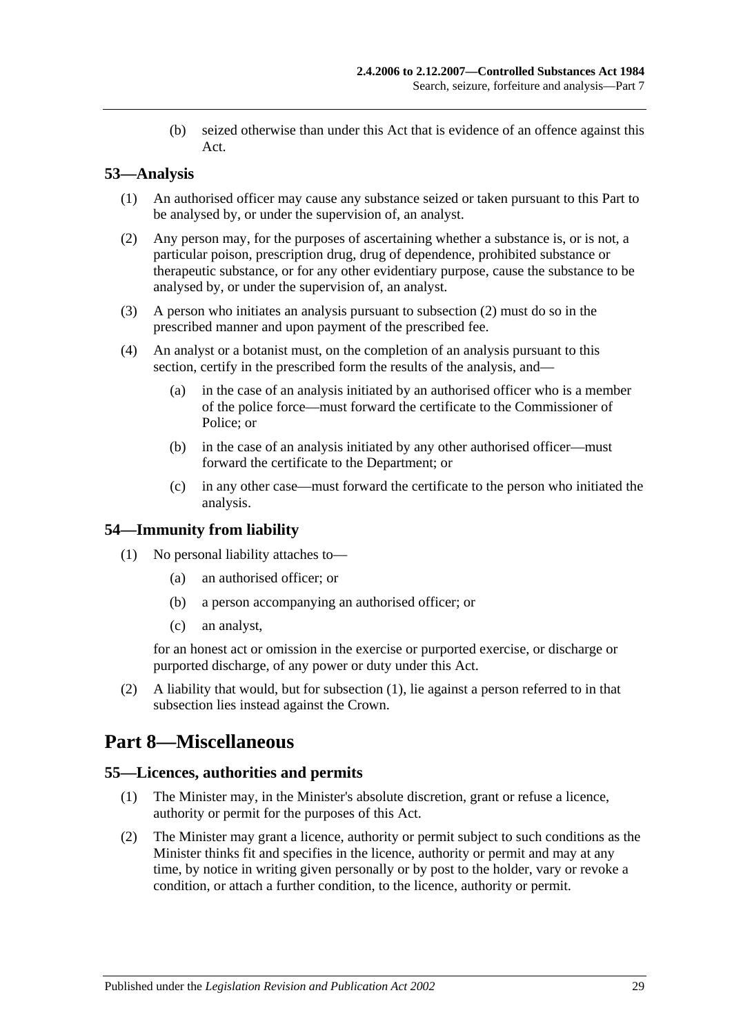(b) seized otherwise than under this Act that is evidence of an offence against this Act.

## 53—Analysis

(1) An authorised officer may cause any substance seized or taken pursuant to this Part to be analysed by, or under the supervision of, an analyst.

(2) Any person may, for the purposes of ascertaining whether a substance is, or is not, a particular poison, prescription drug, drug of dependence, prohibited substance or therapeutic substance, or for any other evidentiary purpose, cause the substance to be analysed by, or under the supervision of, an analyst.

(3) A person who initiates an analysis pursuant to subsection (2) must do so in the prescribed manner and upon payment of the prescribed fee.

(4) An analyst or a botanist must, on the completion of an analysis pursuant to this section, certify in the prescribed form the results of the analysis, and—

(a) in the case of an analysis initiated by an authorised officer who is a member of the police force—must forward the certificate to the Commissioner of Police; or

(b) in the case of an analysis initiated by any other authorised officer—must forward the certificate to the Department; or

(c) in any other case—must forward the certificate to the person who initiated the analysis.

## 54—Immunity from liability

(1) No personal liability attaches to—

(a) an authorised officer; or

(b) a person accompanying an authorised officer; or

(c) an analyst,

for an honest act or omission in the exercise or purported exercise, or discharge or purported discharge, of any power or duty under this Act.

(2) A liability that would, but for subsection (1), lie against a person referred to in that subsection lies instead against the Crown.

# Part 8—Miscellaneous

## 55—Licences, authorities and permits

(1) The Minister may, in the Minister's absolute discretion, grant or refuse a licence, authority or permit for the purposes of this Act.

(2) The Minister may grant a licence, authority or permit subject to such conditions as the Minister thinks fit and specifies in the licence, authority or permit and may at any time, by notice in writing given personally or by post to the holder, vary or revoke a condition, or attach a further condition, to the licence, authority or permit.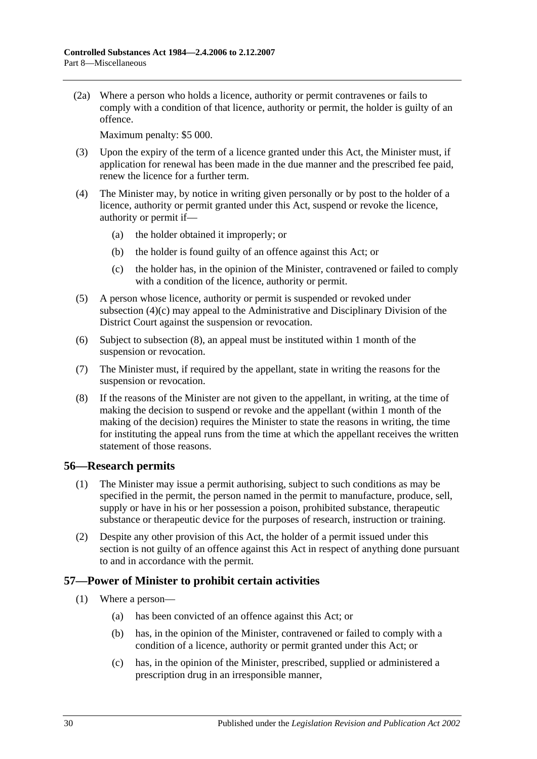(2a) Where a person who holds a licence, authority or permit contravenes or fails to comply with a condition of that licence, authority or permit, the holder is guilty of an offence.

Maximum penalty: $5 000.

(3) Upon the expiry of the term of a licence granted under this Act, the Minister must, if application for renewal has been made in the due manner and the prescribed fee paid, renew the licence for a further term.

(4) The Minister may, by notice in writing given personally or by post to the holder of a licence, authority or permit granted under this Act, suspend or revoke the licence, authority or permit if—

(a) the holder obtained it improperly; or

(b) the holder is found guilty of an offence against this Act; or

(c) the holder has, in the opinion of the Minister, contravened or failed to comply with a condition of the licence, authority or permit.

(5) A person whose licence, authority or permit is suspended or revoked under subsection (4)(c) may appeal to the Administrative and Disciplinary Division of the District Court against the suspension or revocation.

(6) Subject to subsection (8), an appeal must be instituted within 1 month of the suspension or revocation.

(7) The Minister must, if required by the appellant, state in writing the reasons for the suspension or revocation.

(8) If the reasons of the Minister are not given to the appellant, in writing, at the time of making the decision to suspend or revoke and the appellant (within 1 month of the making of the decision) requires the Minister to state the reasons in writing, the time for instituting the appeal runs from the time at which the appellant receives the written statement of those reasons.

## 56—Research permits

(1) The Minister may issue a permit authorising, subject to such conditions as may be specified in the permit, the person named in the permit to manufacture, produce, sell, supply or have in his or her possession a poison, prohibited substance, therapeutic substance or therapeutic device for the purposes of research, instruction or training.

(2) Despite any other provision of this Act, the holder of a permit issued under this section is not guilty of an offence against this Act in respect of anything done pursuant to and in accordance with the permit.

## 57—Power of Minister to prohibit certain activities

(1) Where a person—

(a) has been convicted of an offence against this Act; or

(b) has, in the opinion of the Minister, contravened or failed to comply with a condition of a licence, authority or permit granted under this Act; or

(c) has, in the opinion of the Minister, prescribed, supplied or administered a prescription drug in an irresponsible manner,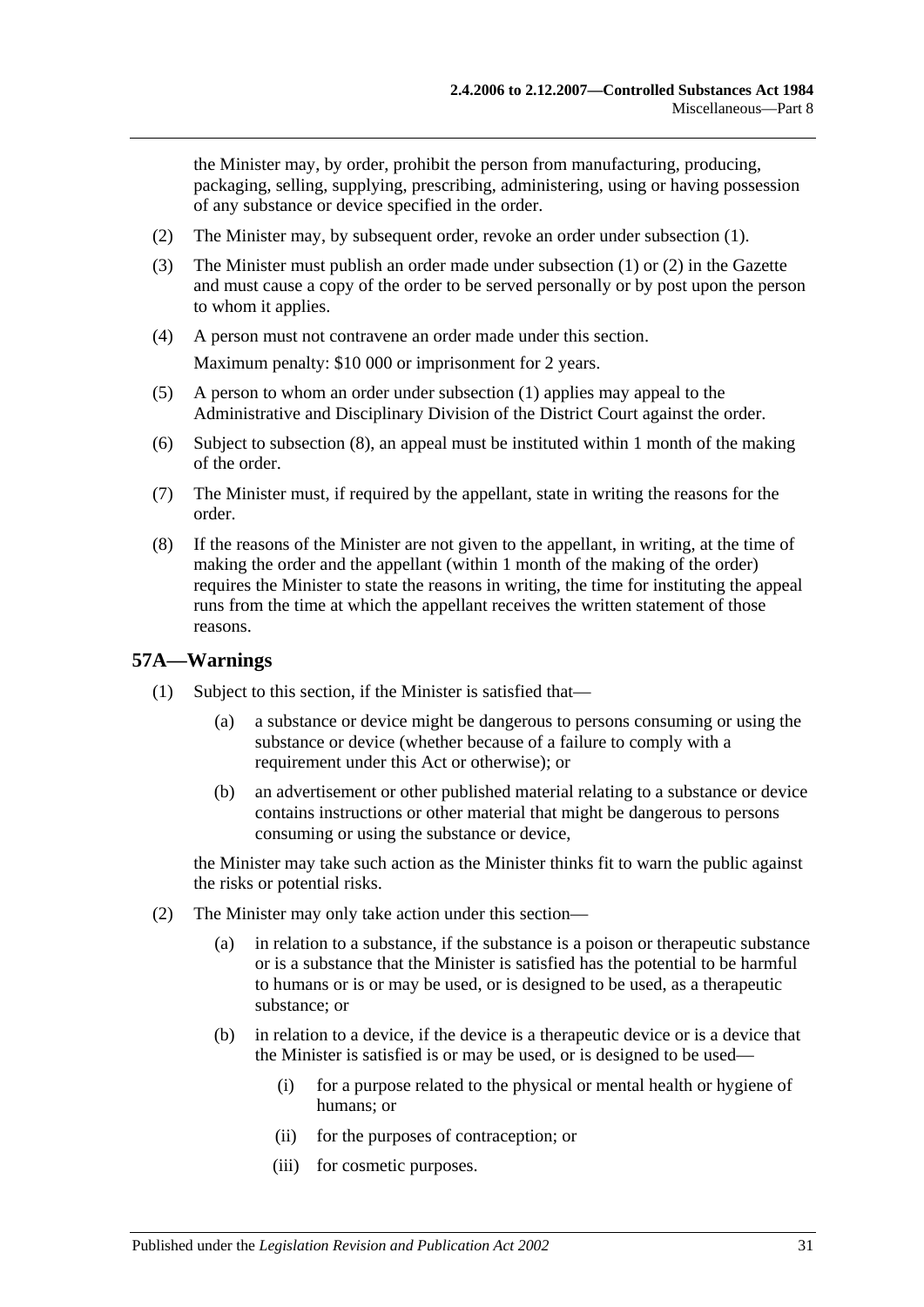the Minister may, by order, prohibit the person from manufacturing, producing, packaging, selling, supplying, prescribing, administering, using or having possession of any substance or device specified in the order.

(2) The Minister may, by subsequent order, revoke an order under subsection (1).

(3) The Minister must publish an order made under subsection (1) or (2) in the Gazette and must cause a copy of the order to be served personally or by post upon the person to whom it applies.

(4) A person must not contravene an order made under this section.

Maximum penalty: $10 000 or imprisonment for 2 years.

(5) A person to whom an order under subsection (1) applies may appeal to the Administrative and Disciplinary Division of the District Court against the order.

(6) Subject to subsection (8), an appeal must be instituted within 1 month of the making of the order.

(7) The Minister must, if required by the appellant, state in writing the reasons for the order.

(8) If the reasons of the Minister are not given to the appellant, in writing, at the time of making the order and the appellant (within 1 month of the making of the order) requires the Minister to state the reasons in writing, the time for instituting the appeal runs from the time at which the appellant receives the written statement of those reasons.

## 57A—Warnings

(1) Subject to this section, if the Minister is satisfied that—

  (a) a substance or device might be dangerous to persons consuming or using the substance or device (whether because of a failure to comply with a requirement under this Act or otherwise); or

  (b) an advertisement or other published material relating to a substance or device contains instructions or other material that might be dangerous to persons consuming or using the substance or device,

the Minister may take such action as the Minister thinks fit to warn the public against the risks or potential risks.

(2) The Minister may only take action under this section—

  (a) in relation to a substance, if the substance is a poison or therapeutic substance or is a substance that the Minister is satisfied has the potential to be harmful to humans or is or may be used, or is designed to be used, as a therapeutic substance; or

  (b) in relation to a device, if the device is a therapeutic device or is a device that the Minister is satisfied is or may be used, or is designed to be used—

    (i) for a purpose related to the physical or mental health or hygiene of humans; or

    (ii) for the purposes of contraception; or

    (iii) for cosmetic purposes.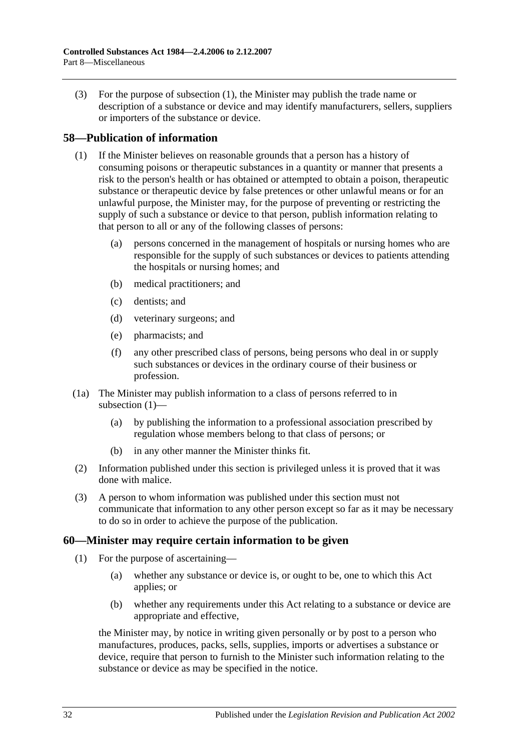(3) For the purpose of subsection (1), the Minister may publish the trade name or description of a substance or device and may identify manufacturers, sellers, suppliers or importers of the substance or device.

## 58—Publication of information

(1) If the Minister believes on reasonable grounds that a person has a history of consuming poisons or therapeutic substances in a quantity or manner that presents a risk to the person's health or has obtained or attempted to obtain a poison, therapeutic substance or therapeutic device by false pretences or other unlawful means or for an unlawful purpose, the Minister may, for the purpose of preventing or restricting the supply of such a substance or device to that person, publish information relating to that person to all or any of the following classes of persons:

- (a) persons concerned in the management of hospitals or nursing homes who are responsible for the supply of such substances or devices to patients attending the hospitals or nursing homes; and
- (b) medical practitioners; and
- (c) dentists; and
- (d) veterinary surgeons; and
- (e) pharmacists; and
- (f) any other prescribed class of persons, being persons who deal in or supply such substances or devices in the ordinary course of their business or profession.

(1a) The Minister may publish information to a class of persons referred to in subsection (1)—

- (a) by publishing the information to a professional association prescribed by regulation whose members belong to that class of persons; or
- (b) in any other manner the Minister thinks fit.

(2) Information published under this section is privileged unless it is proved that it was done with malice.

(3) A person to whom information was published under this section must not communicate that information to any other person except so far as it may be necessary to do so in order to achieve the purpose of the publication.

## 60—Minister may require certain information to be given

(1) For the purpose of ascertaining—

- (a) whether any substance or device is, or ought to be, one to which this Act applies; or
- (b) whether any requirements under this Act relating to a substance or device are appropriate and effective,

the Minister may, by notice in writing given personally or by post to a person who manufactures, produces, packs, sells, supplies, imports or advertises a substance or device, require that person to furnish to the Minister such information relating to the substance or device as may be specified in the notice.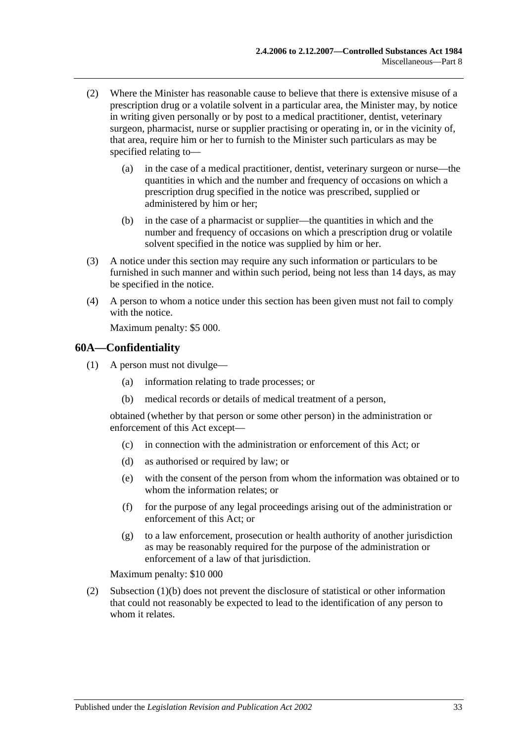(2) Where the Minister has reasonable cause to believe that there is extensive misuse of a prescription drug or a volatile solvent in a particular area, the Minister may, by notice in writing given personally or by post to a medical practitioner, dentist, veterinary surgeon, pharmacist, nurse or supplier practising or operating in, or in the vicinity of, that area, require him or her to furnish to the Minister such particulars as may be specified relating to—

(a) in the case of a medical practitioner, dentist, veterinary surgeon or nurse—the quantities in which and the number and frequency of occasions on which a prescription drug specified in the notice was prescribed, supplied or administered by him or her;

(b) in the case of a pharmacist or supplier—the quantities in which and the number and frequency of occasions on which a prescription drug or volatile solvent specified in the notice was supplied by him or her.

(3) A notice under this section may require any such information or particulars to be furnished in such manner and within such period, being not less than 14 days, as may be specified in the notice.

(4) A person to whom a notice under this section has been given must not fail to comply with the notice.

Maximum penalty: $5 000.

## 60A—Confidentiality

(1) A person must not divulge—

(a) information relating to trade processes; or

(b) medical records or details of medical treatment of a person,

obtained (whether by that person or some other person) in the administration or enforcement of this Act except—

(c) in connection with the administration or enforcement of this Act; or

(d) as authorised or required by law; or

(e) with the consent of the person from whom the information was obtained or to whom the information relates; or

(f) for the purpose of any legal proceedings arising out of the administration or enforcement of this Act; or

(g) to a law enforcement, prosecution or health authority of another jurisdiction as may be reasonably required for the purpose of the administration or enforcement of a law of that jurisdiction.

Maximum penalty: $10 000

(2) Subsection (1)(b) does not prevent the disclosure of statistical or other information that could not reasonably be expected to lead to the identification of any person to whom it relates.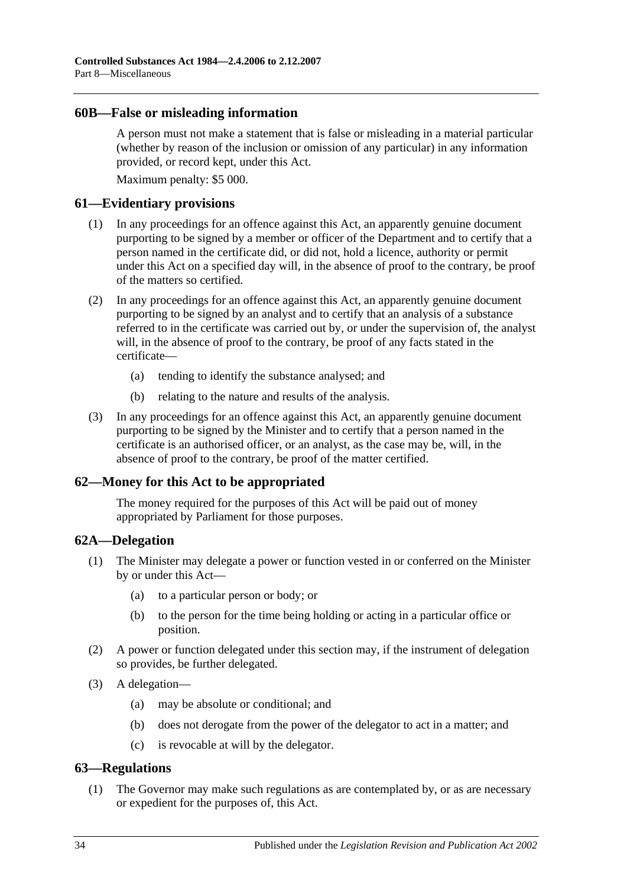## 60B—False or misleading information

A person must not make a statement that is false or misleading in a material particular (whether by reason of the inclusion or omission of any particular) in any information provided, or record kept, under this Act.

Maximum penalty: $5 000.

## 61—Evidentiary provisions

(1) In any proceedings for an offence against this Act, an apparently genuine document purporting to be signed by a member or officer of the Department and to certify that a person named in the certificate did, or did not, hold a licence, authority or permit under this Act on a specified day will, in the absence of proof to the contrary, be proof of the matters so certified.

(2) In any proceedings for an offence against this Act, an apparently genuine document purporting to be signed by an analyst and to certify that an analysis of a substance referred to in the certificate was carried out by, or under the supervision of, the analyst will, in the absence of proof to the contrary, be proof of any facts stated in the certificate—

(a) tending to identify the substance analysed; and

(b) relating to the nature and results of the analysis.

(3) In any proceedings for an offence against this Act, an apparently genuine document purporting to be signed by the Minister and to certify that a person named in the certificate is an authorised officer, or an analyst, as the case may be, will, in the absence of proof to the contrary, be proof of the matter certified.

## 62—Money for this Act to be appropriated

The money required for the purposes of this Act will be paid out of money appropriated by Parliament for those purposes.

## 62A—Delegation

(1) The Minister may delegate a power or function vested in or conferred on the Minister by or under this Act—

(a) to a particular person or body; or

(b) to the person for the time being holding or acting in a particular office or position.

(2) A power or function delegated under this section may, if the instrument of delegation so provides, be further delegated.

(3) A delegation—

(a) may be absolute or conditional; and

(b) does not derogate from the power of the delegator to act in a matter; and

(c) is revocable at will by the delegator.

## 63—Regulations

(1) The Governor may make such regulations as are contemplated by, or as are necessary or expedient for the purposes of, this Act.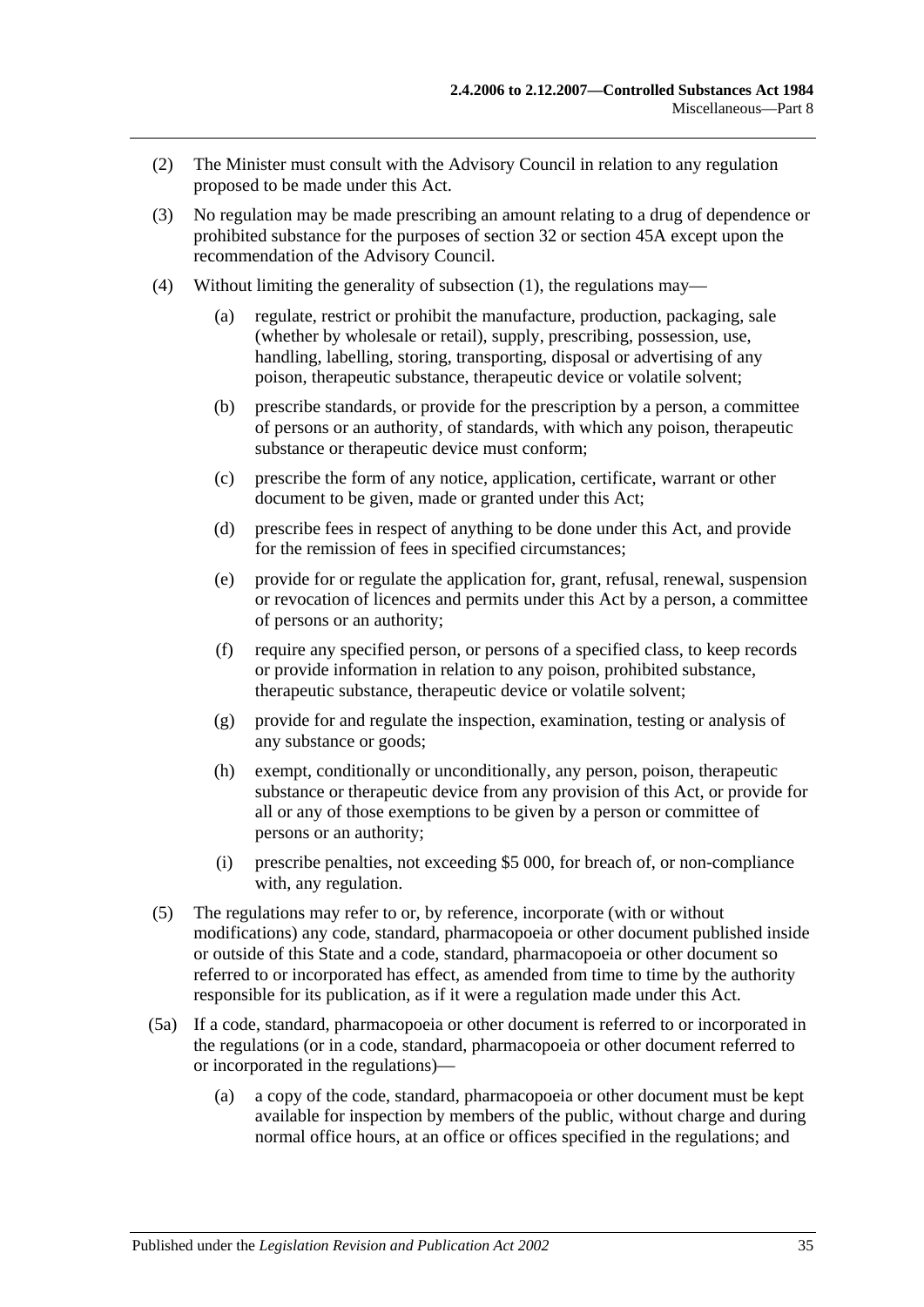(2) The Minister must consult with the Advisory Council in relation to any regulation proposed to be made under this Act.

(3) No regulation may be made prescribing an amount relating to a drug of dependence or prohibited substance for the purposes of section 32 or section 45A except upon the recommendation of the Advisory Council.

(4) Without limiting the generality of subsection (1), the regulations may—

- (a) regulate, restrict or prohibit the manufacture, production, packaging, sale (whether by wholesale or retail), supply, prescribing, possession, use, handling, labelling, storing, transporting, disposal or advertising of any poison, therapeutic substance, therapeutic device or volatile solvent;
- (b) prescribe standards, or provide for the prescription by a person, a committee of persons or an authority, of standards, with which any poison, therapeutic substance or therapeutic device must conform;
- (c) prescribe the form of any notice, application, certificate, warrant or other document to be given, made or granted under this Act;
- (d) prescribe fees in respect of anything to be done under this Act, and provide for the remission of fees in specified circumstances;
- (e) provide for or regulate the application for, grant, refusal, renewal, suspension or revocation of licences and permits under this Act by a person, a committee of persons or an authority;
- (f) require any specified person, or persons of a specified class, to keep records or provide information in relation to any poison, prohibited substance, therapeutic substance, therapeutic device or volatile solvent;
- (g) provide for and regulate the inspection, examination, testing or analysis of any substance or goods;
- (h) exempt, conditionally or unconditionally, any person, poison, therapeutic substance or therapeutic device from any provision of this Act, or provide for all or any of those exemptions to be given by a person or committee of persons or an authority;
- (i) prescribe penalties, not exceeding $5 000, for breach of, or non-compliance with, any regulation.

(5) The regulations may refer to or, by reference, incorporate (with or without modifications) any code, standard, pharmacopoeia or other document published inside or outside of this State and a code, standard, pharmacopoeia or other document so referred to or incorporated has effect, as amended from time to time by the authority responsible for its publication, as if it were a regulation made under this Act.

(5a) If a code, standard, pharmacopoeia or other document is referred to or incorporated in the regulations (or in a code, standard, pharmacopoeia or other document referred to or incorporated in the regulations)—

- (a) a copy of the code, standard, pharmacopoeia or other document must be kept available for inspection by members of the public, without charge and during normal office hours, at an office or offices specified in the regulations; and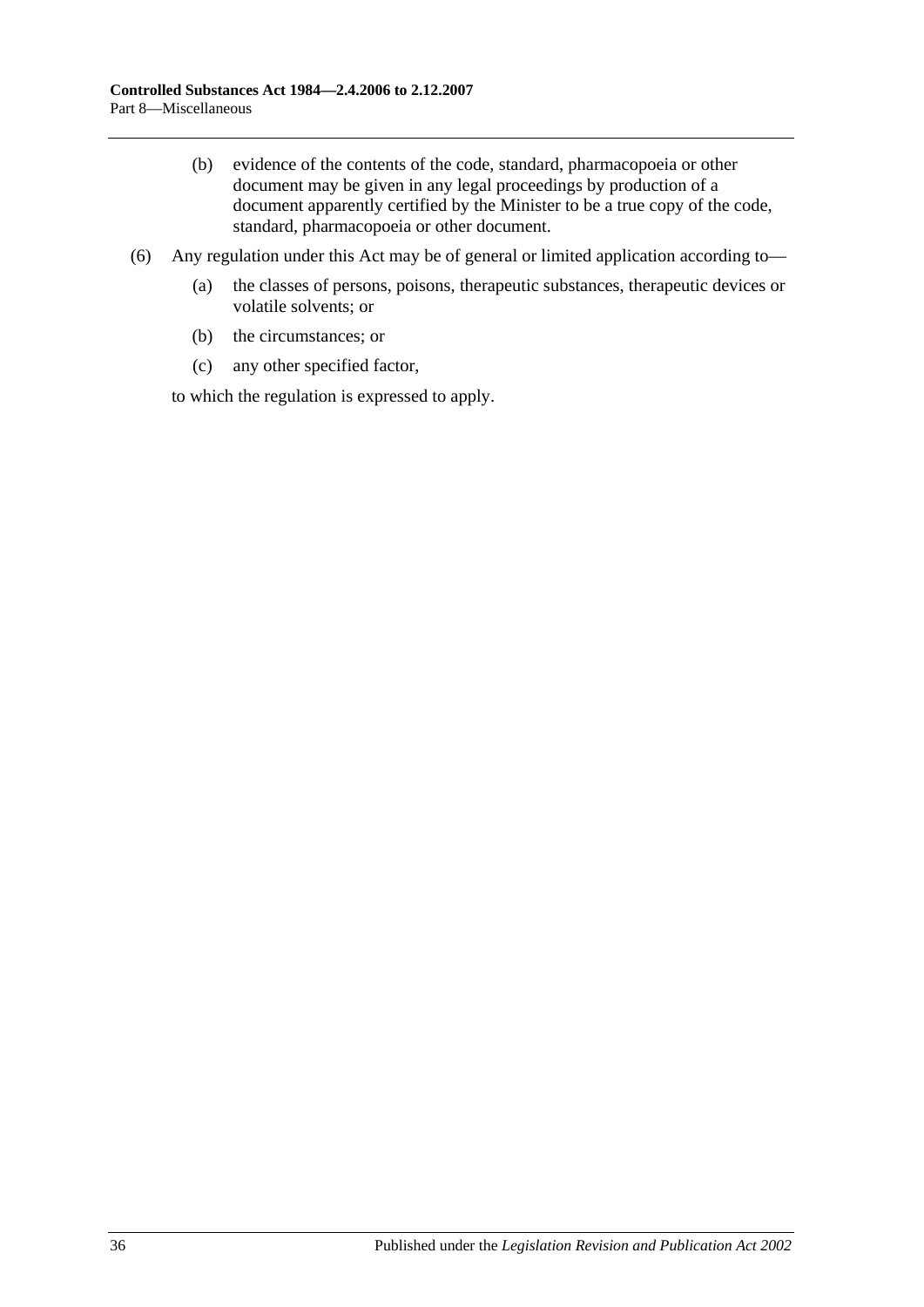(b) evidence of the contents of the code, standard, pharmacopoeia or other document may be given in any legal proceedings by production of a document apparently certified by the Minister to be a true copy of the code, standard, pharmacopoeia or other document.

(6) Any regulation under this Act may be of general or limited application according to—

(a) the classes of persons, poisons, therapeutic substances, therapeutic devices or volatile solvents; or

(b) the circumstances; or

(c) any other specified factor,

to which the regulation is expressed to apply.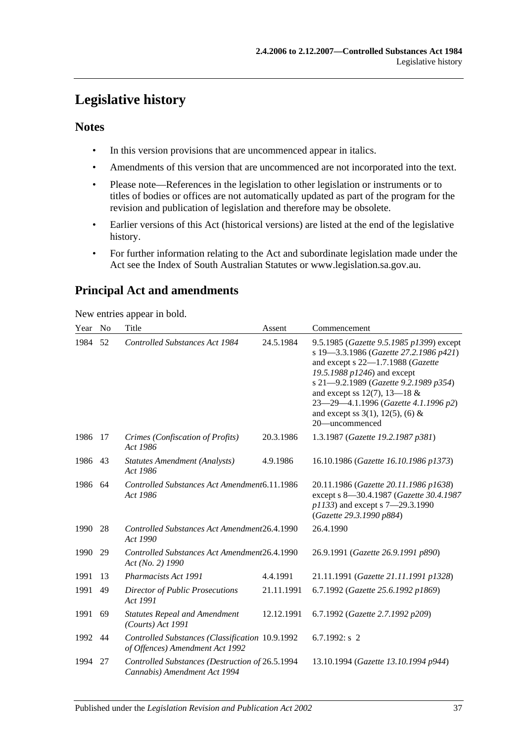# Legislative history

## Notes

- In this version provisions that are uncommenced appear in italics.
- Amendments of this version that are uncommenced are not incorporated into the text.
- Please note—References in the legislation to other legislation or instruments or to titles of bodies or offices are not automatically updated as part of the program for the revision and publication of legislation and therefore may be obsolete.
- Earlier versions of this Act (historical versions) are listed at the end of the legislative history.
- For further information relating to the Act and subordinate legislation made under the Act see the Index of South Australian Statutes or www.legislation.sa.gov.au.

## Principal Act and amendments

New entries appear in bold.

| Year | No | Title | Assent | Commencement |
|---|---|---|---|---|
| 1984 | 52 | *Controlled Substances Act 1984* | 24.5.1984 | 9.5.1985 (*Gazette 9.5.1985 p1399*) except s 19—3.3.1986 (*Gazette 27.2.1986 p421*) and except s 22—1.7.1988 (*Gazette 19.5.1988 p1246*) and except s 21—9.2.1989 (*Gazette 9.2.1989 p354*) and except ss 12(7), 13—18 & 23—29—4.1.1996 (*Gazette 4.1.1996 p2*) and except ss 3(1), 12(5), (6) & 20—uncommenced |
| 1986 | 17 | *Crimes (Confiscation of Profits) Act 1986* | 20.3.1986 | 1.3.1987 (*Gazette 19.2.1987 p381*) |
| 1986 | 43 | *Statutes Amendment (Analysts) Act 1986* | 4.9.1986 | 16.10.1986 (*Gazette 16.10.1986 p1373*) |
| 1986 | 64 | *Controlled Substances Act Amendment Act 1986* | 6.11.1986 | 20.11.1986 (*Gazette 20.11.1986 p1638*) except s 8—30.4.1987 (*Gazette 30.4.1987 p1133*) and except s 7—29.3.1990 (*Gazette 29.3.1990 p884*) |
| 1990 | 28 | *Controlled Substances Act Amendment Act 1990* | 26.4.1990 | 26.4.1990 |
| 1990 | 29 | *Controlled Substances Act Amendment Act (No. 2) 1990* | 26.4.1990 | 26.9.1991 (*Gazette 26.9.1991 p890*) |
| 1991 | 13 | *Pharmacists Act 1991* | 4.4.1991 | 21.11.1991 (*Gazette 21.11.1991 p1328*) |
| 1991 | 49 | *Director of Public Prosecutions Act 1991* | 21.11.1991 | 6.7.1992 (*Gazette 25.6.1992 p1869*) |
| 1991 | 69 | *Statutes Repeal and Amendment (Courts) Act 1991* | 12.12.1991 | 6.7.1992 (*Gazette 2.7.1992 p209*) |
| 1992 | 44 | *Controlled Substances (Classification of Offences) Amendment Act 1992* | 10.9.1992 | 6.7.1992: s 2 |
| 1994 | 27 | *Controlled Substances (Destruction of Cannabis) Amendment Act 1994* | 26.5.1994 | 13.10.1994 (*Gazette 13.10.1994 p944*) |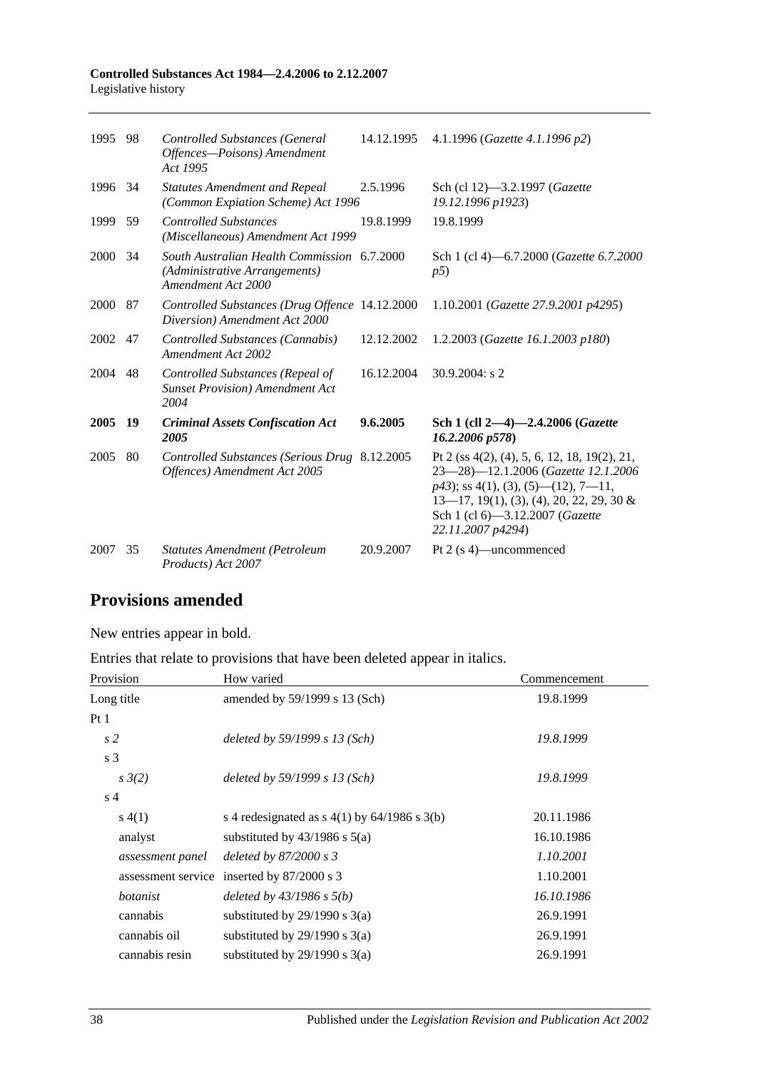| | | | | |
|---|---|---|---|---|
| 1995 | 98 | *Controlled Substances (General Offences—Poisons) Amendment Act 1995* | 14.12.1995 | 4.1.1996 (*Gazette 4.1.1996 p2*) |
| 1996 | 34 | *Statutes Amendment and Repeal (Common Expiation Scheme) Act 1996* | 2.5.1996 | Sch (cl 12)—3.2.1997 (*Gazette 19.12.1996 p1923*) |
| 1999 | 59 | *Controlled Substances (Miscellaneous) Amendment Act 1999* | 19.8.1999 | 19.8.1999 |
| 2000 | 34 | *South Australian Health Commission (Administrative Arrangements) Amendment Act 2000* | 6.7.2000 | Sch 1 (cl 4)—6.7.2000 (*Gazette 6.7.2000 p5*) |
| 2000 | 87 | *Controlled Substances (Drug Offence Diversion) Amendment Act 2000* | 14.12.2000 | 1.10.2001 (*Gazette 27.9.2001 p4295*) |
| 2002 | 47 | *Controlled Substances (Cannabis) Amendment Act 2002* | 12.12.2002 | 1.2.2003 (*Gazette 16.1.2003 p180*) |
| 2004 | 48 | *Controlled Substances (Repeal of Sunset Provision) Amendment Act 2004* | 16.12.2004 | 30.9.2004: s 2 |
| **2005** | **19** | ***Criminal Assets Confiscation Act 2005*** | **9.6.2005** | **Sch 1 (cll 2—4)—2.4.2006 (*Gazette 16.2.2006 p578*)** |
| 2005 | 80 | *Controlled Substances (Serious Drug Offences) Amendment Act 2005* | 8.12.2005 | Pt 2 (ss 4(2), (4), 5, 6, 12, 18, 19(2), 21, 23—28)—12.1.2006 (*Gazette 12.1.2006 p43*); ss 4(1), (3), (5)—(12), 7—11, 13—17, 19(1), (3), (4), 20, 22, 29, 30 & Sch 1 (cl 6)—3.12.2007 (*Gazette 22.11.2007 p4294*) |
| 2007 | 35 | *Statutes Amendment (Petroleum Products) Act 2007* | 20.9.2007 | Pt 2 (s 4)—uncommenced |

## Provisions amended

New entries appear in bold.

Entries that relate to provisions that have been deleted appear in italics.

| Provision | How varied | Commencement |
|---|---|---|
| Long title | amended by 59/1999 s 13 (Sch) | 19.8.1999 |
| Pt 1 | | |
| *s 2* | *deleted by 59/1999 s 13 (Sch)* | *19.8.1999* |
| s 3 | | |
| *s 3(2)* | *deleted by 59/1999 s 13 (Sch)* | *19.8.1999* |
| s 4 | | |
| s 4(1) | s 4 redesignated as s 4(1) by 64/1986 s 3(b) | 20.11.1986 |
| analyst | substituted by 43/1986 s 5(a) | 16.10.1986 |
| *assessment panel* | *deleted by 87/2000 s 3* | *1.10.2001* |
| assessment service | inserted by 87/2000 s 3 | 1.10.2001 |
| *botanist* | *deleted by 43/1986 s 5(b)* | *16.10.1986* |
| cannabis | substituted by 29/1990 s 3(a) | 26.9.1991 |
| cannabis oil | substituted by 29/1990 s 3(a) | 26.9.1991 |
| cannabis resin | substituted by 29/1990 s 3(a) | 26.9.1991 |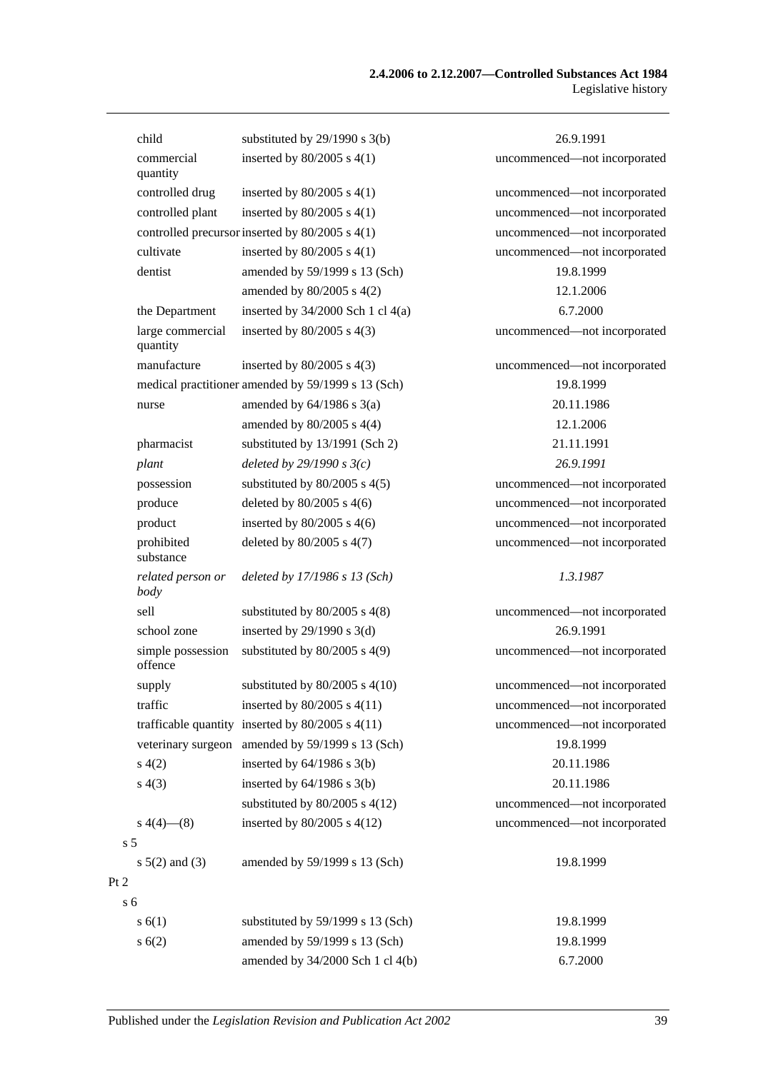| | | |
|---|---|---|
| child | substituted by 29/1990 s 3(b) | 26.9.1991 |
| commercial quantity | inserted by 80/2005 s 4(1) | uncommenced—not incorporated |
| controlled drug | inserted by 80/2005 s 4(1) | uncommenced—not incorporated |
| controlled plant | inserted by 80/2005 s 4(1) | uncommenced—not incorporated |
| controlled precursor | inserted by 80/2005 s 4(1) | uncommenced—not incorporated |
| cultivate | inserted by 80/2005 s 4(1) | uncommenced—not incorporated |
| dentist | amended by 59/1999 s 13 (Sch) | 19.8.1999 |
| | amended by 80/2005 s 4(2) | 12.1.2006 |
| the Department | inserted by 34/2000 Sch 1 cl 4(a) | 6.7.2000 |
| large commercial quantity | inserted by 80/2005 s 4(3) | uncommenced—not incorporated |
| manufacture | inserted by 80/2005 s 4(3) | uncommenced—not incorporated |
| medical practitioner | amended by 59/1999 s 13 (Sch) | 19.8.1999 |
| nurse | amended by 64/1986 s 3(a) | 20.11.1986 |
| | amended by 80/2005 s 4(4) | 12.1.2006 |
| pharmacist | substituted by 13/1991 (Sch 2) | 21.11.1991 |
| *plant* | *deleted by 29/1990 s 3(c)* | *26.9.1991* |
| possession | substituted by 80/2005 s 4(5) | uncommenced—not incorporated |
| produce | deleted by 80/2005 s 4(6) | uncommenced—not incorporated |
| product | inserted by 80/2005 s 4(6) | uncommenced—not incorporated |
| prohibited substance | deleted by 80/2005 s 4(7) | uncommenced—not incorporated |
| *related person or body* | *deleted by 17/1986 s 13 (Sch)* | *1.3.1987* |
| sell | substituted by 80/2005 s 4(8) | uncommenced—not incorporated |
| school zone | inserted by 29/1990 s 3(d) | 26.9.1991 |
| simple possession offence | substituted by 80/2005 s 4(9) | uncommenced—not incorporated |
| supply | substituted by 80/2005 s 4(10) | uncommenced—not incorporated |
| traffic | inserted by 80/2005 s 4(11) | uncommenced—not incorporated |
| trafficable quantity | inserted by 80/2005 s 4(11) | uncommenced—not incorporated |
| veterinary surgeon | amended by 59/1999 s 13 (Sch) | 19.8.1999 |
| s 4(2) | inserted by 64/1986 s 3(b) | 20.11.1986 |
| s 4(3) | inserted by 64/1986 s 3(b) | 20.11.1986 |
| | substituted by 80/2005 s 4(12) | uncommenced—not incorporated |
| s 4(4)—(8) | inserted by 80/2005 s 4(12) | uncommenced—not incorporated |
| s 5 | | |
| s 5(2) and (3) | amended by 59/1999 s 13 (Sch) | 19.8.1999 |
| Pt 2 | | |
| s 6 | | |
| s 6(1) | substituted by 59/1999 s 13 (Sch) | 19.8.1999 |
| s 6(2) | amended by 59/1999 s 13 (Sch) | 19.8.1999 |
| | amended by 34/2000 Sch 1 cl 4(b) | 6.7.2000 |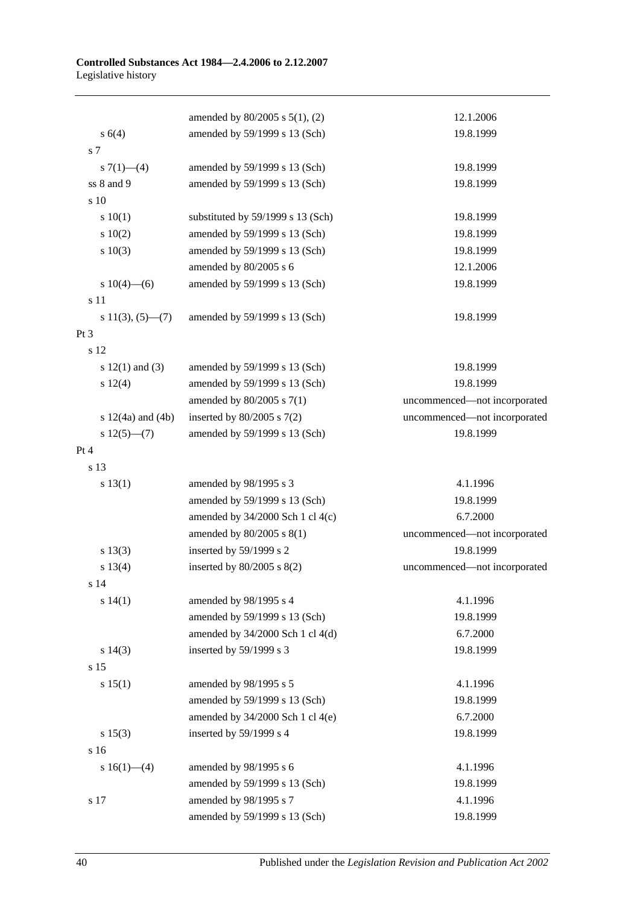| | | |
|---|---|---|
| | amended by 80/2005 s 5(1), (2) | 12.1.2006 |
| s 6(4) | amended by 59/1999 s 13 (Sch) | 19.8.1999 |
| s 7 | | |
| s 7(1)—(4) | amended by 59/1999 s 13 (Sch) | 19.8.1999 |
| ss 8 and 9 | amended by 59/1999 s 13 (Sch) | 19.8.1999 |
| s 10 | | |
| s 10(1) | substituted by 59/1999 s 13 (Sch) | 19.8.1999 |
| s 10(2) | amended by 59/1999 s 13 (Sch) | 19.8.1999 |
| s 10(3) | amended by 59/1999 s 13 (Sch) | 19.8.1999 |
| | amended by 80/2005 s 6 | 12.1.2006 |
| s 10(4)—(6) | amended by 59/1999 s 13 (Sch) | 19.8.1999 |
| s 11 | | |
| s 11(3), (5)—(7) | amended by 59/1999 s 13 (Sch) | 19.8.1999 |
| Pt 3 | | |
| s 12 | | |
| s 12(1) and (3) | amended by 59/1999 s 13 (Sch) | 19.8.1999 |
| s 12(4) | amended by 59/1999 s 13 (Sch) | 19.8.1999 |
| | amended by 80/2005 s 7(1) | uncommenced—not incorporated |
| s 12(4a) and (4b) | inserted by 80/2005 s 7(2) | uncommenced—not incorporated |
| s 12(5)—(7) | amended by 59/1999 s 13 (Sch) | 19.8.1999 |
| Pt 4 | | |
| s 13 | | |
| s 13(1) | amended by 98/1995 s 3 | 4.1.1996 |
| | amended by 59/1999 s 13 (Sch) | 19.8.1999 |
| | amended by 34/2000 Sch 1 cl 4(c) | 6.7.2000 |
| | amended by 80/2005 s 8(1) | uncommenced—not incorporated |
| s 13(3) | inserted by 59/1999 s 2 | 19.8.1999 |
| s 13(4) | inserted by 80/2005 s 8(2) | uncommenced—not incorporated |
| s 14 | | |
| s 14(1) | amended by 98/1995 s 4 | 4.1.1996 |
| | amended by 59/1999 s 13 (Sch) | 19.8.1999 |
| | amended by 34/2000 Sch 1 cl 4(d) | 6.7.2000 |
| s 14(3) | inserted by 59/1999 s 3 | 19.8.1999 |
| s 15 | | |
| s 15(1) | amended by 98/1995 s 5 | 4.1.1996 |
| | amended by 59/1999 s 13 (Sch) | 19.8.1999 |
| | amended by 34/2000 Sch 1 cl 4(e) | 6.7.2000 |
| s 15(3) | inserted by 59/1999 s 4 | 19.8.1999 |
| s 16 | | |
| s 16(1)—(4) | amended by 98/1995 s 6 | 4.1.1996 |
| | amended by 59/1999 s 13 (Sch) | 19.8.1999 |
| s 17 | amended by 98/1995 s 7 | 4.1.1996 |
| | amended by 59/1999 s 13 (Sch) | 19.8.1999 |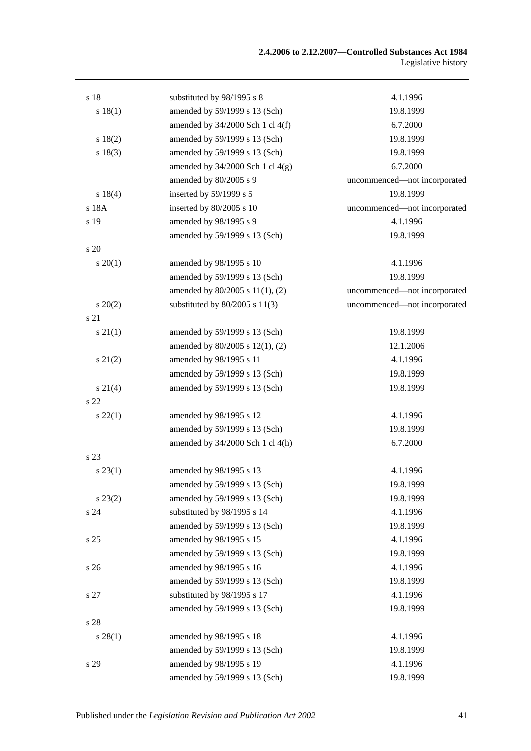| | | |
|---|---|---|
| s 18 | substituted by 98/1995 s 8 | 4.1.1996 |
| s 18(1) | amended by 59/1999 s 13 (Sch) | 19.8.1999 |
| | amended by 34/2000 Sch 1 cl 4(f) | 6.7.2000 |
| s 18(2) | amended by 59/1999 s 13 (Sch) | 19.8.1999 |
| s 18(3) | amended by 59/1999 s 13 (Sch) | 19.8.1999 |
| | amended by 34/2000 Sch 1 cl 4(g) | 6.7.2000 |
| | amended by 80/2005 s 9 | uncommenced—not incorporated |
| s 18(4) | inserted by 59/1999 s 5 | 19.8.1999 |
| s 18A | inserted by 80/2005 s 10 | uncommenced—not incorporated |
| s 19 | amended by 98/1995 s 9 | 4.1.1996 |
| | amended by 59/1999 s 13 (Sch) | 19.8.1999 |
| s 20 | | |
| s 20(1) | amended by 98/1995 s 10 | 4.1.1996 |
| | amended by 59/1999 s 13 (Sch) | 19.8.1999 |
| | amended by 80/2005 s 11(1), (2) | uncommenced—not incorporated |
| s 20(2) | substituted by 80/2005 s 11(3) | uncommenced—not incorporated |
| s 21 | | |
| s 21(1) | amended by 59/1999 s 13 (Sch) | 19.8.1999 |
| | amended by 80/2005 s 12(1), (2) | 12.1.2006 |
| s 21(2) | amended by 98/1995 s 11 | 4.1.1996 |
| | amended by 59/1999 s 13 (Sch) | 19.8.1999 |
| s 21(4) | amended by 59/1999 s 13 (Sch) | 19.8.1999 |
| s 22 | | |
| s 22(1) | amended by 98/1995 s 12 | 4.1.1996 |
| | amended by 59/1999 s 13 (Sch) | 19.8.1999 |
| | amended by 34/2000 Sch 1 cl 4(h) | 6.7.2000 |
| s 23 | | |
| s 23(1) | amended by 98/1995 s 13 | 4.1.1996 |
| | amended by 59/1999 s 13 (Sch) | 19.8.1999 |
| s 23(2) | amended by 59/1999 s 13 (Sch) | 19.8.1999 |
| s 24 | substituted by 98/1995 s 14 | 4.1.1996 |
| | amended by 59/1999 s 13 (Sch) | 19.8.1999 |
| s 25 | amended by 98/1995 s 15 | 4.1.1996 |
| | amended by 59/1999 s 13 (Sch) | 19.8.1999 |
| s 26 | amended by 98/1995 s 16 | 4.1.1996 |
| | amended by 59/1999 s 13 (Sch) | 19.8.1999 |
| s 27 | substituted by 98/1995 s 17 | 4.1.1996 |
| | amended by 59/1999 s 13 (Sch) | 19.8.1999 |
| s 28 | | |
| s 28(1) | amended by 98/1995 s 18 | 4.1.1996 |
| | amended by 59/1999 s 13 (Sch) | 19.8.1999 |
| s 29 | amended by 98/1995 s 19 | 4.1.1996 |
| | amended by 59/1999 s 13 (Sch) | 19.8.1999 |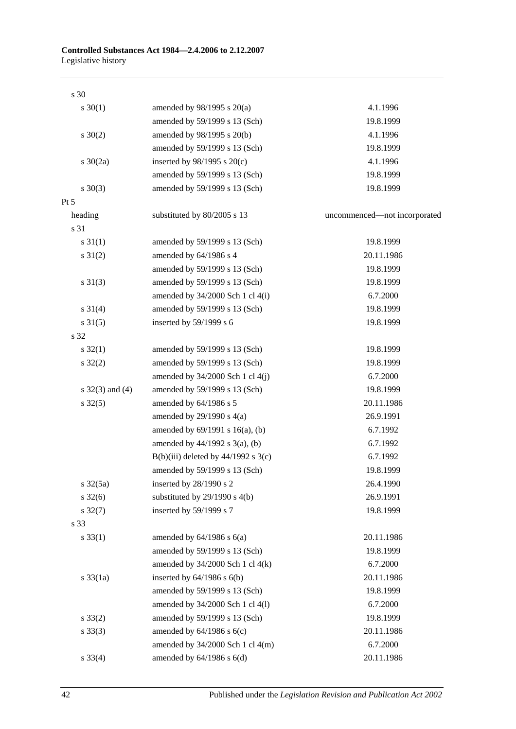| | | |
|---|---|---|
| s 30 | | |
| s 30(1) | amended by 98/1995 s 20(a) | 4.1.1996 |
| | amended by 59/1999 s 13 (Sch) | 19.8.1999 |
| s 30(2) | amended by 98/1995 s 20(b) | 4.1.1996 |
| | amended by 59/1999 s 13 (Sch) | 19.8.1999 |
| s 30(2a) | inserted by 98/1995 s 20(c) | 4.1.1996 |
| | amended by 59/1999 s 13 (Sch) | 19.8.1999 |
| s 30(3) | amended by 59/1999 s 13 (Sch) | 19.8.1999 |
| Pt 5 | | |
| heading | substituted by 80/2005 s 13 | uncommenced—not incorporated |
| s 31 | | |
| s 31(1) | amended by 59/1999 s 13 (Sch) | 19.8.1999 |
| s 31(2) | amended by 64/1986 s 4 | 20.11.1986 |
| | amended by 59/1999 s 13 (Sch) | 19.8.1999 |
| s 31(3) | amended by 59/1999 s 13 (Sch) | 19.8.1999 |
| | amended by 34/2000 Sch 1 cl 4(i) | 6.7.2000 |
| s 31(4) | amended by 59/1999 s 13 (Sch) | 19.8.1999 |
| s 31(5) | inserted by 59/1999 s 6 | 19.8.1999 |
| s 32 | | |
| s 32(1) | amended by 59/1999 s 13 (Sch) | 19.8.1999 |
| s 32(2) | amended by 59/1999 s 13 (Sch) | 19.8.1999 |
| | amended by 34/2000 Sch 1 cl 4(j) | 6.7.2000 |
| s 32(3) and (4) | amended by 59/1999 s 13 (Sch) | 19.8.1999 |
| s 32(5) | amended by 64/1986 s 5 | 20.11.1986 |
| | amended by 29/1990 s 4(a) | 26.9.1991 |
| | amended by 69/1991 s 16(a), (b) | 6.7.1992 |
| | amended by 44/1992 s 3(a), (b) | 6.7.1992 |
| | B(b)(iii) deleted by 44/1992 s 3(c) | 6.7.1992 |
| | amended by 59/1999 s 13 (Sch) | 19.8.1999 |
| s 32(5a) | inserted by 28/1990 s 2 | 26.4.1990 |
| s 32(6) | substituted by 29/1990 s 4(b) | 26.9.1991 |
| s 32(7) | inserted by 59/1999 s 7 | 19.8.1999 |
| s 33 | | |
| s 33(1) | amended by 64/1986 s 6(a) | 20.11.1986 |
| | amended by 59/1999 s 13 (Sch) | 19.8.1999 |
| | amended by 34/2000 Sch 1 cl 4(k) | 6.7.2000 |
| s 33(1a) | inserted by 64/1986 s 6(b) | 20.11.1986 |
| | amended by 59/1999 s 13 (Sch) | 19.8.1999 |
| | amended by 34/2000 Sch 1 cl 4(l) | 6.7.2000 |
| s 33(2) | amended by 59/1999 s 13 (Sch) | 19.8.1999 |
| s 33(3) | amended by 64/1986 s 6(c) | 20.11.1986 |
| | amended by 34/2000 Sch 1 cl 4(m) | 6.7.2000 |
| s 33(4) | amended by 64/1986 s 6(d) | 20.11.1986 |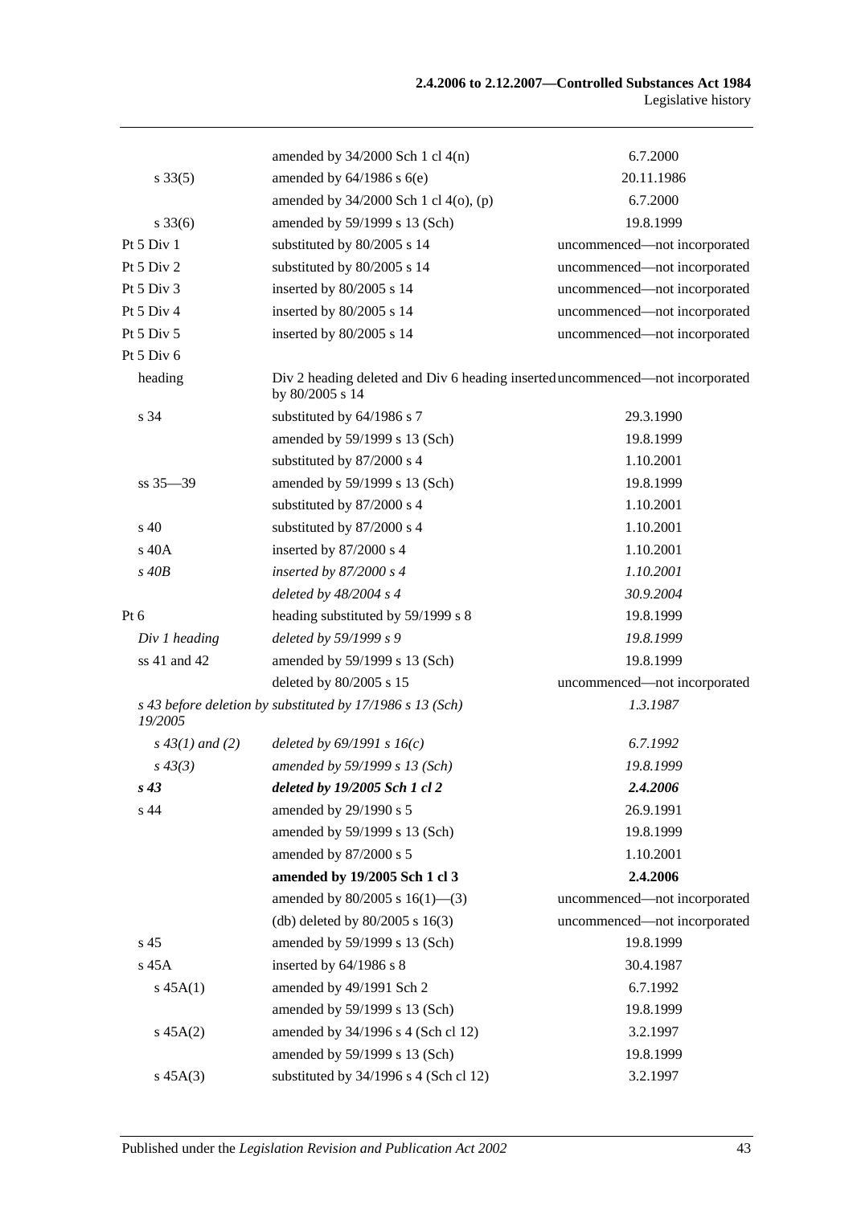| | | |
|---|---|---|
| | amended by 34/2000 Sch 1 cl 4(n) | 6.7.2000 |
| s 33(5) | amended by 64/1986 s 6(e) | 20.11.1986 |
| | amended by 34/2000 Sch 1 cl 4(o), (p) | 6.7.2000 |
| s 33(6) | amended by 59/1999 s 13 (Sch) | 19.8.1999 |
| Pt 5 Div 1 | substituted by 80/2005 s 14 | uncommenced—not incorporated |
| Pt 5 Div 2 | substituted by 80/2005 s 14 | uncommenced—not incorporated |
| Pt 5 Div 3 | inserted by 80/2005 s 14 | uncommenced—not incorporated |
| Pt 5 Div 4 | inserted by 80/2005 s 14 | uncommenced—not incorporated |
| Pt 5 Div 5 | inserted by 80/2005 s 14 | uncommenced—not incorporated |
| Pt 5 Div 6 | | |
| heading | Div 2 heading deleted and Div 6 heading inserted by 80/2005 s 14 | uncommenced—not incorporated |
| s 34 | substituted by 64/1986 s 7 | 29.3.1990 |
| | amended by 59/1999 s 13 (Sch) | 19.8.1999 |
| | substituted by 87/2000 s 4 | 1.10.2001 |
| ss 35—39 | amended by 59/1999 s 13 (Sch) | 19.8.1999 |
| | substituted by 87/2000 s 4 | 1.10.2001 |
| s 40 | substituted by 87/2000 s 4 | 1.10.2001 |
| s 40A | inserted by 87/2000 s 4 | 1.10.2001 |
| *s 40B* | *inserted by 87/2000 s 4* | *1.10.2001* |
| | *deleted by 48/2004 s 4* | *30.9.2004* |
| Pt 6 | heading substituted by 59/1999 s 8 | 19.8.1999 |
| *Div 1 heading* | *deleted by 59/1999 s 9* | *19.8.1999* |
| ss 41 and 42 | amended by 59/1999 s 13 (Sch) | 19.8.1999 |
| | deleted by 80/2005 s 15 | uncommenced—not incorporated |
| *s 43 before deletion by 19/2005* | *substituted by 17/1986 s 13 (Sch)* | *1.3.1987* |
| *s 43(1) and (2)* | *deleted by 69/1991 s 16(c)* | *6.7.1992* |
| *s 43(3)* | *amended by 59/1999 s 13 (Sch)* | *19.8.1999* |
| ***s 43*** | ***deleted by 19/2005 Sch 1 cl 2*** | ***2.4.2006*** |
| s 44 | amended by 29/1990 s 5 | 26.9.1991 |
| | amended by 59/1999 s 13 (Sch) | 19.8.1999 |
| | amended by 87/2000 s 5 | 1.10.2001 |
| | **amended by 19/2005 Sch 1 cl 3** | **2.4.2006** |
| | amended by 80/2005 s 16(1)—(3) | uncommenced—not incorporated |
| | (db) deleted by 80/2005 s 16(3) | uncommenced—not incorporated |
| s 45 | amended by 59/1999 s 13 (Sch) | 19.8.1999 |
| s 45A | inserted by 64/1986 s 8 | 30.4.1987 |
| s 45A(1) | amended by 49/1991 Sch 2 | 6.7.1992 |
| | amended by 59/1999 s 13 (Sch) | 19.8.1999 |
| s 45A(2) | amended by 34/1996 s 4 (Sch cl 12) | 3.2.1997 |
| | amended by 59/1999 s 13 (Sch) | 19.8.1999 |
| s 45A(3) | substituted by 34/1996 s 4 (Sch cl 12) | 3.2.1997 |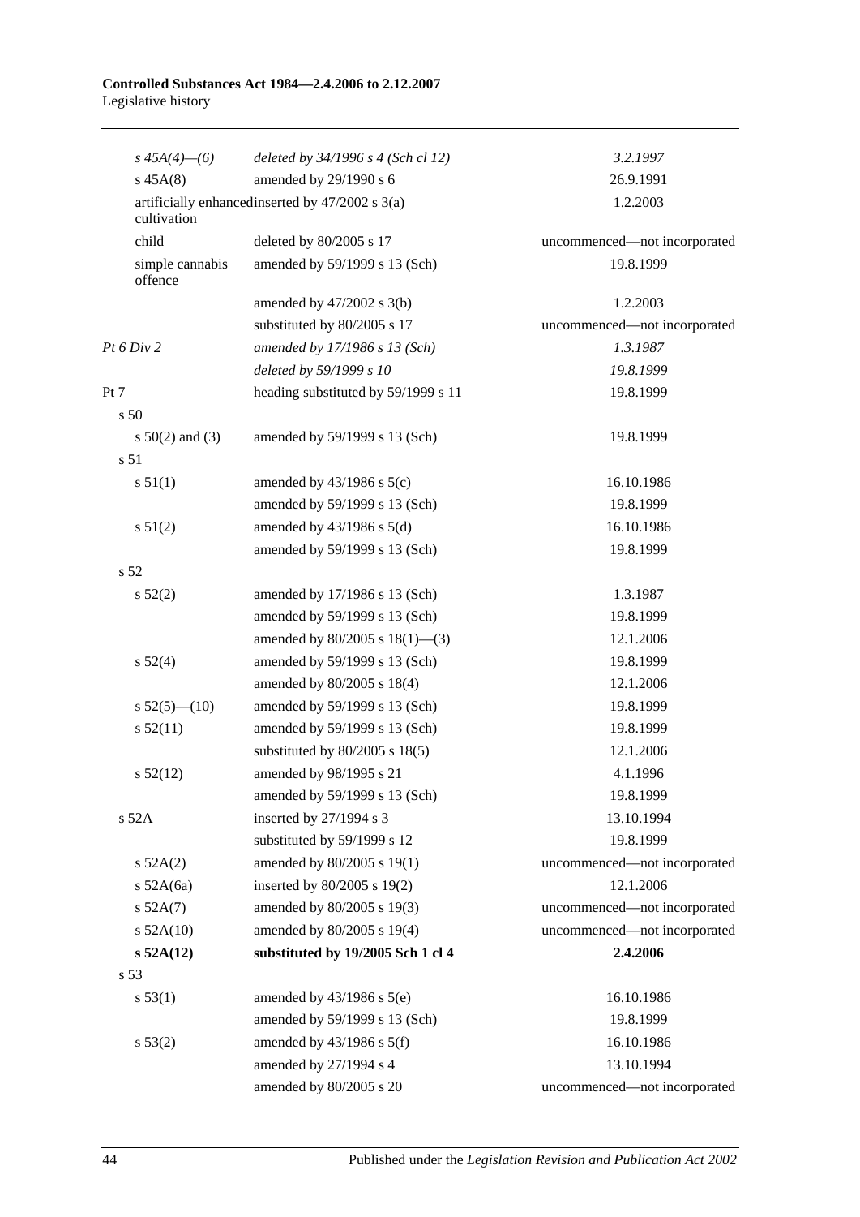| | | |
|---|---|---|
| *s 45A(4)—(6)* | *deleted by 34/1996 s 4 (Sch cl 12)* | *3.2.1997* |
| s 45A(8) | amended by 29/1990 s 6 | 26.9.1991 |
| artificially enhanced cultivation | inserted by 47/2002 s 3(a) | 1.2.2003 |
| child | deleted by 80/2005 s 17 | uncommenced—not incorporated |
| simple cannabis offence | amended by 59/1999 s 13 (Sch) | 19.8.1999 |
| | amended by 47/2002 s 3(b) | 1.2.2003 |
| | substituted by 80/2005 s 17 | uncommenced—not incorporated |
| *Pt 6 Div 2* | *amended by 17/1986 s 13 (Sch)* | *1.3.1987* |
| | *deleted by 59/1999 s 10* | *19.8.1999* |
| Pt 7 | heading substituted by 59/1999 s 11 | 19.8.1999 |
| s 50 | | |
| s 50(2) and (3) | amended by 59/1999 s 13 (Sch) | 19.8.1999 |
| s 51 | | |
| s 51(1) | amended by 43/1986 s 5(c) | 16.10.1986 |
| | amended by 59/1999 s 13 (Sch) | 19.8.1999 |
| s 51(2) | amended by 43/1986 s 5(d) | 16.10.1986 |
| | amended by 59/1999 s 13 (Sch) | 19.8.1999 |
| s 52 | | |
| s 52(2) | amended by 17/1986 s 13 (Sch) | 1.3.1987 |
| | amended by 59/1999 s 13 (Sch) | 19.8.1999 |
| | amended by 80/2005 s 18(1)—(3) | 12.1.2006 |
| s 52(4) | amended by 59/1999 s 13 (Sch) | 19.8.1999 |
| | amended by 80/2005 s 18(4) | 12.1.2006 |
| s 52(5)—(10) | amended by 59/1999 s 13 (Sch) | 19.8.1999 |
| s 52(11) | amended by 59/1999 s 13 (Sch) | 19.8.1999 |
| | substituted by 80/2005 s 18(5) | 12.1.2006 |
| s 52(12) | amended by 98/1995 s 21 | 4.1.1996 |
| | amended by 59/1999 s 13 (Sch) | 19.8.1999 |
| s 52A | inserted by 27/1994 s 3 | 13.10.1994 |
| | substituted by 59/1999 s 12 | 19.8.1999 |
| s 52A(2) | amended by 80/2005 s 19(1) | uncommenced—not incorporated |
| s 52A(6a) | inserted by 80/2005 s 19(2) | 12.1.2006 |
| s 52A(7) | amended by 80/2005 s 19(3) | uncommenced—not incorporated |
| s 52A(10) | amended by 80/2005 s 19(4) | uncommenced—not incorporated |
| **s 52A(12)** | **substituted by 19/2005 Sch 1 cl 4** | **2.4.2006** |
| s 53 | | |
| s 53(1) | amended by 43/1986 s 5(e) | 16.10.1986 |
| | amended by 59/1999 s 13 (Sch) | 19.8.1999 |
| s 53(2) | amended by 43/1986 s 5(f) | 16.10.1986 |
| | amended by 27/1994 s 4 | 13.10.1994 |
| | amended by 80/2005 s 20 | uncommenced—not incorporated |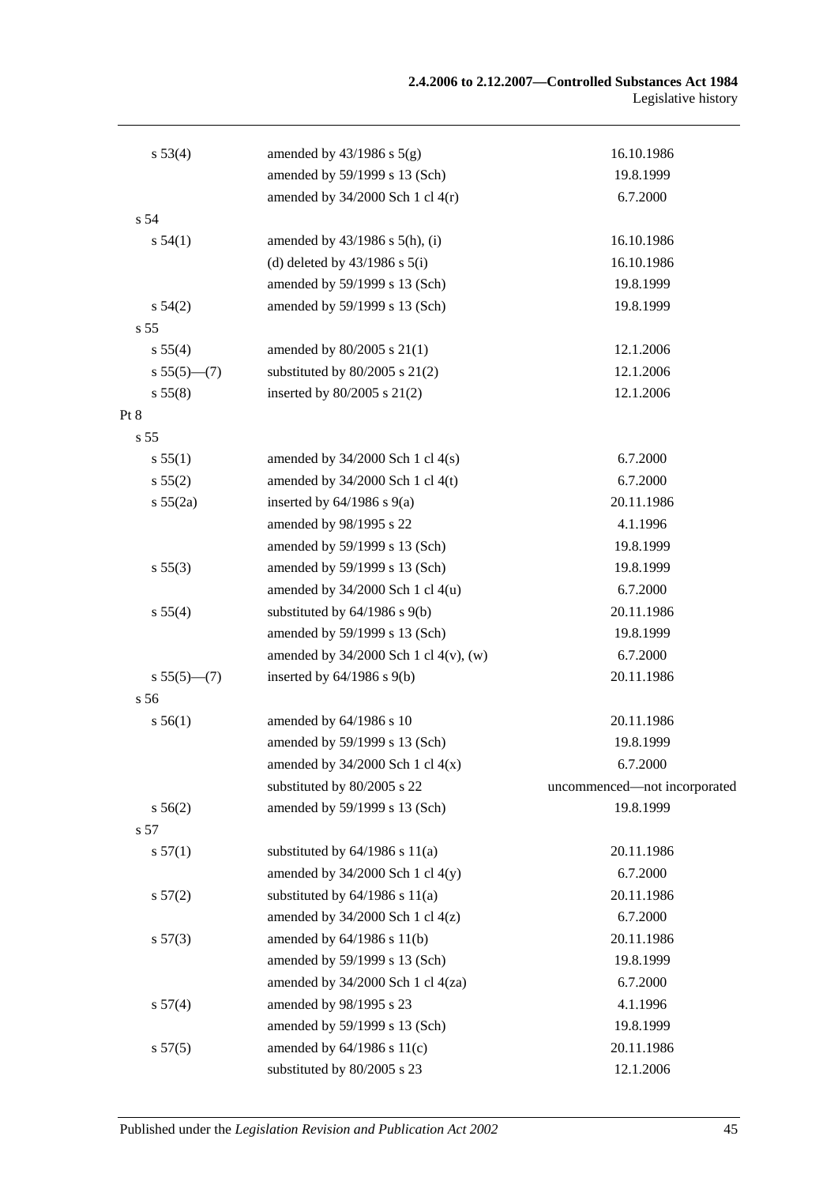| | | |
|---|---|---|
| s 53(4) | amended by 43/1986 s 5(g) | 16.10.1986 |
| | amended by 59/1999 s 13 (Sch) | 19.8.1999 |
| | amended by 34/2000 Sch 1 cl 4(r) | 6.7.2000 |
| s 54 | | |
| s 54(1) | amended by 43/1986 s 5(h), (i) | 16.10.1986 |
| | (d) deleted by 43/1986 s 5(i) | 16.10.1986 |
| | amended by 59/1999 s 13 (Sch) | 19.8.1999 |
| s 54(2) | amended by 59/1999 s 13 (Sch) | 19.8.1999 |
| s 55 | | |
| s 55(4) | amended by 80/2005 s 21(1) | 12.1.2006 |
| s 55(5)—(7) | substituted by 80/2005 s 21(2) | 12.1.2006 |
| s 55(8) | inserted by 80/2005 s 21(2) | 12.1.2006 |
| Pt 8 | | |
| s 55 | | |
| s 55(1) | amended by 34/2000 Sch 1 cl 4(s) | 6.7.2000 |
| s 55(2) | amended by 34/2000 Sch 1 cl 4(t) | 6.7.2000 |
| s 55(2a) | inserted by 64/1986 s 9(a) | 20.11.1986 |
| | amended by 98/1995 s 22 | 4.1.1996 |
| | amended by 59/1999 s 13 (Sch) | 19.8.1999 |
| s 55(3) | amended by 59/1999 s 13 (Sch) | 19.8.1999 |
| | amended by 34/2000 Sch 1 cl 4(u) | 6.7.2000 |
| s 55(4) | substituted by 64/1986 s 9(b) | 20.11.1986 |
| | amended by 59/1999 s 13 (Sch) | 19.8.1999 |
| | amended by 34/2000 Sch 1 cl 4(v), (w) | 6.7.2000 |
| s 55(5)—(7) | inserted by 64/1986 s 9(b) | 20.11.1986 |
| s 56 | | |
| s 56(1) | amended by 64/1986 s 10 | 20.11.1986 |
| | amended by 59/1999 s 13 (Sch) | 19.8.1999 |
| | amended by 34/2000 Sch 1 cl 4(x) | 6.7.2000 |
| | substituted by 80/2005 s 22 | uncommenced—not incorporated |
| s 56(2) | amended by 59/1999 s 13 (Sch) | 19.8.1999 |
| s 57 | | |
| s 57(1) | substituted by 64/1986 s 11(a) | 20.11.1986 |
| | amended by 34/2000 Sch 1 cl 4(y) | 6.7.2000 |
| s 57(2) | substituted by 64/1986 s 11(a) | 20.11.1986 |
| | amended by 34/2000 Sch 1 cl 4(z) | 6.7.2000 |
| s 57(3) | amended by 64/1986 s 11(b) | 20.11.1986 |
| | amended by 59/1999 s 13 (Sch) | 19.8.1999 |
| | amended by 34/2000 Sch 1 cl 4(za) | 6.7.2000 |
| s 57(4) | amended by 98/1995 s 23 | 4.1.1996 |
| | amended by 59/1999 s 13 (Sch) | 19.8.1999 |
| s 57(5) | amended by 64/1986 s 11(c) | 20.11.1986 |
| | substituted by 80/2005 s 23 | 12.1.2006 |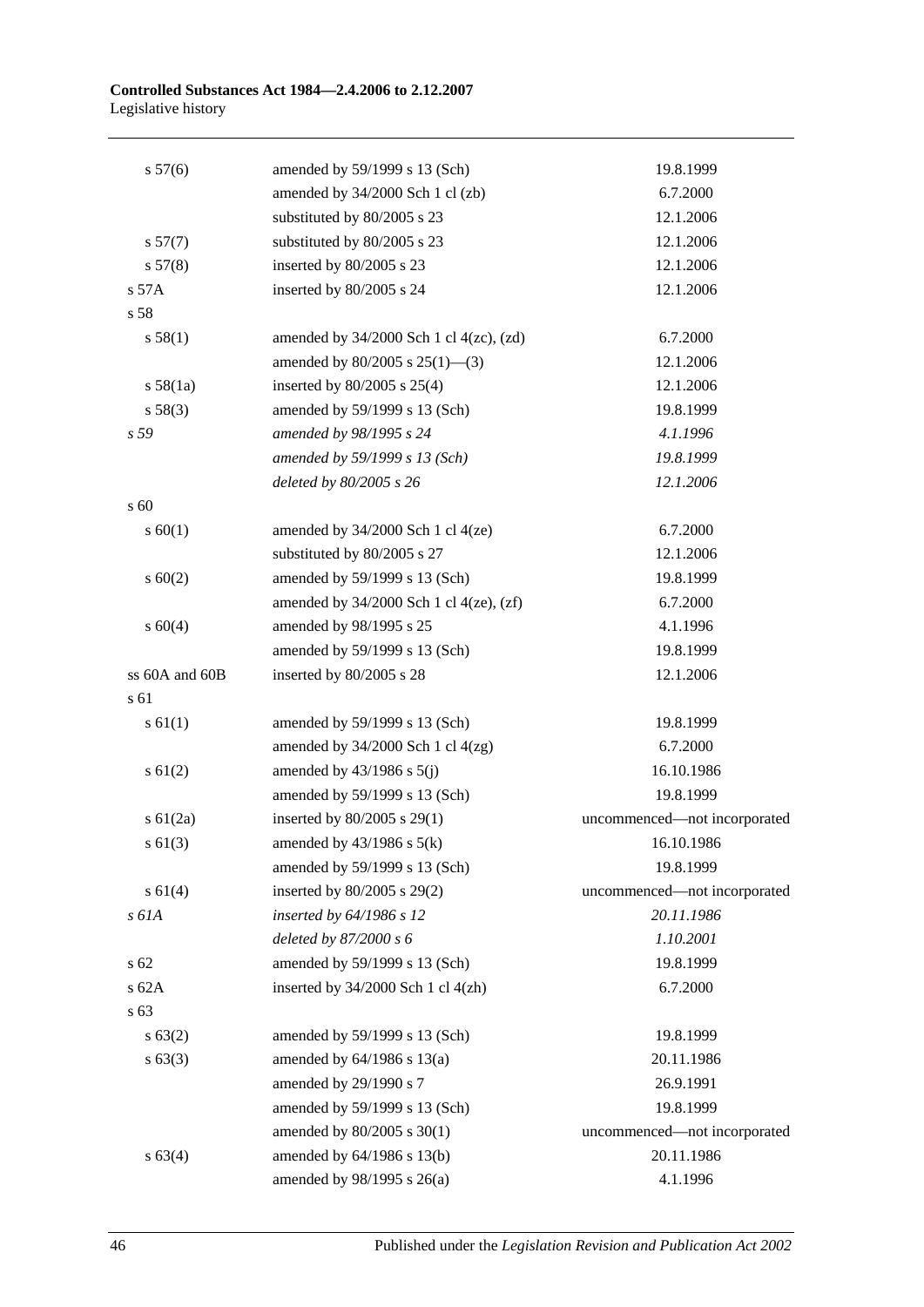| | | |
|---|---|---|
| s 57(6) | amended by 59/1999 s 13 (Sch) | 19.8.1999 |
| | amended by 34/2000 Sch 1 cl (zb) | 6.7.2000 |
| | substituted by 80/2005 s 23 | 12.1.2006 |
| s 57(7) | substituted by 80/2005 s 23 | 12.1.2006 |
| s 57(8) | inserted by 80/2005 s 23 | 12.1.2006 |
| s 57A | inserted by 80/2005 s 24 | 12.1.2006 |
| s 58 | | |
| s 58(1) | amended by 34/2000 Sch 1 cl 4(zc), (zd) | 6.7.2000 |
| | amended by 80/2005 s 25(1)—(3) | 12.1.2006 |
| s 58(1a) | inserted by 80/2005 s 25(4) | 12.1.2006 |
| s 58(3) | amended by 59/1999 s 13 (Sch) | 19.8.1999 |
| *s 59* | *amended by 98/1995 s 24* | *4.1.1996* |
| | *amended by 59/1999 s 13 (Sch)* | *19.8.1999* |
| | *deleted by 80/2005 s 26* | *12.1.2006* |
| s 60 | | |
| s 60(1) | amended by 34/2000 Sch 1 cl 4(ze) | 6.7.2000 |
| | substituted by 80/2005 s 27 | 12.1.2006 |
| s 60(2) | amended by 59/1999 s 13 (Sch) | 19.8.1999 |
| | amended by 34/2000 Sch 1 cl 4(ze), (zf) | 6.7.2000 |
| s 60(4) | amended by 98/1995 s 25 | 4.1.1996 |
| | amended by 59/1999 s 13 (Sch) | 19.8.1999 |
| ss 60A and 60B | inserted by 80/2005 s 28 | 12.1.2006 |
| s 61 | | |
| s 61(1) | amended by 59/1999 s 13 (Sch) | 19.8.1999 |
| | amended by 34/2000 Sch 1 cl 4(zg) | 6.7.2000 |
| s 61(2) | amended by 43/1986 s 5(j) | 16.10.1986 |
| | amended by 59/1999 s 13 (Sch) | 19.8.1999 |
| s 61(2a) | inserted by 80/2005 s 29(1) | uncommenced—not incorporated |
| s 61(3) | amended by 43/1986 s 5(k) | 16.10.1986 |
| | amended by 59/1999 s 13 (Sch) | 19.8.1999 |
| s 61(4) | inserted by 80/2005 s 29(2) | uncommenced—not incorporated |
| *s 61A* | *inserted by 64/1986 s 12* | *20.11.1986* |
| | *deleted by 87/2000 s 6* | *1.10.2001* |
| s 62 | amended by 59/1999 s 13 (Sch) | 19.8.1999 |
| s 62A | inserted by 34/2000 Sch 1 cl 4(zh) | 6.7.2000 |
| s 63 | | |
| s 63(2) | amended by 59/1999 s 13 (Sch) | 19.8.1999 |
| s 63(3) | amended by 64/1986 s 13(a) | 20.11.1986 |
| | amended by 29/1990 s 7 | 26.9.1991 |
| | amended by 59/1999 s 13 (Sch) | 19.8.1999 |
| | amended by 80/2005 s 30(1) | uncommenced—not incorporated |
| s 63(4) | amended by 64/1986 s 13(b) | 20.11.1986 |
| | amended by 98/1995 s 26(a) | 4.1.1996 |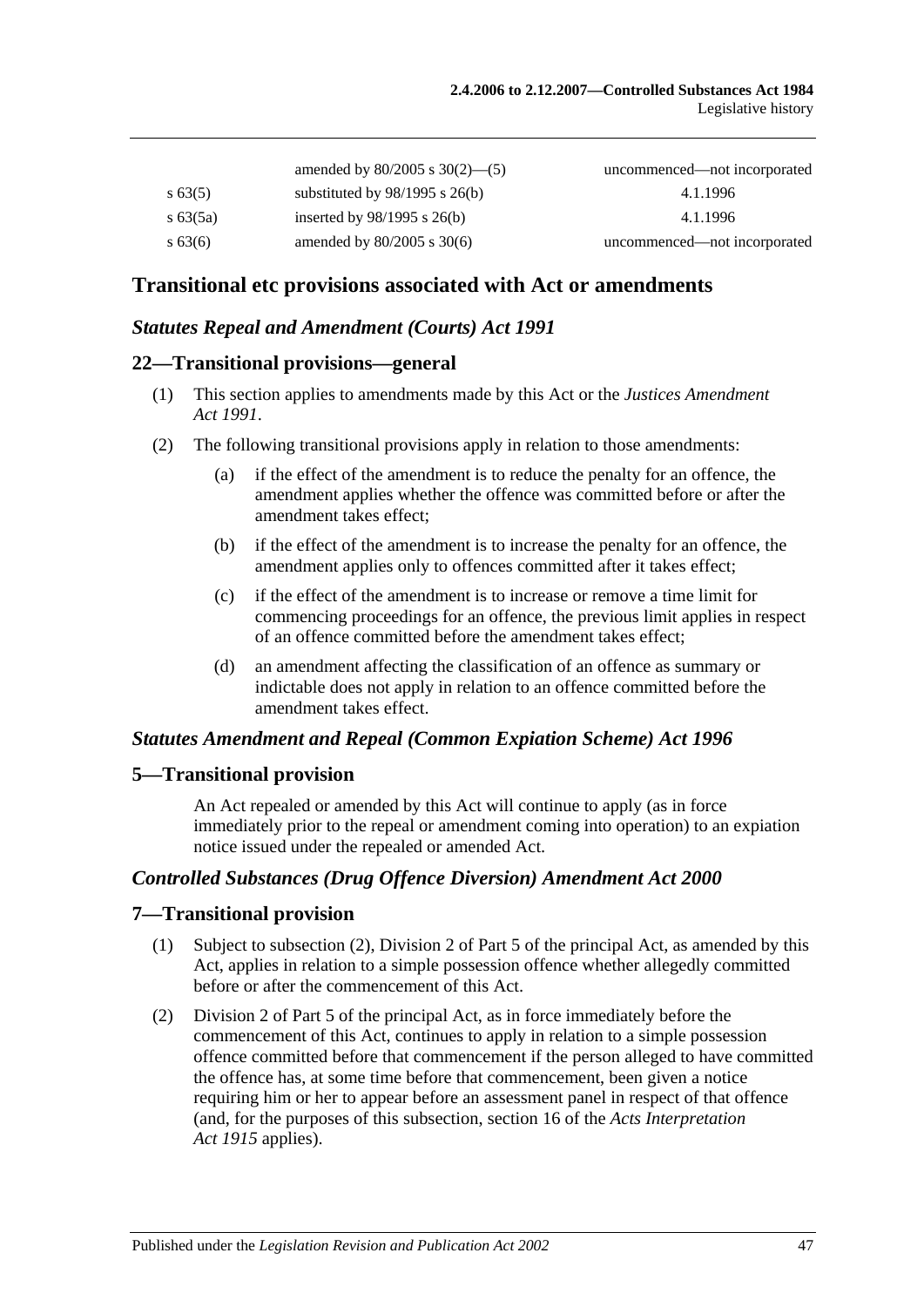| | | |
|---|---|---|
| | amended by 80/2005 s 30(2)—(5) | uncommenced—not incorporated |
| s 63(5) | substituted by 98/1995 s 26(b) | 4.1.1996 |
| s 63(5a) | inserted by 98/1995 s 26(b) | 4.1.1996 |
| s 63(6) | amended by 80/2005 s 30(6) | uncommenced—not incorporated |

## Transitional etc provisions associated with Act or amendments

### *Statutes Repeal and Amendment (Courts) Act 1991*

### 22—Transitional provisions—general

(1) This section applies to amendments made by this Act or the *Justices Amendment Act 1991*.

(2) The following transitional provisions apply in relation to those amendments:

(a) if the effect of the amendment is to reduce the penalty for an offence, the amendment applies whether the offence was committed before or after the amendment takes effect;

(b) if the effect of the amendment is to increase the penalty for an offence, the amendment applies only to offences committed after it takes effect;

(c) if the effect of the amendment is to increase or remove a time limit for commencing proceedings for an offence, the previous limit applies in respect of an offence committed before the amendment takes effect;

(d) an amendment affecting the classification of an offence as summary or indictable does not apply in relation to an offence committed before the amendment takes effect.

### *Statutes Amendment and Repeal (Common Expiation Scheme) Act 1996*

### 5—Transitional provision

An Act repealed or amended by this Act will continue to apply (as in force immediately prior to the repeal or amendment coming into operation) to an expiation notice issued under the repealed or amended Act.

### *Controlled Substances (Drug Offence Diversion) Amendment Act 2000*

### 7—Transitional provision

(1) Subject to subsection (2), Division 2 of Part 5 of the principal Act, as amended by this Act, applies in relation to a simple possession offence whether allegedly committed before or after the commencement of this Act.

(2) Division 2 of Part 5 of the principal Act, as in force immediately before the commencement of this Act, continues to apply in relation to a simple possession offence committed before that commencement if the person alleged to have committed the offence has, at some time before that commencement, been given a notice requiring him or her to appear before an assessment panel in respect of that offence (and, for the purposes of this subsection, section 16 of the *Acts Interpretation Act 1915* applies).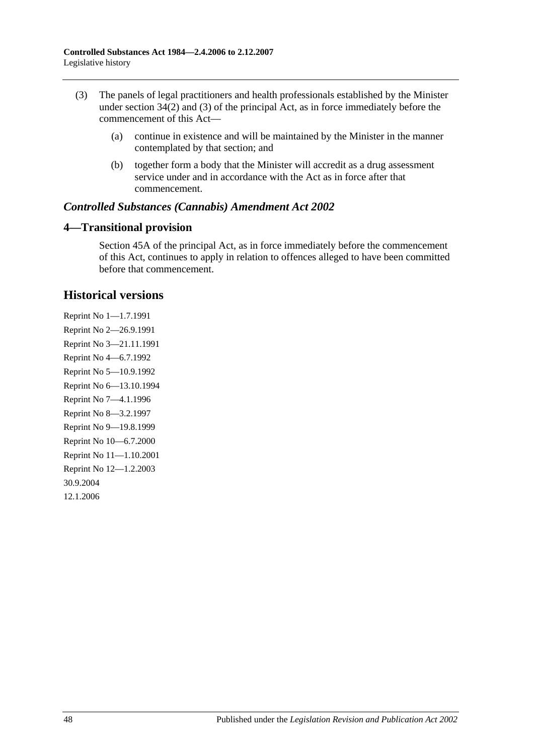(3) The panels of legal practitioners and health professionals established by the Minister under section 34(2) and (3) of the principal Act, as in force immediately before the commencement of this Act—

(a) continue in existence and will be maintained by the Minister in the manner contemplated by that section; and

(b) together form a body that the Minister will accredit as a drug assessment service under and in accordance with the Act as in force after that commencement.

### *Controlled Substances (Cannabis) Amendment Act 2002*

## 4—Transitional provision

Section 45A of the principal Act, as in force immediately before the commencement of this Act, continues to apply in relation to offences alleged to have been committed before that commencement.

## Historical versions

Reprint No 1—1.7.1991

Reprint No 2—26.9.1991

Reprint No 3—21.11.1991

Reprint No 4—6.7.1992

Reprint No 5—10.9.1992

Reprint No 6—13.10.1994

Reprint No 7—4.1.1996

Reprint No 8—3.2.1997

Reprint No 9—19.8.1999

Reprint No 10—6.7.2000

Reprint No 11—1.10.2001

Reprint No 12—1.2.2003

30.9.2004

12.1.2006